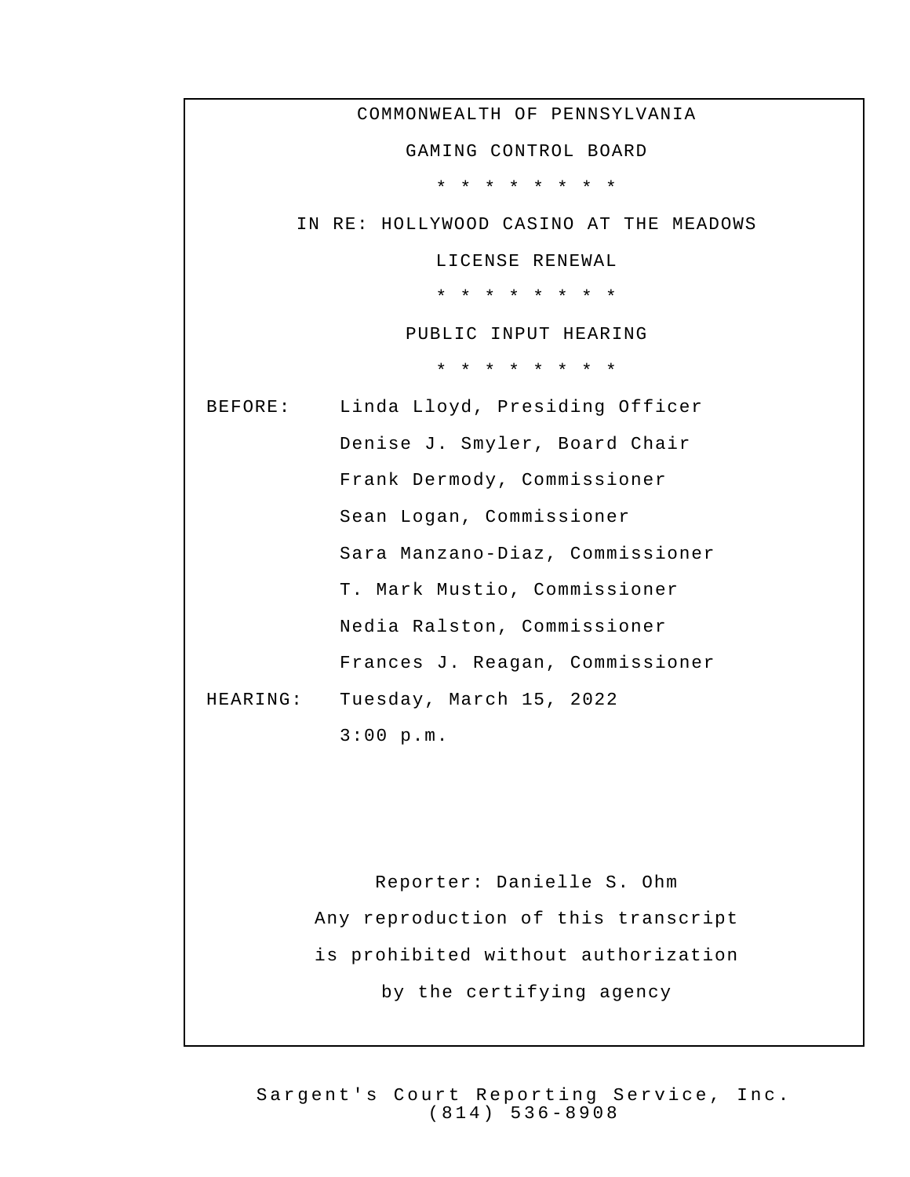COMMONWEALTH OF PENNSYLVANIA

GAMING CONTROL BOARD

* * * * * * * * *

IN RE: HOLLYWOOD CASINO AT THE MEADOWS

LICENSE RENEWAL

* * * * * * * * *

PUBLIC INPUT HEARING

* * * * * * * * *

BEFORE: Linda Lloyd, Presiding Officer
Denise J. Smyler, Board Chair
Frank Dermody, Commissioner
Sean Logan, Commissioner
Sara Manzano-Diaz, Commissioner
T. Mark Mustio, Commissioner
Nedia Ralston, Commissioner
Frances J. Reagan, Commissioner

HEARING: Tuesday, March 15, 2022
3:00 p.m.

Reporter: Danielle S. Ohm

Any reproduction of this transcript
is prohibited without authorization
by the certifying agency

Sargent's Court Reporting Service, Inc.
(814) 536-8908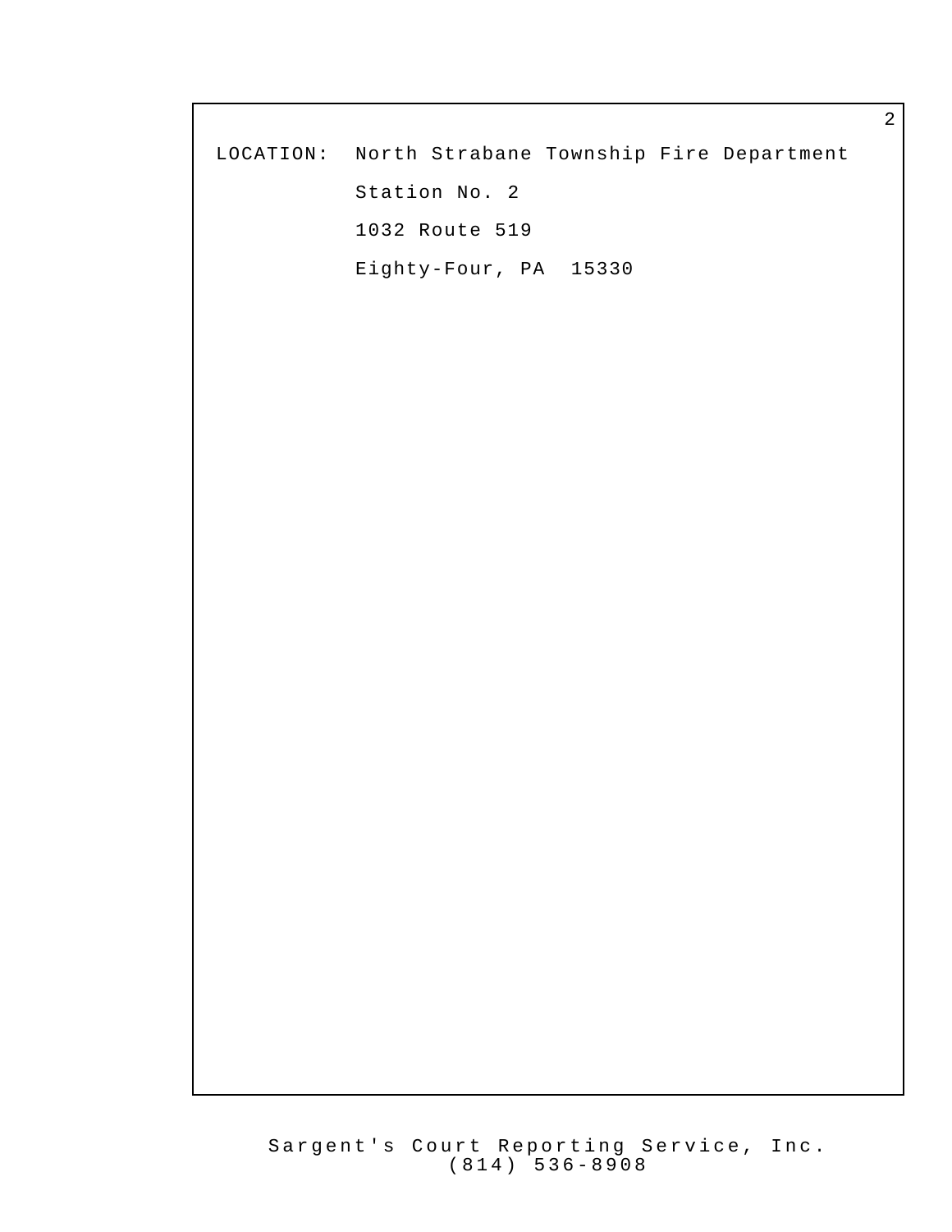LOCATION: North Strabane Township Fire Department
Station No. 2
1032 Route 519
Eighty-Four, PA 15330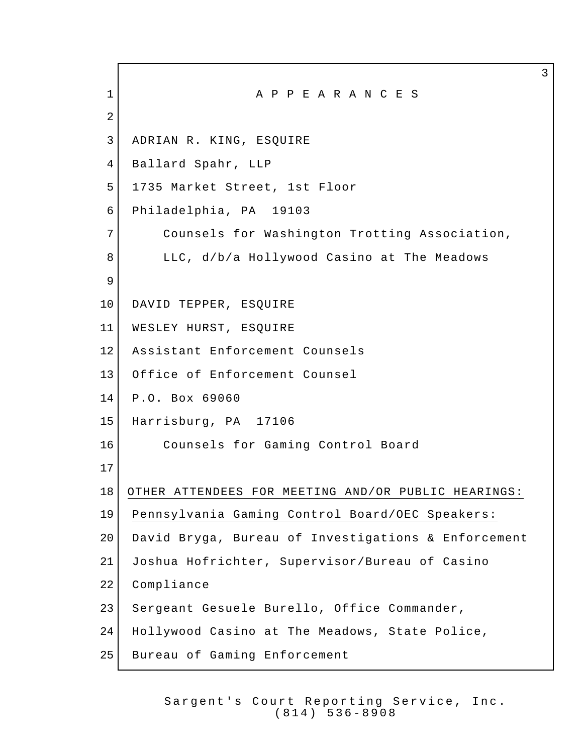# A P P E A R A N C E S

ADRIAN R. KING, ESQUIRE
Ballard Spahr, LLP
1735 Market Street, 1st Floor
Philadelphia, PA 19103

Counsels for Washington Trotting Association, LLC, d/b/a Hollywood Casino at The Meadows

DAVID TEPPER, ESQUIRE
WESLEY HURST, ESQUIRE
Assistant Enforcement Counsels
Office of Enforcement Counsel
P.O. Box 69060
Harrisburg, PA 17106

Counsels for Gaming Control Board

OTHER ATTENDEES FOR MEETING AND/OR PUBLIC HEARINGS:

Pennsylvania Gaming Control Board/OEC Speakers:

David Bryga, Bureau of Investigations & Enforcement
Joshua Hofrichter, Supervisor/Bureau of Casino Compliance
Sergeant Gesuele Burello, Office Commander, Hollywood Casino at The Meadows, State Police, Bureau of Gaming Enforcement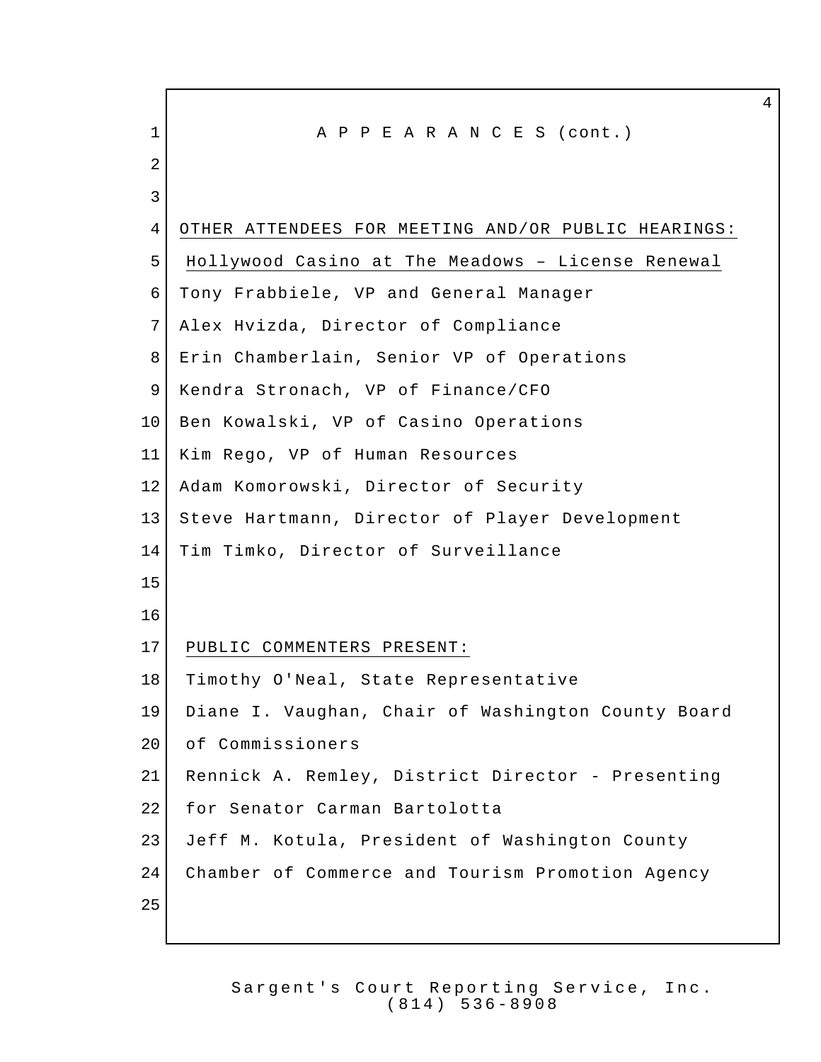APPEARANCES (cont.)

OTHER ATTENDEES FOR MEETING AND/OR PUBLIC HEARINGS:

Hollywood Casino at The Meadows – License Renewal

Tony Frabbiele, VP and General Manager
Alex Hvizda, Director of Compliance
Erin Chamberlain, Senior VP of Operations
Kendra Stronach, VP of Finance/CFO
Ben Kowalski, VP of Casino Operations
Kim Rego, VP of Human Resources
Adam Komorowski, Director of Security
Steve Hartmann, Director of Player Development
Tim Timko, Director of Surveillance

PUBLIC COMMENTERS PRESENT:

Timothy O'Neal, State Representative
Diane I. Vaughan, Chair of Washington County Board of Commissioners
Rennick A. Remley, District Director - Presenting for Senator Carman Bartolotta
Jeff M. Kotula, President of Washington County Chamber of Commerce and Tourism Promotion Agency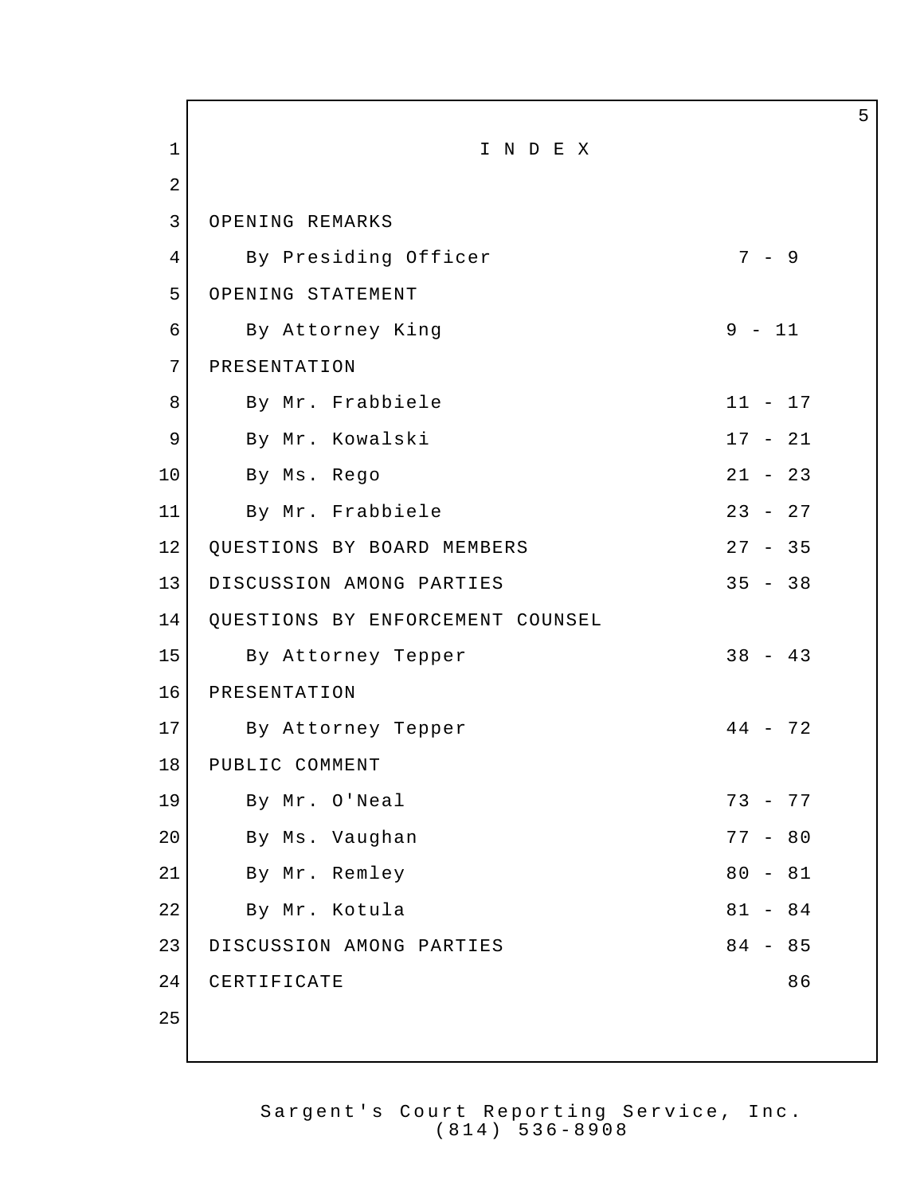# I N D E X

| | |
|---|---|
| OPENING REMARKS | |
| By Presiding Officer | 7 - 9 |
| OPENING STATEMENT | |
| By Attorney King | 9 - 11 |
| PRESENTATION | |
| By Mr. Frabbiele | 11 - 17 |
| By Mr. Kowalski | 17 - 21 |
| By Ms. Rego | 21 - 23 |
| By Mr. Frabbiele | 23 - 27 |
| QUESTIONS BY BOARD MEMBERS | 27 - 35 |
| DISCUSSION AMONG PARTIES | 35 - 38 |
| QUESTIONS BY ENFORCEMENT COUNSEL | |
| By Attorney Tepper | 38 - 43 |
| PRESENTATION | |
| By Attorney Tepper | 44 - 72 |
| PUBLIC COMMENT | |
| By Mr. O'Neal | 73 - 77 |
| By Ms. Vaughan | 77 - 80 |
| By Mr. Remley | 80 - 81 |
| By Mr. Kotula | 81 - 84 |
| DISCUSSION AMONG PARTIES | 84 - 85 |
| CERTIFICATE | 86 |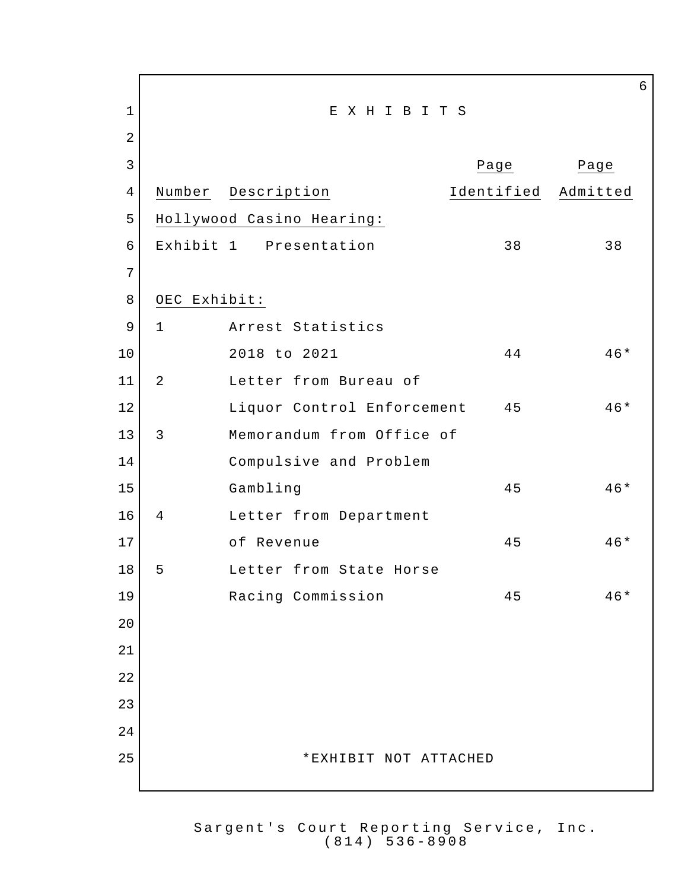# E X H I B I T S

| Number | Description | Page Identified | Page Admitted |
|---|---|---|---|
| **Hollywood Casino Hearing:** | | | |
| Exhibit 1 | Presentation | 38 | 38 |
| **OEC Exhibit:** | | | |
| 1 | Arrest Statistics 2018 to 2021 | 44 | 46* |
| 2 | Letter from Bureau of Liquor Control Enforcement | 45 | 46* |
| 3 | Memorandum from Office of Compulsive and Problem Gambling | 45 | 46* |
| 4 | Letter from Department of Revenue | 45 | 46* |
| 5 | Letter from State Horse Racing Commission | 45 | 46* |

*EXHIBIT NOT ATTACHED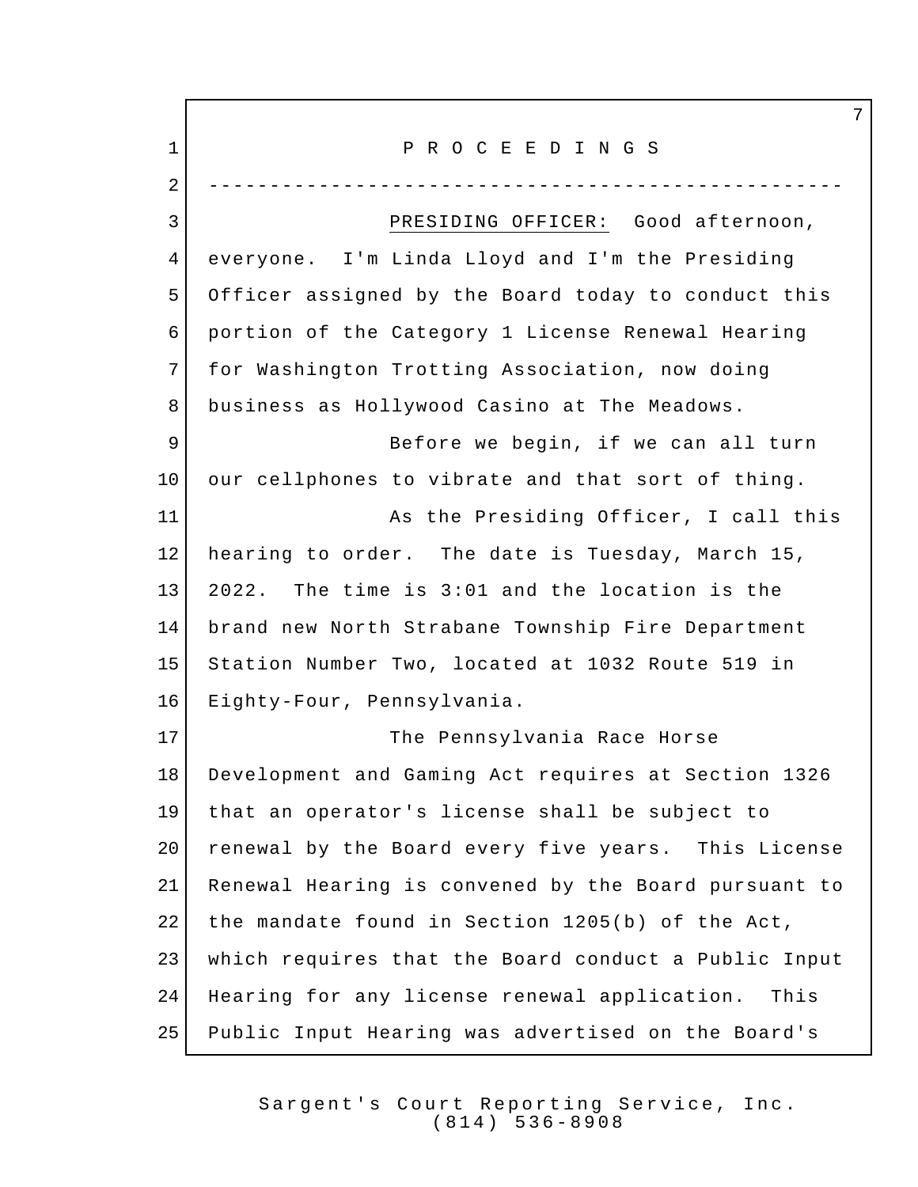P R O C E E D I N G S

---

PRESIDING OFFICER: Good afternoon, everyone. I'm Linda Lloyd and I'm the Presiding Officer assigned by the Board today to conduct this portion of the Category 1 License Renewal Hearing for Washington Trotting Association, now doing business as Hollywood Casino at The Meadows.

Before we begin, if we can all turn our cellphones to vibrate and that sort of thing.

As the Presiding Officer, I call this hearing to order. The date is Tuesday, March 15, 2022. The time is 3:01 and the location is the brand new North Strabane Township Fire Department Station Number Two, located at 1032 Route 519 in Eighty-Four, Pennsylvania.

The Pennsylvania Race Horse Development and Gaming Act requires at Section 1326 that an operator's license shall be subject to renewal by the Board every five years. This License Renewal Hearing is convened by the Board pursuant to the mandate found in Section 1205(b) of the Act, which requires that the Board conduct a Public Input Hearing for any license renewal application. This Public Input Hearing was advertised on the Board's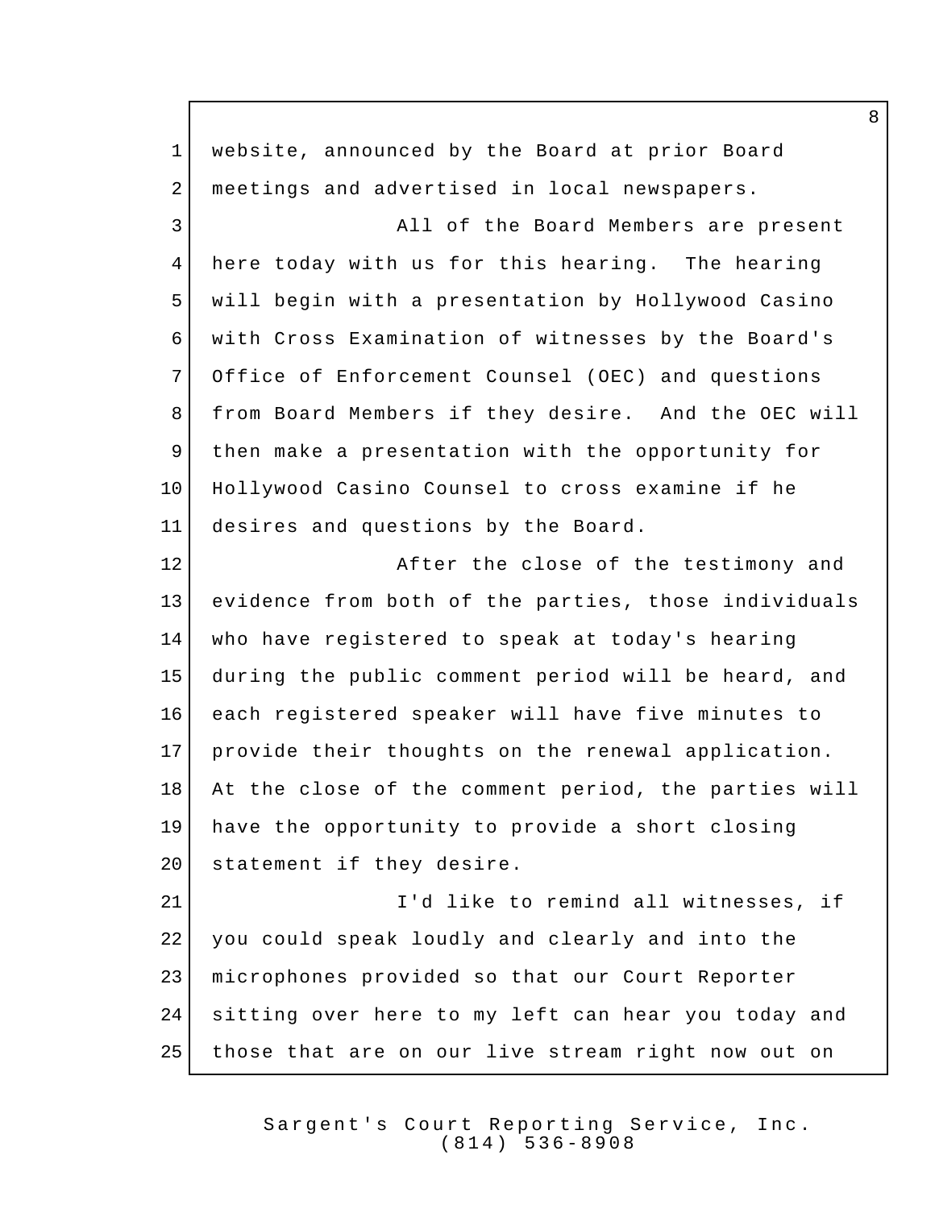website, announced by the Board at prior Board meetings and advertised in local newspapers.

All of the Board Members are present here today with us for this hearing. The hearing will begin with a presentation by Hollywood Casino with Cross Examination of witnesses by the Board's Office of Enforcement Counsel (OEC) and questions from Board Members if they desire. And the OEC will then make a presentation with the opportunity for Hollywood Casino Counsel to cross examine if he desires and questions by the Board.

After the close of the testimony and evidence from both of the parties, those individuals who have registered to speak at today's hearing during the public comment period will be heard, and each registered speaker will have five minutes to provide their thoughts on the renewal application. At the close of the comment period, the parties will have the opportunity to provide a short closing statement if they desire.

I'd like to remind all witnesses, if you could speak loudly and clearly and into the microphones provided so that our Court Reporter sitting over here to my left can hear you today and those that are on our live stream right now out on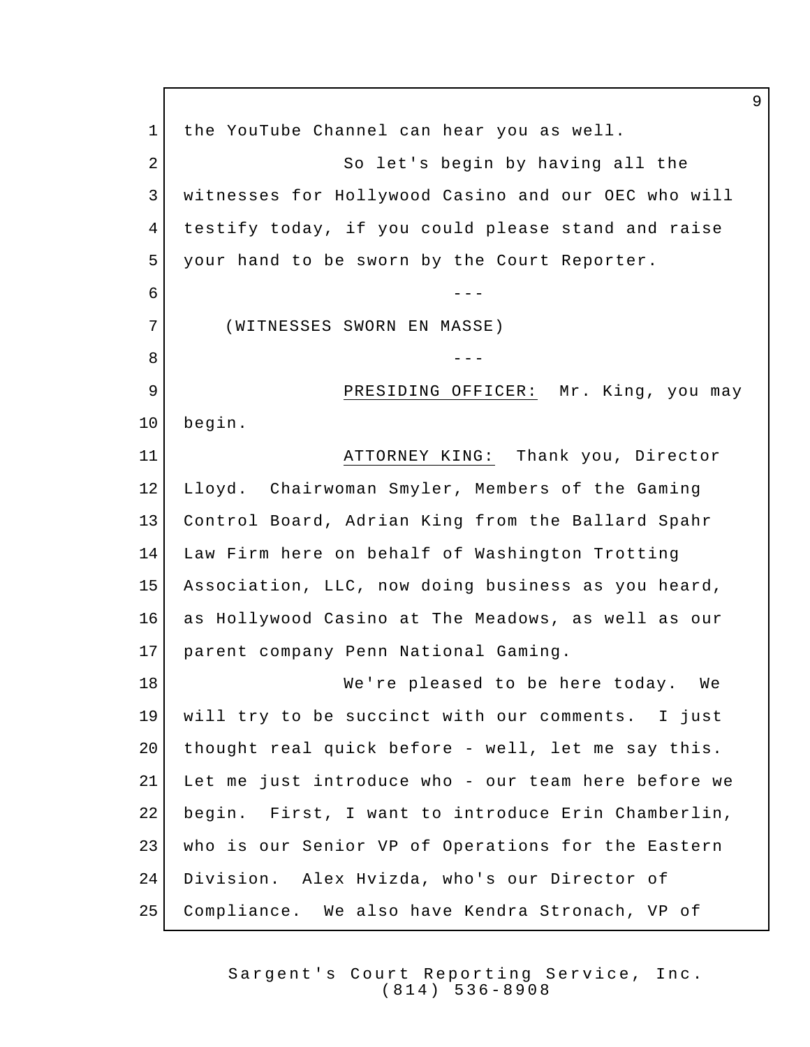the YouTube Channel can hear you as well.

So let's begin by having all the witnesses for Hollywood Casino and our OEC who will testify today, if you could please stand and raise your hand to be sworn by the Court Reporter.

---

(WITNESSES SWORN EN MASSE)

---

PRESIDING OFFICER: Mr. King, you may begin.

ATTORNEY KING: Thank you, Director Lloyd. Chairwoman Smyler, Members of the Gaming Control Board, Adrian King from the Ballard Spahr Law Firm here on behalf of Washington Trotting Association, LLC, now doing business as you heard, as Hollywood Casino at The Meadows, as well as our parent company Penn National Gaming.

We're pleased to be here today. We will try to be succinct with our comments. I just thought real quick before - well, let me say this. Let me just introduce who - our team here before we begin. First, I want to introduce Erin Chamberlin, who is our Senior VP of Operations for the Eastern Division. Alex Hvizda, who's our Director of Compliance. We also have Kendra Stronach, VP of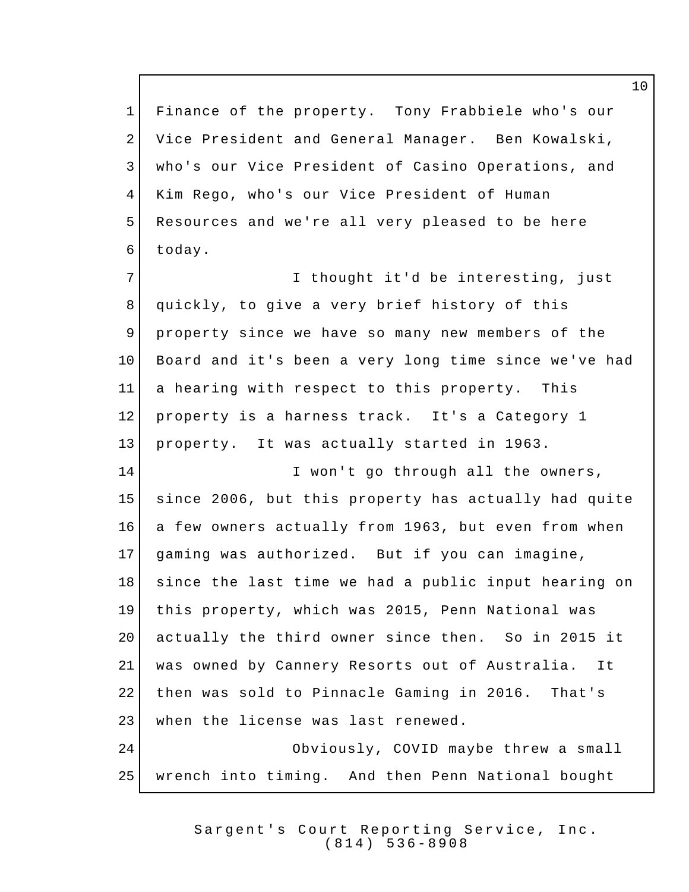Finance of the property. Tony Frabbiele who's our Vice President and General Manager. Ben Kowalski, who's our Vice President of Casino Operations, and Kim Rego, who's our Vice President of Human Resources and we're all very pleased to be here today.

I thought it'd be interesting, just quickly, to give a very brief history of this property since we have so many new members of the Board and it's been a very long time since we've had a hearing with respect to this property. This property is a harness track. It's a Category 1 property. It was actually started in 1963.

I won't go through all the owners, since 2006, but this property has actually had quite a few owners actually from 1963, but even from when gaming was authorized. But if you can imagine, since the last time we had a public input hearing on this property, which was 2015, Penn National was actually the third owner since then. So in 2015 it was owned by Cannery Resorts out of Australia. It then was sold to Pinnacle Gaming in 2016. That's when the license was last renewed.

Obviously, COVID maybe threw a small wrench into timing. And then Penn National bought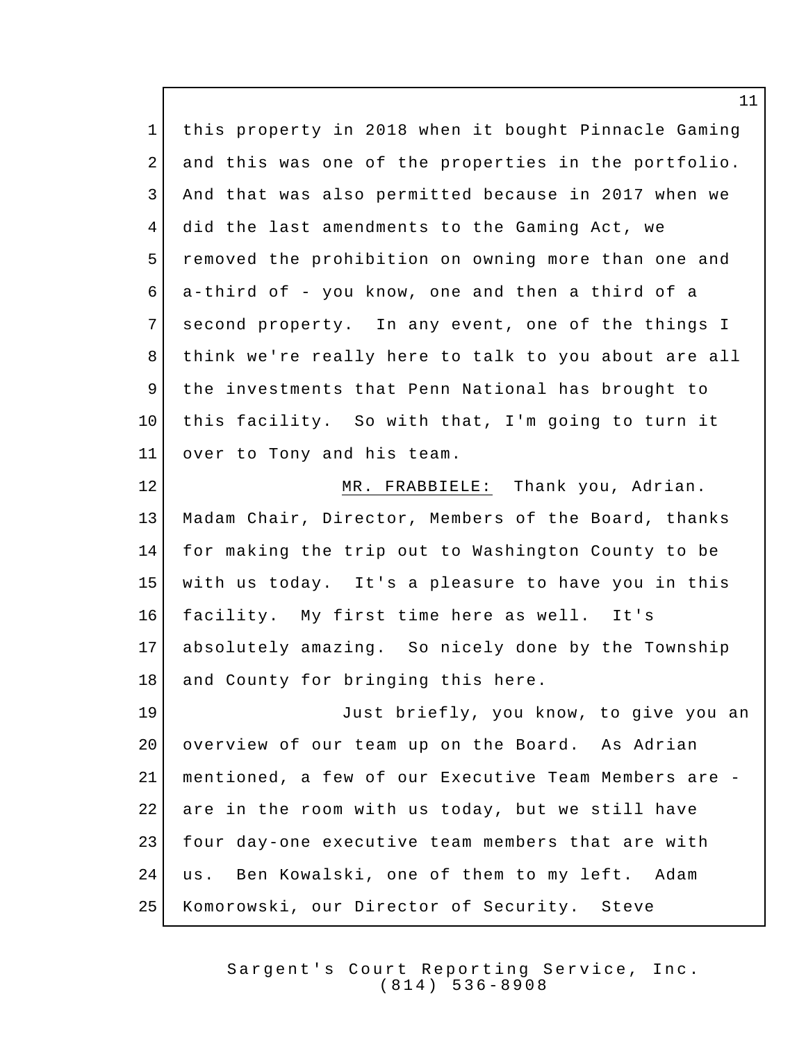this property in 2018 when it bought Pinnacle Gaming and this was one of the properties in the portfolio. And that was also permitted because in 2017 when we did the last amendments to the Gaming Act, we removed the prohibition on owning more than one and a-third of - you know, one and then a third of a second property. In any event, one of the things I think we're really here to talk to you about are all the investments that Penn National has brought to this facility. So with that, I'm going to turn it over to Tony and his team.

MR. FRABBIELE: Thank you, Adrian. Madam Chair, Director, Members of the Board, thanks for making the trip out to Washington County to be with us today. It's a pleasure to have you in this facility. My first time here as well. It's absolutely amazing. So nicely done by the Township and County for bringing this here.

Just briefly, you know, to give you an overview of our team up on the Board. As Adrian mentioned, a few of our Executive Team Members are - are in the room with us today, but we still have four day-one executive team members that are with us. Ben Kowalski, one of them to my left. Adam Komorowski, our Director of Security. Steve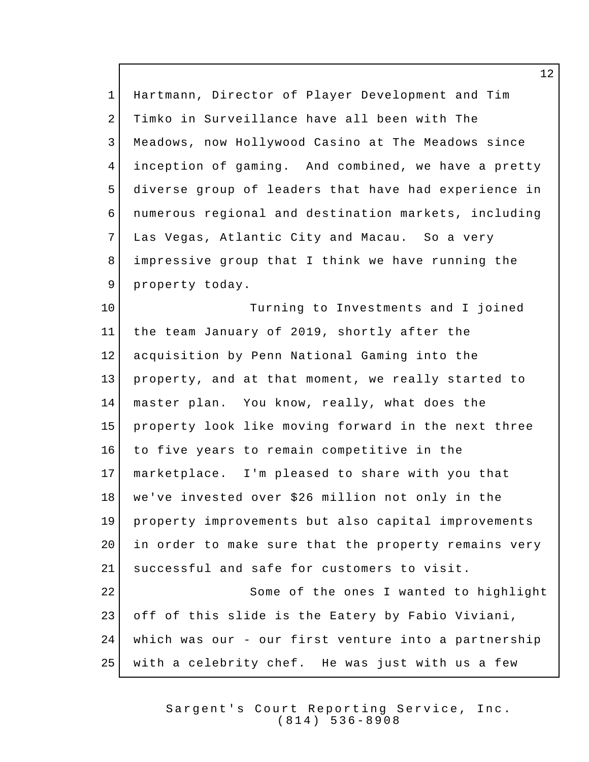Hartmann, Director of Player Development and Tim Timko in Surveillance have all been with The Meadows, now Hollywood Casino at The Meadows since inception of gaming. And combined, we have a pretty diverse group of leaders that have had experience in numerous regional and destination markets, including Las Vegas, Atlantic City and Macau. So a very impressive group that I think we have running the property today.

Turning to Investments and I joined the team January of 2019, shortly after the acquisition by Penn National Gaming into the property, and at that moment, we really started to master plan. You know, really, what does the property look like moving forward in the next three to five years to remain competitive in the marketplace. I'm pleased to share with you that we've invested over $26 million not only in the property improvements but also capital improvements in order to make sure that the property remains very successful and safe for customers to visit.

Some of the ones I wanted to highlight off of this slide is the Eatery by Fabio Viviani, which was our - our first venture into a partnership with a celebrity chef. He was just with us a few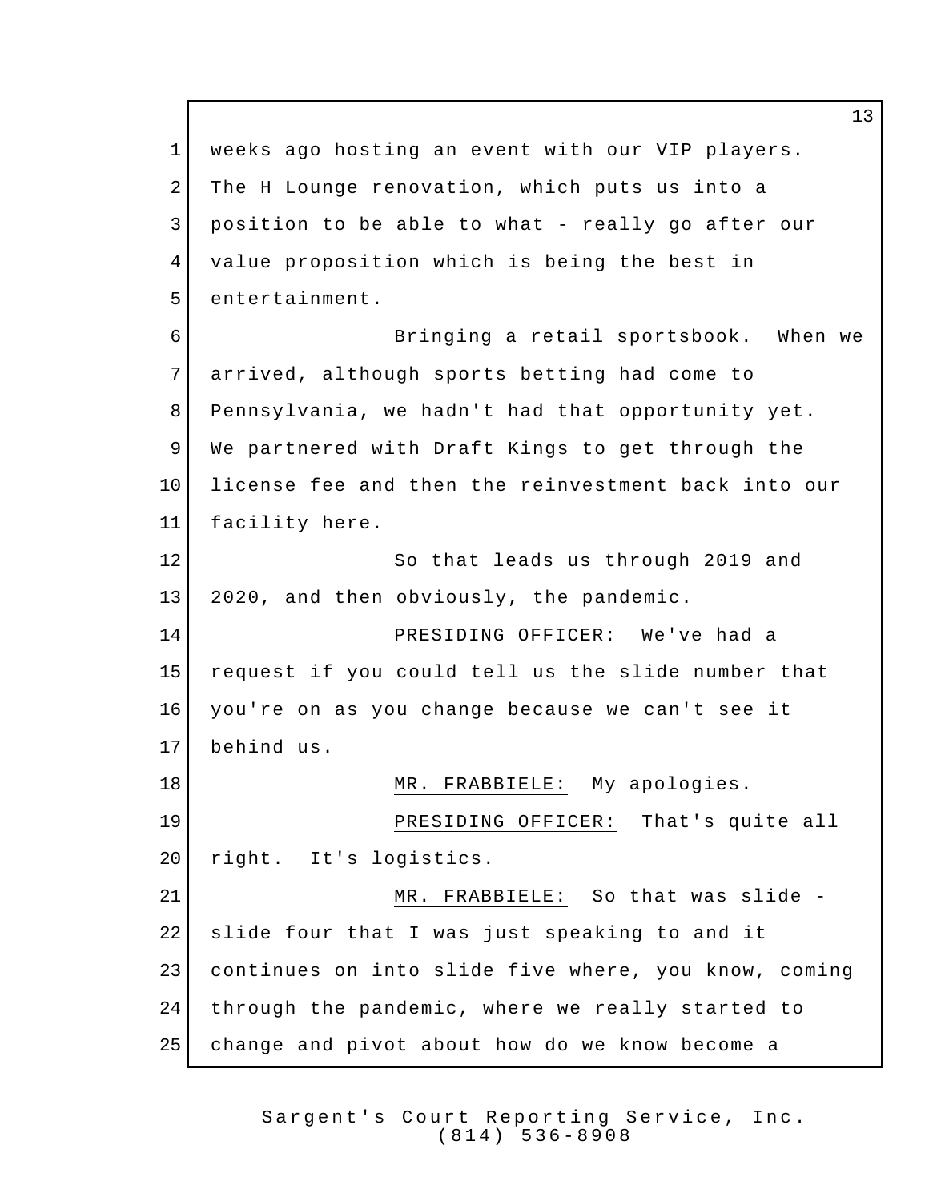weeks ago hosting an event with our VIP players. The H Lounge renovation, which puts us into a position to be able to what - really go after our value proposition which is being the best in entertainment.

Bringing a retail sportsbook. When we arrived, although sports betting had come to Pennsylvania, we hadn't had that opportunity yet. We partnered with Draft Kings to get through the license fee and then the reinvestment back into our facility here.

So that leads us through 2019 and 2020, and then obviously, the pandemic.

PRESIDING OFFICER: We've had a request if you could tell us the slide number that you're on as you change because we can't see it behind us.

MR. FRABBIELE: My apologies.

PRESIDING OFFICER: That's quite all right. It's logistics.

MR. FRABBIELE: So that was slide - slide four that I was just speaking to and it continues on into slide five where, you know, coming through the pandemic, where we really started to change and pivot about how do we know become a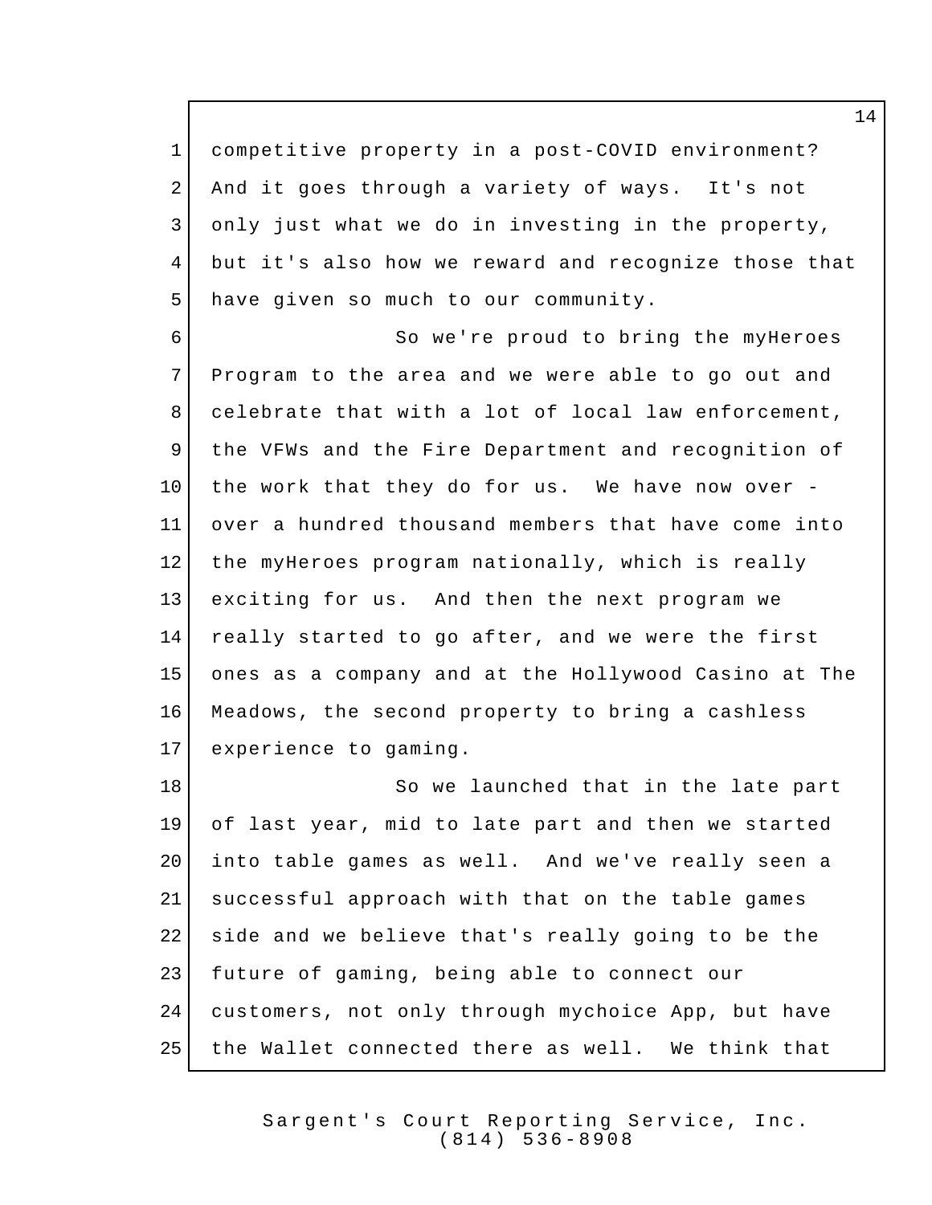competitive property in a post-COVID environment? And it goes through a variety of ways. It's not only just what we do in investing in the property, but it's also how we reward and recognize those that have given so much to our community.

So we're proud to bring the myHeroes Program to the area and we were able to go out and celebrate that with a lot of local law enforcement, the VFWs and the Fire Department and recognition of the work that they do for us. We have now over - over a hundred thousand members that have come into the myHeroes program nationally, which is really exciting for us. And then the next program we really started to go after, and we were the first ones as a company and at the Hollywood Casino at The Meadows, the second property to bring a cashless experience to gaming.

So we launched that in the late part of last year, mid to late part and then we started into table games as well. And we've really seen a successful approach with that on the table games side and we believe that's really going to be the future of gaming, being able to connect our customers, not only through mychoice App, but have the Wallet connected there as well. We think that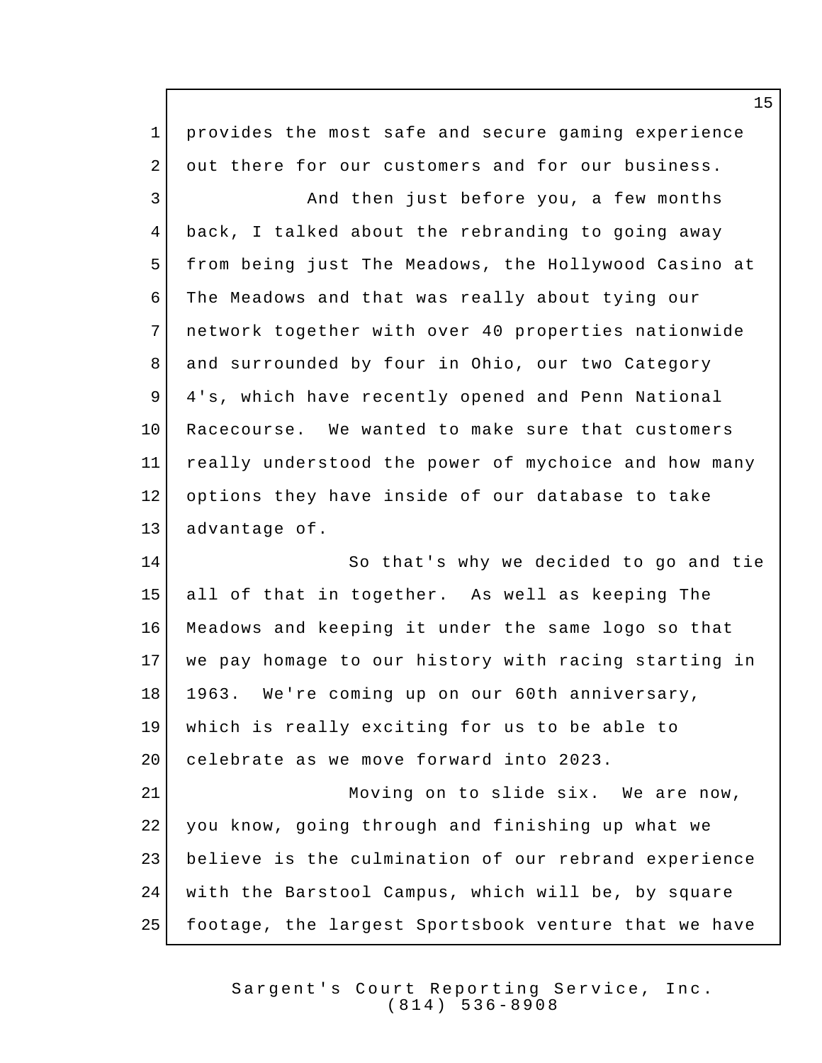provides the most safe and secure gaming experience out there for our customers and for our business.

And then just before you, a few months back, I talked about the rebranding to going away from being just The Meadows, the Hollywood Casino at The Meadows and that was really about tying our network together with over 40 properties nationwide and surrounded by four in Ohio, our two Category 4's, which have recently opened and Penn National Racecourse. We wanted to make sure that customers really understood the power of mychoice and how many options they have inside of our database to take advantage of.

So that's why we decided to go and tie all of that in together. As well as keeping The Meadows and keeping it under the same logo so that we pay homage to our history with racing starting in 1963. We're coming up on our 60th anniversary, which is really exciting for us to be able to celebrate as we move forward into 2023.

Moving on to slide six. We are now, you know, going through and finishing up what we believe is the culmination of our rebrand experience with the Barstool Campus, which will be, by square footage, the largest Sportsbook venture that we have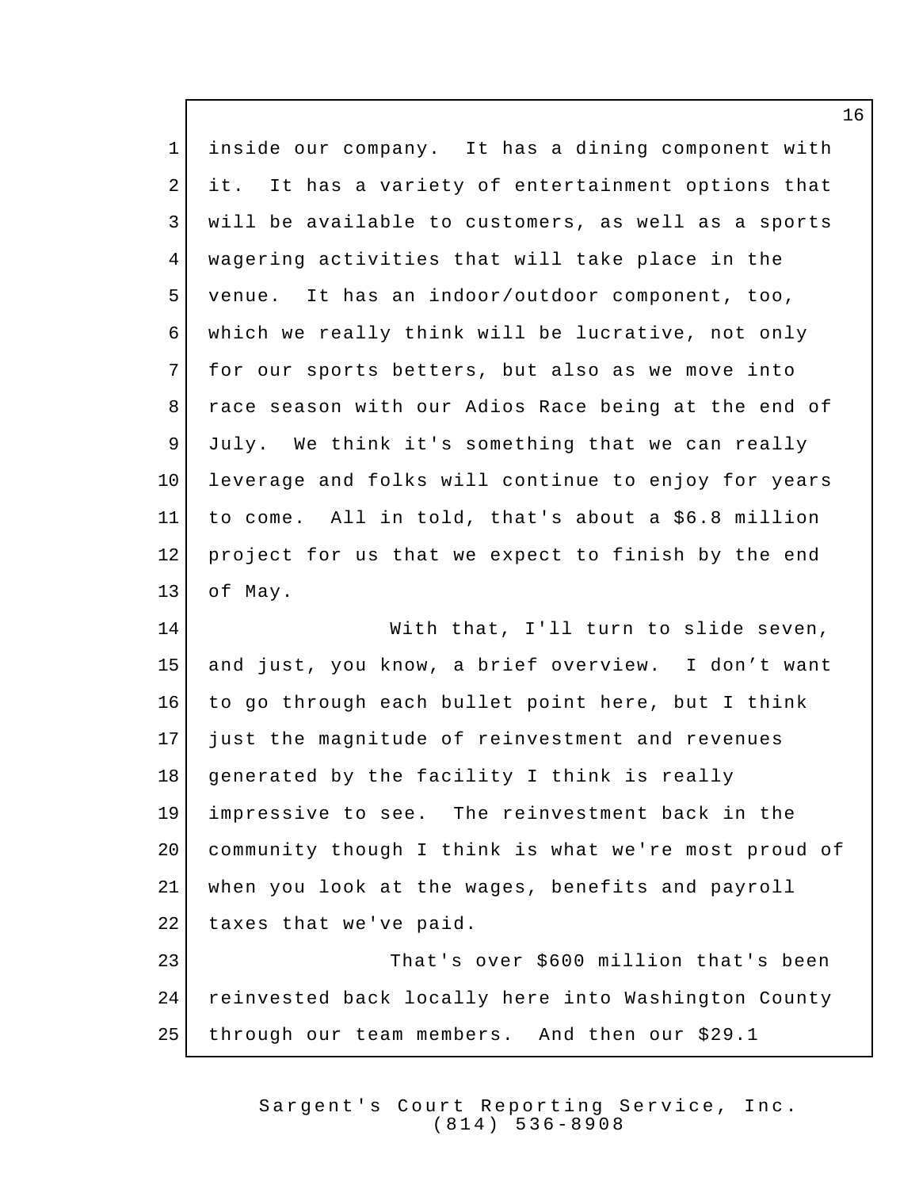inside our company. It has a dining component with it. It has a variety of entertainment options that will be available to customers, as well as a sports wagering activities that will take place in the venue. It has an indoor/outdoor component, too, which we really think will be lucrative, not only for our sports betters, but also as we move into race season with our Adios Race being at the end of July. We think it's something that we can really leverage and folks will continue to enjoy for years to come. All in told, that's about a $6.8 million project for us that we expect to finish by the end of May.

With that, I'll turn to slide seven, and just, you know, a brief overview. I don't want to go through each bullet point here, but I think just the magnitude of reinvestment and revenues generated by the facility I think is really impressive to see. The reinvestment back in the community though I think is what we're most proud of when you look at the wages, benefits and payroll taxes that we've paid.

That's over $600 million that's been reinvested back locally here into Washington County through our team members. And then our $29.1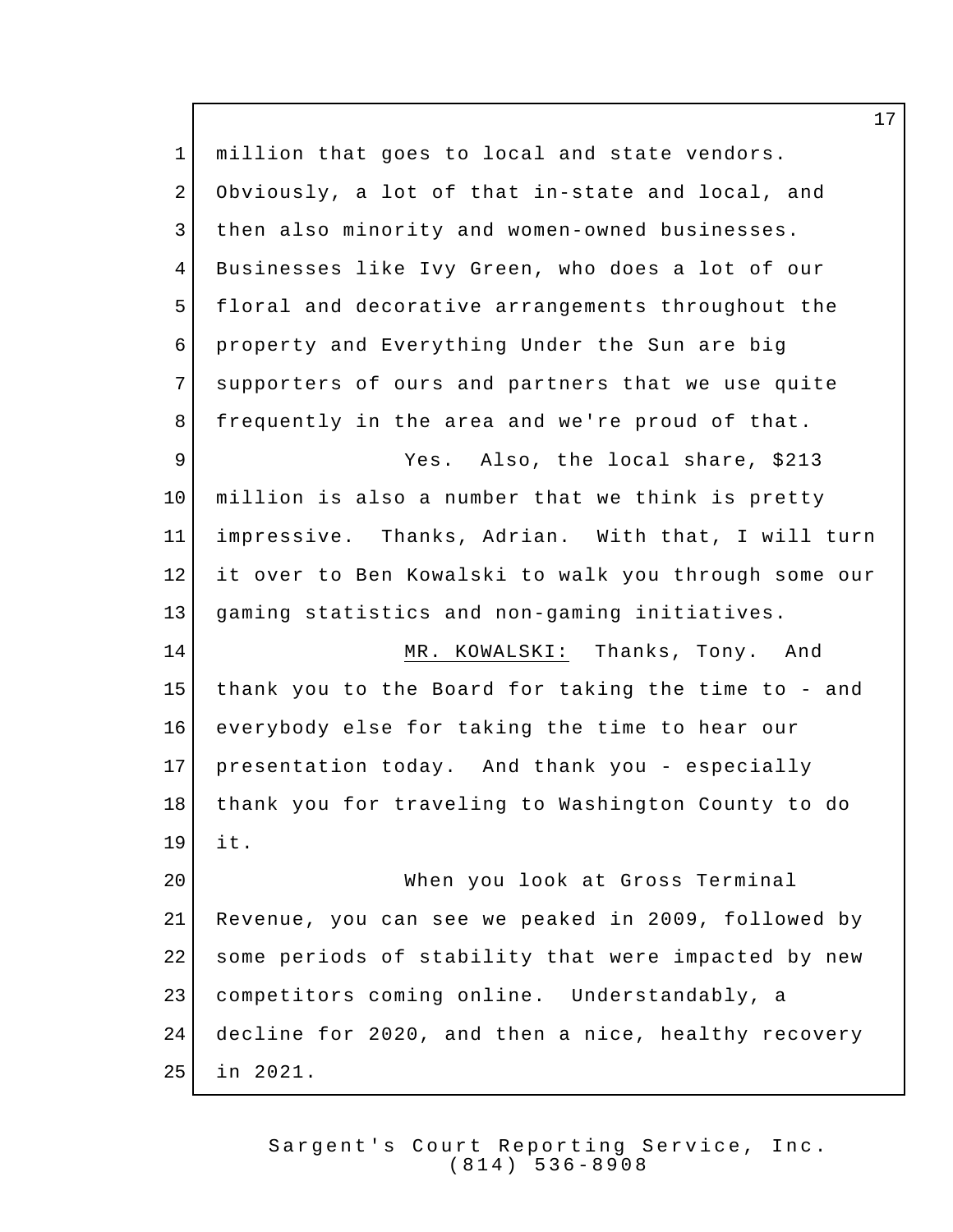million that goes to local and state vendors. Obviously, a lot of that in-state and local, and then also minority and women-owned businesses. Businesses like Ivy Green, who does a lot of our floral and decorative arrangements throughout the property and Everything Under the Sun are big supporters of ours and partners that we use quite frequently in the area and we're proud of that.

Yes. Also, the local share, $213 million is also a number that we think is pretty impressive. Thanks, Adrian. With that, I will turn it over to Ben Kowalski to walk you through some our gaming statistics and non-gaming initiatives.

MR. KOWALSKI: Thanks, Tony. And thank you to the Board for taking the time to - and everybody else for taking the time to hear our presentation today. And thank you - especially thank you for traveling to Washington County to do it.

When you look at Gross Terminal Revenue, you can see we peaked in 2009, followed by some periods of stability that were impacted by new competitors coming online. Understandably, a decline for 2020, and then a nice, healthy recovery in 2021.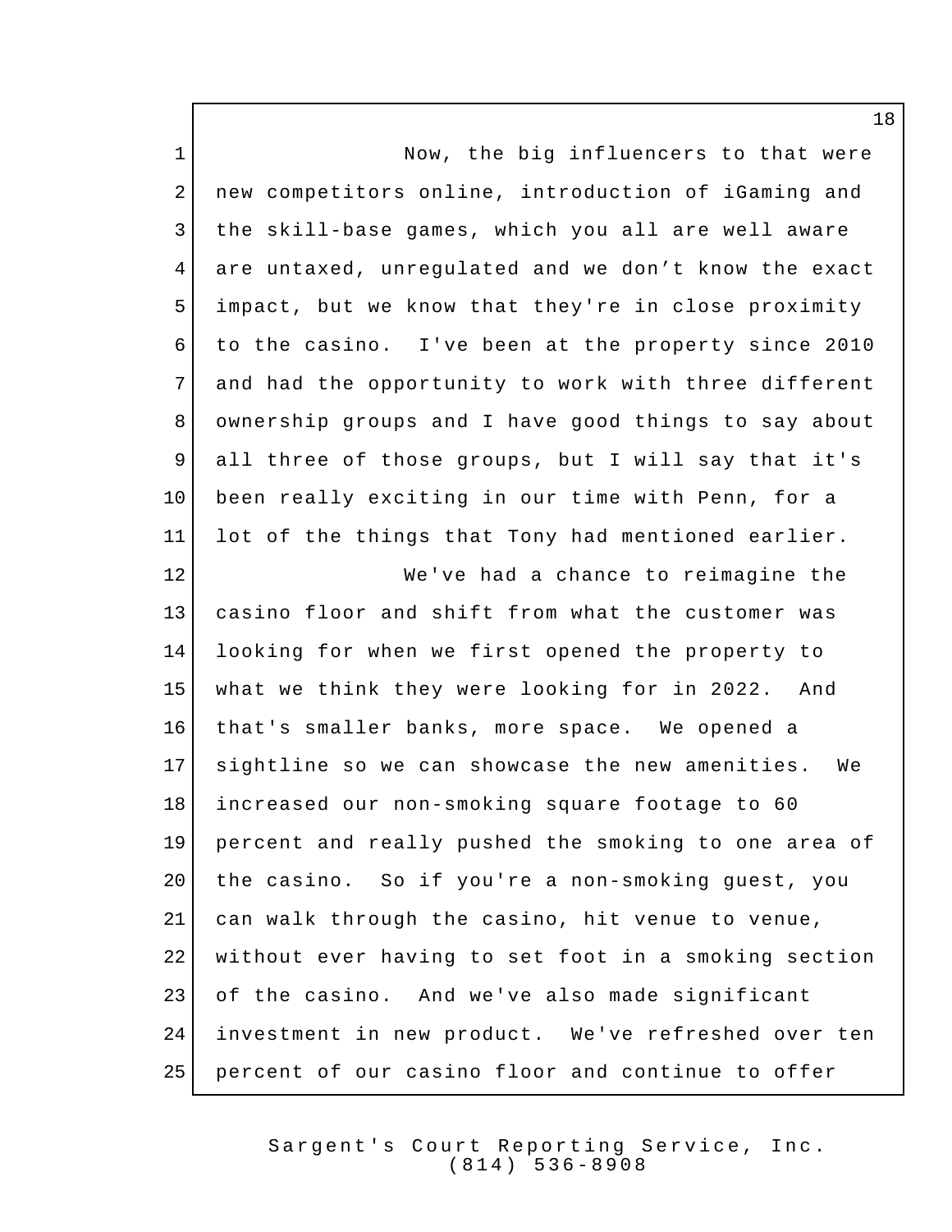Now, the big influencers to that were new competitors online, introduction of iGaming and the skill-base games, which you all are well aware are untaxed, unregulated and we don’t know the exact impact, but we know that they're in close proximity to the casino. I've been at the property since 2010 and had the opportunity to work with three different ownership groups and I have good things to say about all three of those groups, but I will say that it's been really exciting in our time with Penn, for a lot of the things that Tony had mentioned earlier.

We've had a chance to reimagine the casino floor and shift from what the customer was looking for when we first opened the property to what we think they were looking for in 2022. And that's smaller banks, more space. We opened a sightline so we can showcase the new amenities. We increased our non-smoking square footage to 60 percent and really pushed the smoking to one area of the casino. So if you're a non-smoking guest, you can walk through the casino, hit venue to venue, without ever having to set foot in a smoking section of the casino. And we've also made significant investment in new product. We've refreshed over ten percent of our casino floor and continue to offer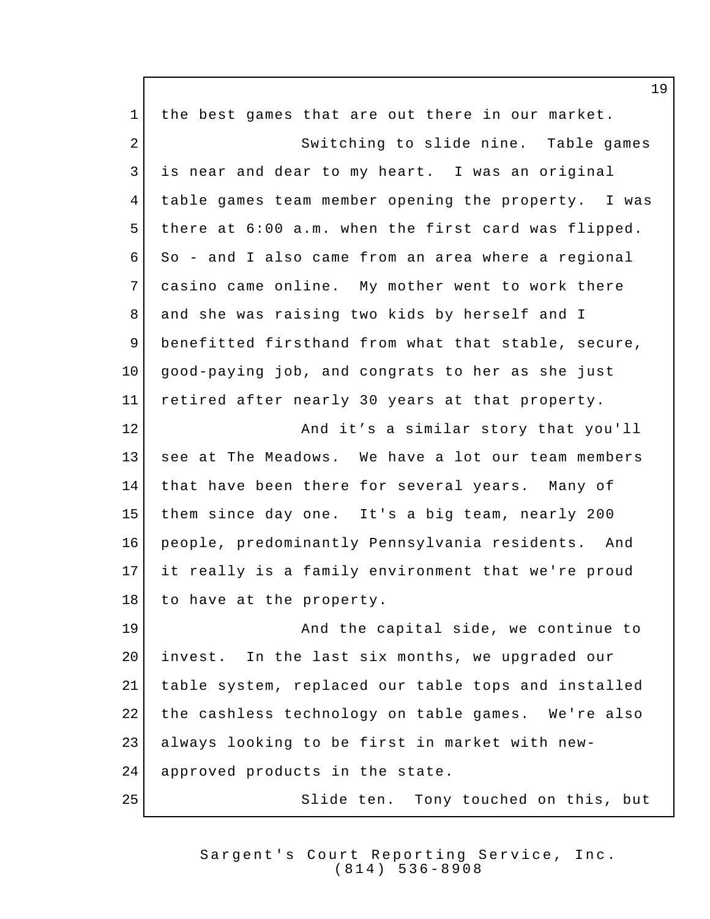the best games that are out there in our market.

Switching to slide nine. Table games is near and dear to my heart. I was an original table games team member opening the property. I was there at 6:00 a.m. when the first card was flipped. So - and I also came from an area where a regional casino came online. My mother went to work there and she was raising two kids by herself and I benefitted firsthand from what that stable, secure, good-paying job, and congrats to her as she just retired after nearly 30 years at that property.

And it’s a similar story that you'll see at The Meadows. We have a lot our team members that have been there for several years. Many of them since day one. It's a big team, nearly 200 people, predominantly Pennsylvania residents. And it really is a family environment that we're proud to have at the property.

And the capital side, we continue to invest. In the last six months, we upgraded our table system, replaced our table tops and installed the cashless technology on table games. We're also always looking to be first in market with new-approved products in the state.

Slide ten. Tony touched on this, but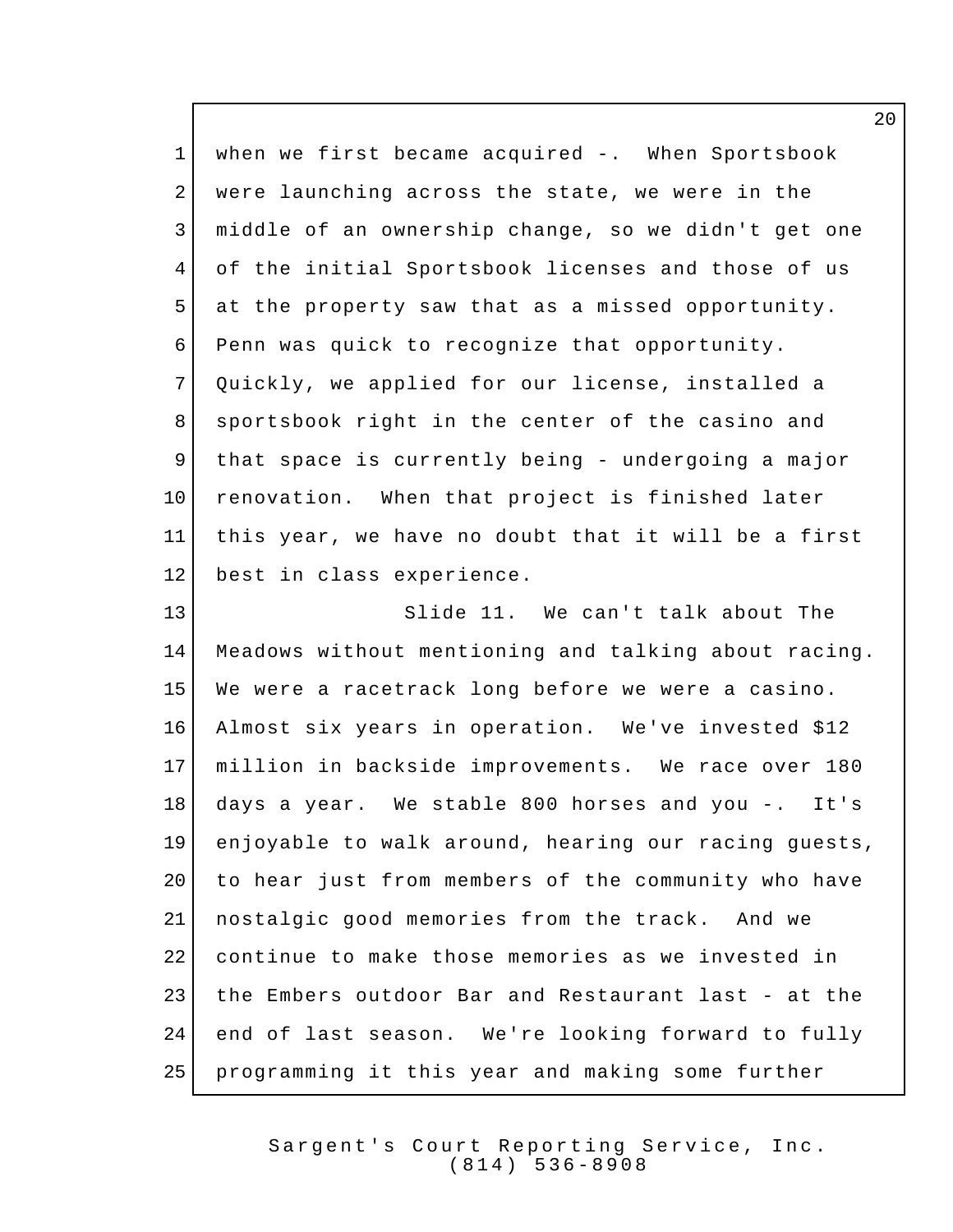when we first became acquired -. When Sportsbook were launching across the state, we were in the middle of an ownership change, so we didn't get one of the initial Sportsbook licenses and those of us at the property saw that as a missed opportunity. Penn was quick to recognize that opportunity. Quickly, we applied for our license, installed a sportsbook right in the center of the casino and that space is currently being - undergoing a major renovation. When that project is finished later this year, we have no doubt that it will be a first best in class experience.

Slide 11. We can't talk about The Meadows without mentioning and talking about racing. We were a racetrack long before we were a casino. Almost six years in operation. We've invested $12 million in backside improvements. We race over 180 days a year. We stable 800 horses and you -. It's enjoyable to walk around, hearing our racing guests, to hear just from members of the community who have nostalgic good memories from the track. And we continue to make those memories as we invested in the Embers outdoor Bar and Restaurant last - at the end of last season. We're looking forward to fully programming it this year and making some further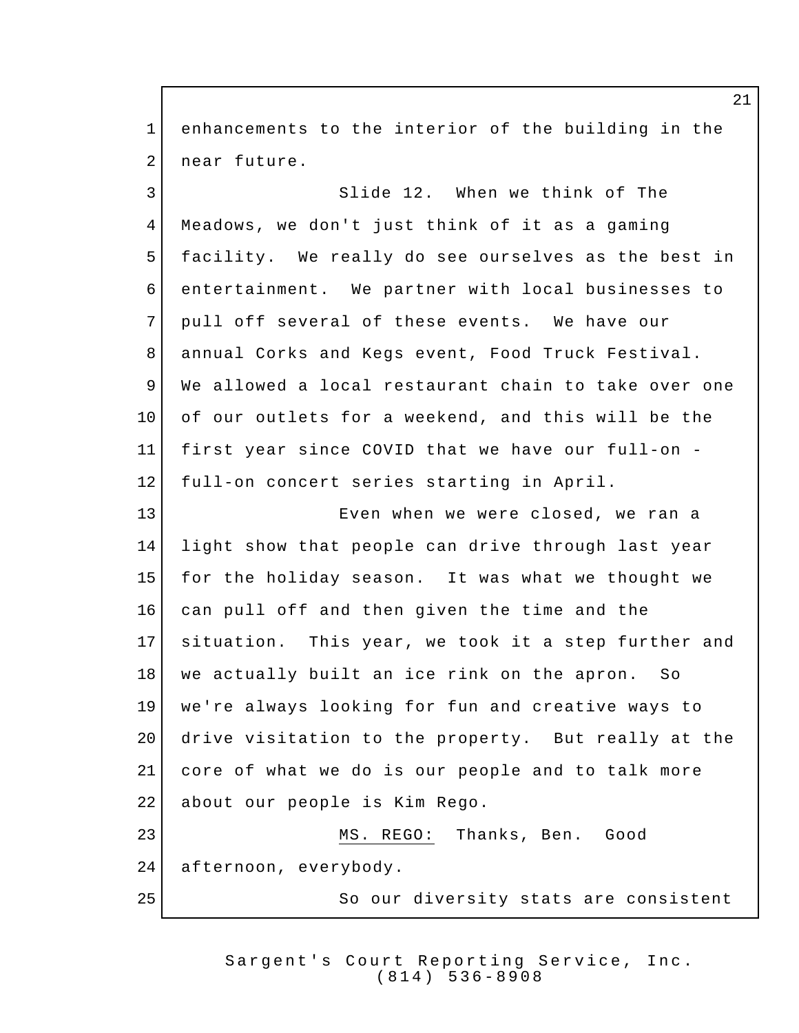enhancements to the interior of the building in the near future.

Slide 12. When we think of The Meadows, we don't just think of it as a gaming facility. We really do see ourselves as the best in entertainment. We partner with local businesses to pull off several of these events. We have our annual Corks and Kegs event, Food Truck Festival. We allowed a local restaurant chain to take over one of our outlets for a weekend, and this will be the first year since COVID that we have our full-on - full-on concert series starting in April.

Even when we were closed, we ran a light show that people can drive through last year for the holiday season. It was what we thought we can pull off and then given the time and the situation. This year, we took it a step further and we actually built an ice rink on the apron. So we're always looking for fun and creative ways to drive visitation to the property. But really at the core of what we do is our people and to talk more about our people is Kim Rego.

MS. REGO: Thanks, Ben. Good afternoon, everybody.

So our diversity stats are consistent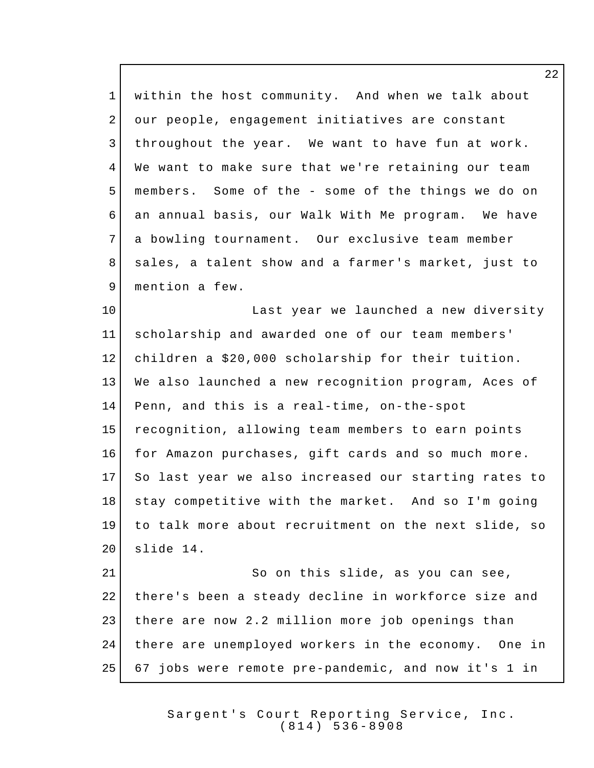within the host community. And when we talk about our people, engagement initiatives are constant throughout the year. We want to have fun at work. We want to make sure that we're retaining our team members. Some of the - some of the things we do on an annual basis, our Walk With Me program. We have a bowling tournament. Our exclusive team member sales, a talent show and a farmer's market, just to mention a few.

Last year we launched a new diversity scholarship and awarded one of our team members' children a $20,000 scholarship for their tuition. We also launched a new recognition program, Aces of Penn, and this is a real-time, on-the-spot recognition, allowing team members to earn points for Amazon purchases, gift cards and so much more. So last year we also increased our starting rates to stay competitive with the market. And so I'm going to talk more about recruitment on the next slide, so slide 14.

So on this slide, as you can see, there's been a steady decline in workforce size and there are now 2.2 million more job openings than there are unemployed workers in the economy. One in 67 jobs were remote pre-pandemic, and now it's 1 in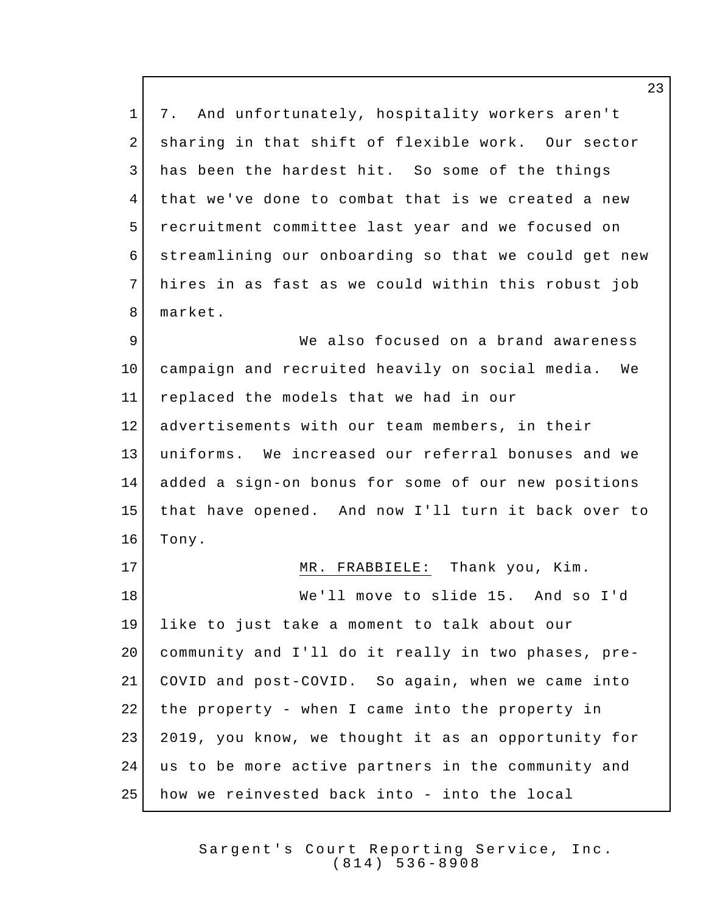7. And unfortunately, hospitality workers aren't sharing in that shift of flexible work. Our sector has been the hardest hit. So some of the things that we've done to combat that is we created a new recruitment committee last year and we focused on streamlining our onboarding so that we could get new hires in as fast as we could within this robust job market.

We also focused on a brand awareness campaign and recruited heavily on social media. We replaced the models that we had in our advertisements with our team members, in their uniforms. We increased our referral bonuses and we added a sign-on bonus for some of our new positions that have opened. And now I'll turn it back over to Tony.

MR. FRABBIELE: Thank you, Kim.

We'll move to slide 15. And so I'd like to just take a moment to talk about our community and I'll do it really in two phases, pre-COVID and post-COVID. So again, when we came into the property - when I came into the property in 2019, you know, we thought it as an opportunity for us to be more active partners in the community and how we reinvested back into - into the local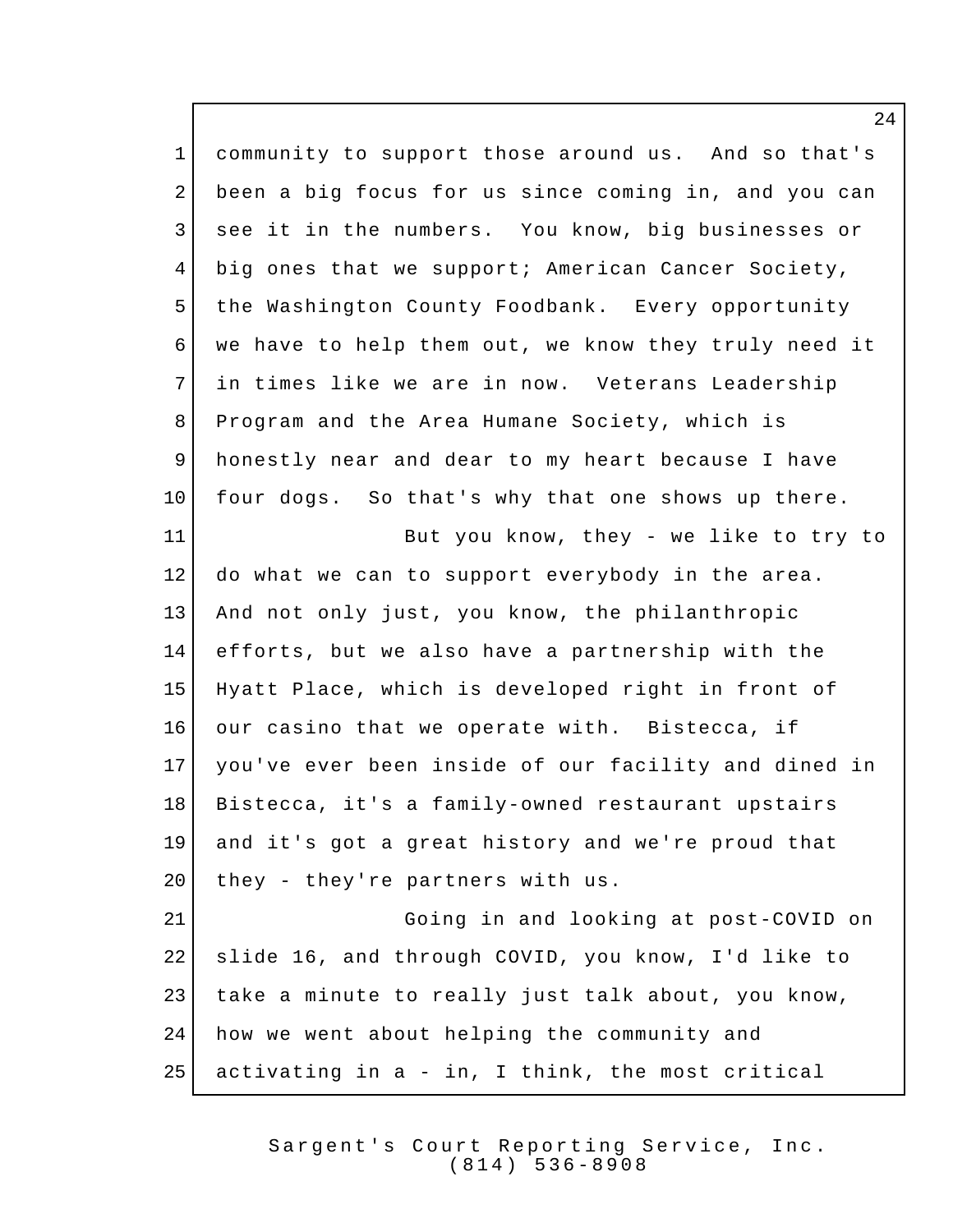community to support those around us. And so that's been a big focus for us since coming in, and you can see it in the numbers. You know, big businesses or big ones that we support; American Cancer Society, the Washington County Foodbank. Every opportunity we have to help them out, we know they truly need it in times like we are in now. Veterans Leadership Program and the Area Humane Society, which is honestly near and dear to my heart because I have four dogs. So that's why that one shows up there.

But you know, they - we like to try to do what we can to support everybody in the area. And not only just, you know, the philanthropic efforts, but we also have a partnership with the Hyatt Place, which is developed right in front of our casino that we operate with. Bistecca, if you've ever been inside of our facility and dined in Bistecca, it's a family-owned restaurant upstairs and it's got a great history and we're proud that they - they're partners with us.

Going in and looking at post-COVID on slide 16, and through COVID, you know, I'd like to take a minute to really just talk about, you know, how we went about helping the community and activating in a - in, I think, the most critical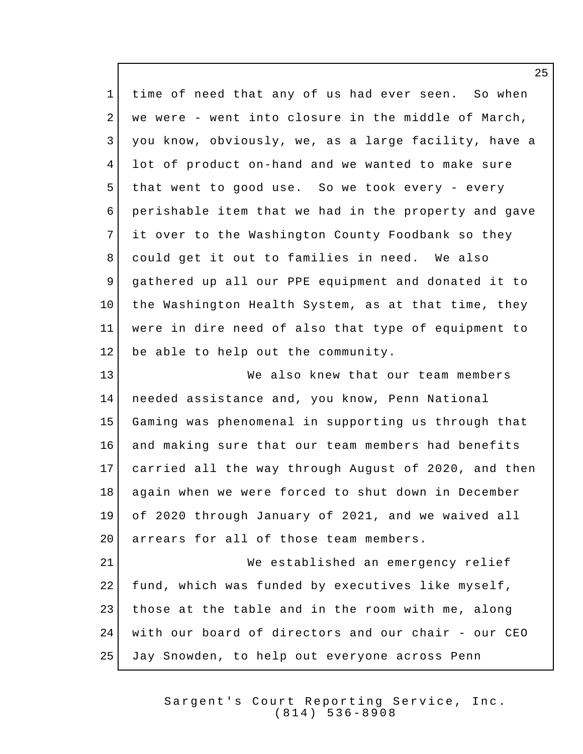time of need that any of us had ever seen. So when we were - went into closure in the middle of March, you know, obviously, we, as a large facility, have a lot of product on-hand and we wanted to make sure that went to good use. So we took every - every perishable item that we had in the property and gave it over to the Washington County Foodbank so they could get it out to families in need. We also gathered up all our PPE equipment and donated it to the Washington Health System, as at that time, they were in dire need of also that type of equipment to be able to help out the community.

We also knew that our team members needed assistance and, you know, Penn National Gaming was phenomenal in supporting us through that and making sure that our team members had benefits carried all the way through August of 2020, and then again when we were forced to shut down in December of 2020 through January of 2021, and we waived all arrears for all of those team members.

We established an emergency relief fund, which was funded by executives like myself, those at the table and in the room with me, along with our board of directors and our chair - our CEO Jay Snowden, to help out everyone across Penn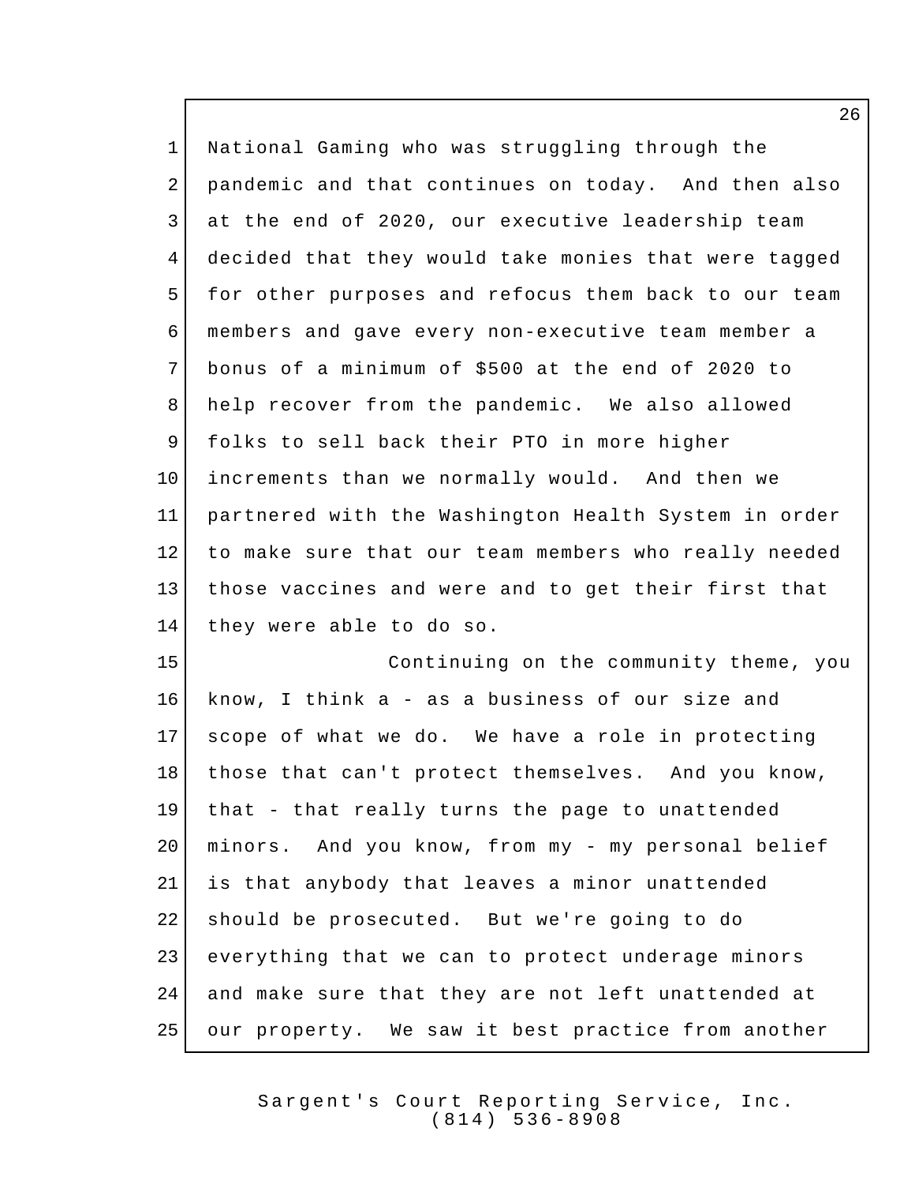National Gaming who was struggling through the pandemic and that continues on today. And then also at the end of 2020, our executive leadership team decided that they would take monies that were tagged for other purposes and refocus them back to our team members and gave every non-executive team member a bonus of a minimum of $500 at the end of 2020 to help recover from the pandemic. We also allowed folks to sell back their PTO in more higher increments than we normally would. And then we partnered with the Washington Health System in order to make sure that our team members who really needed those vaccines and were and to get their first that they were able to do so.

Continuing on the community theme, you know, I think a - as a business of our size and scope of what we do. We have a role in protecting those that can't protect themselves. And you know, that - that really turns the page to unattended minors. And you know, from my - my personal belief is that anybody that leaves a minor unattended should be prosecuted. But we're going to do everything that we can to protect underage minors and make sure that they are not left unattended at our property. We saw it best practice from another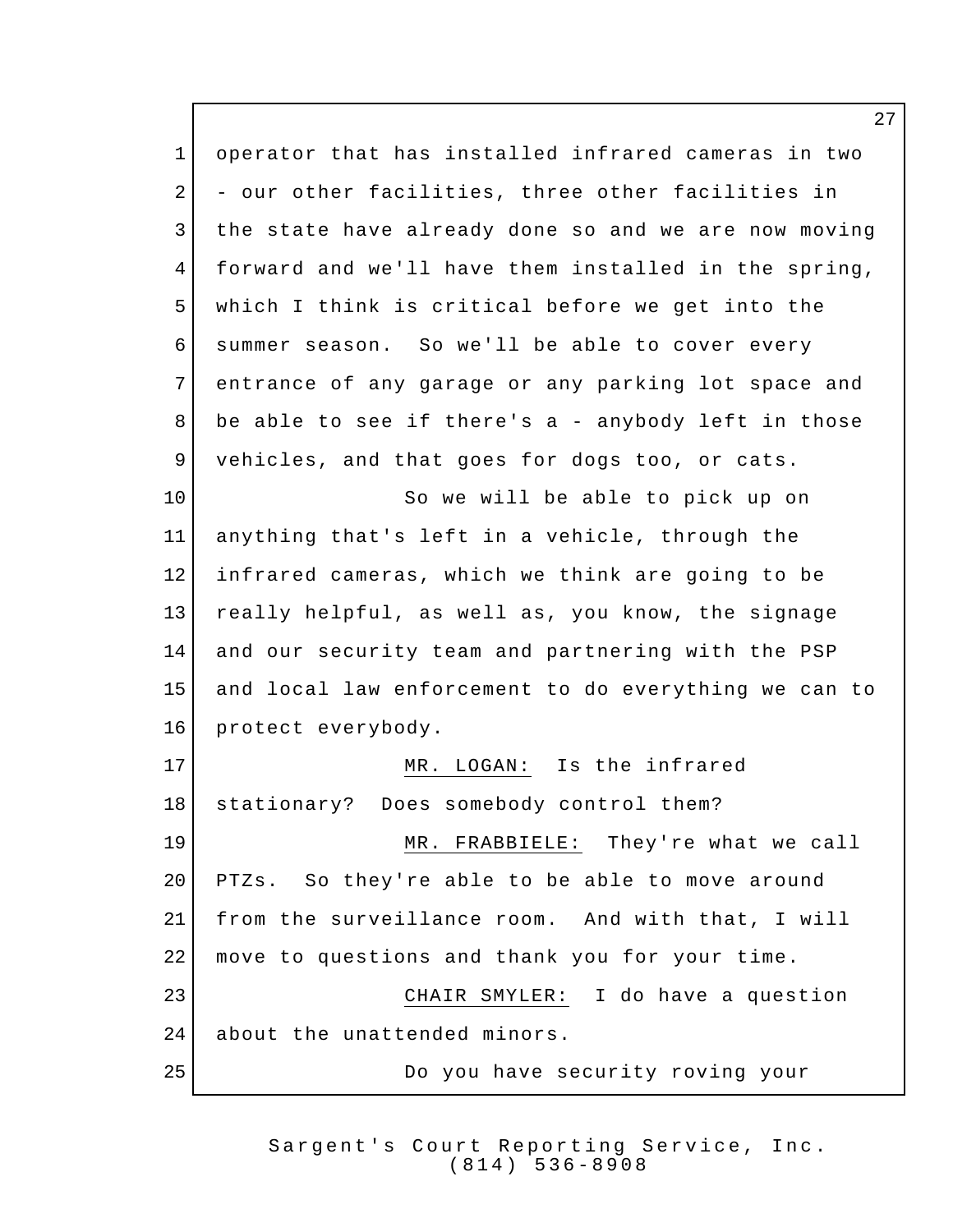operator that has installed infrared cameras in two - our other facilities, three other facilities in the state have already done so and we are now moving forward and we'll have them installed in the spring, which I think is critical before we get into the summer season. So we'll be able to cover every entrance of any garage or any parking lot space and be able to see if there's a - anybody left in those vehicles, and that goes for dogs too, or cats.

So we will be able to pick up on anything that's left in a vehicle, through the infrared cameras, which we think are going to be really helpful, as well as, you know, the signage and our security team and partnering with the PSP and local law enforcement to do everything we can to protect everybody.

MR. LOGAN: Is the infrared stationary? Does somebody control them?

MR. FRABBIELE: They're what we call PTZs. So they're able to be able to move around from the surveillance room. And with that, I will move to questions and thank you for your time.

CHAIR SMYLER: I do have a question about the unattended minors.

Do you have security roving your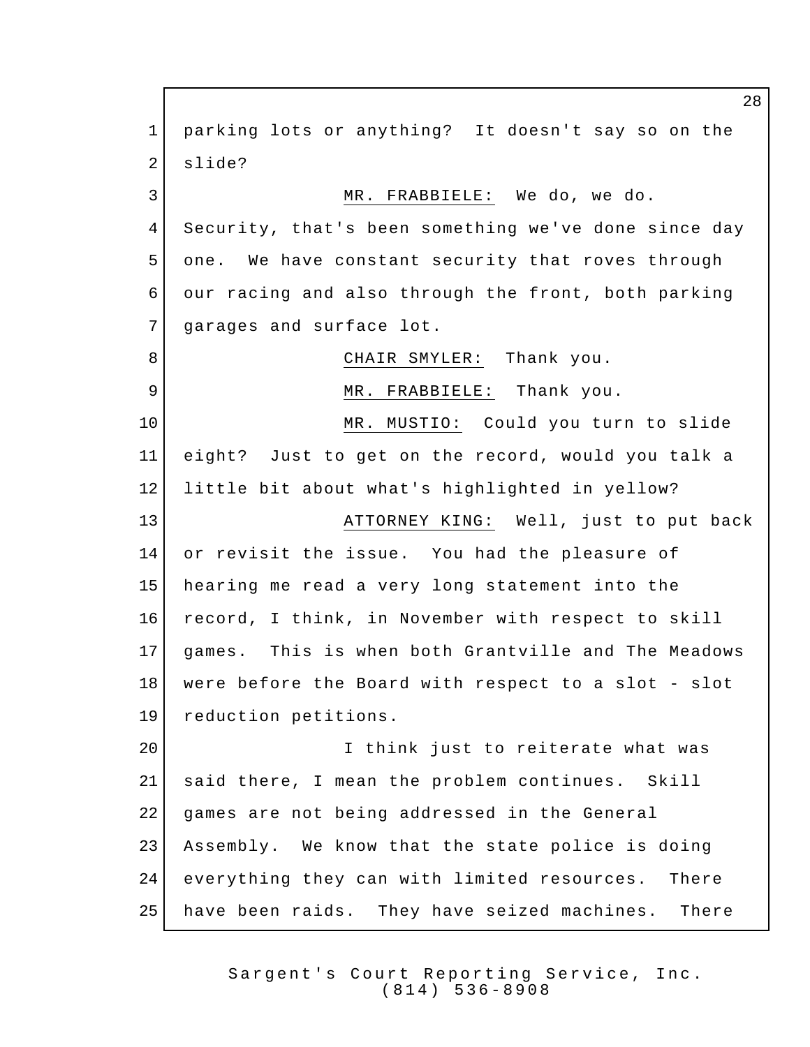parking lots or anything? It doesn't say so on the slide?

MR. FRABBIELE: We do, we do. Security, that's been something we've done since day one. We have constant security that roves through our racing and also through the front, both parking garages and surface lot.

CHAIR SMYLER: Thank you.

MR. FRABBIELE: Thank you.

MR. MUSTIO: Could you turn to slide eight? Just to get on the record, would you talk a little bit about what's highlighted in yellow?

ATTORNEY KING: Well, just to put back or revisit the issue. You had the pleasure of hearing me read a very long statement into the record, I think, in November with respect to skill games. This is when both Grantville and The Meadows were before the Board with respect to a slot - slot reduction petitions.

I think just to reiterate what was said there, I mean the problem continues. Skill games are not being addressed in the General Assembly. We know that the state police is doing everything they can with limited resources. There have been raids. They have seized machines. There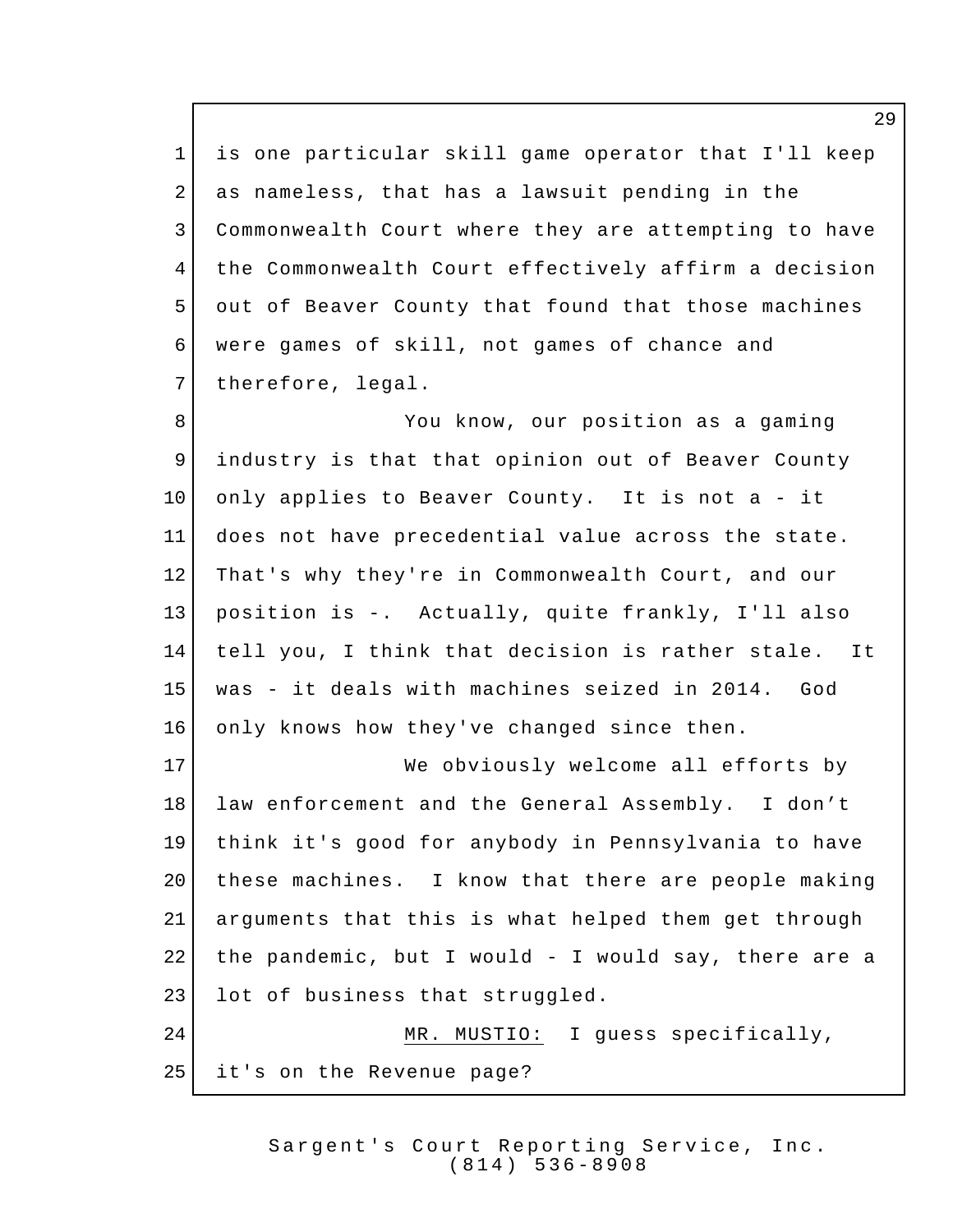is one particular skill game operator that I'll keep as nameless, that has a lawsuit pending in the Commonwealth Court where they are attempting to have the Commonwealth Court effectively affirm a decision out of Beaver County that found that those machines were games of skill, not games of chance and therefore, legal.

You know, our position as a gaming industry is that that opinion out of Beaver County only applies to Beaver County. It is not a - it does not have precedential value across the state. That's why they're in Commonwealth Court, and our position is -. Actually, quite frankly, I'll also tell you, I think that decision is rather stale. It was - it deals with machines seized in 2014. God only knows how they've changed since then.

We obviously welcome all efforts by law enforcement and the General Assembly. I don't think it's good for anybody in Pennsylvania to have these machines. I know that there are people making arguments that this is what helped them get through the pandemic, but I would - I would say, there are a lot of business that struggled.

MR. MUSTIO: I guess specifically, it's on the Revenue page?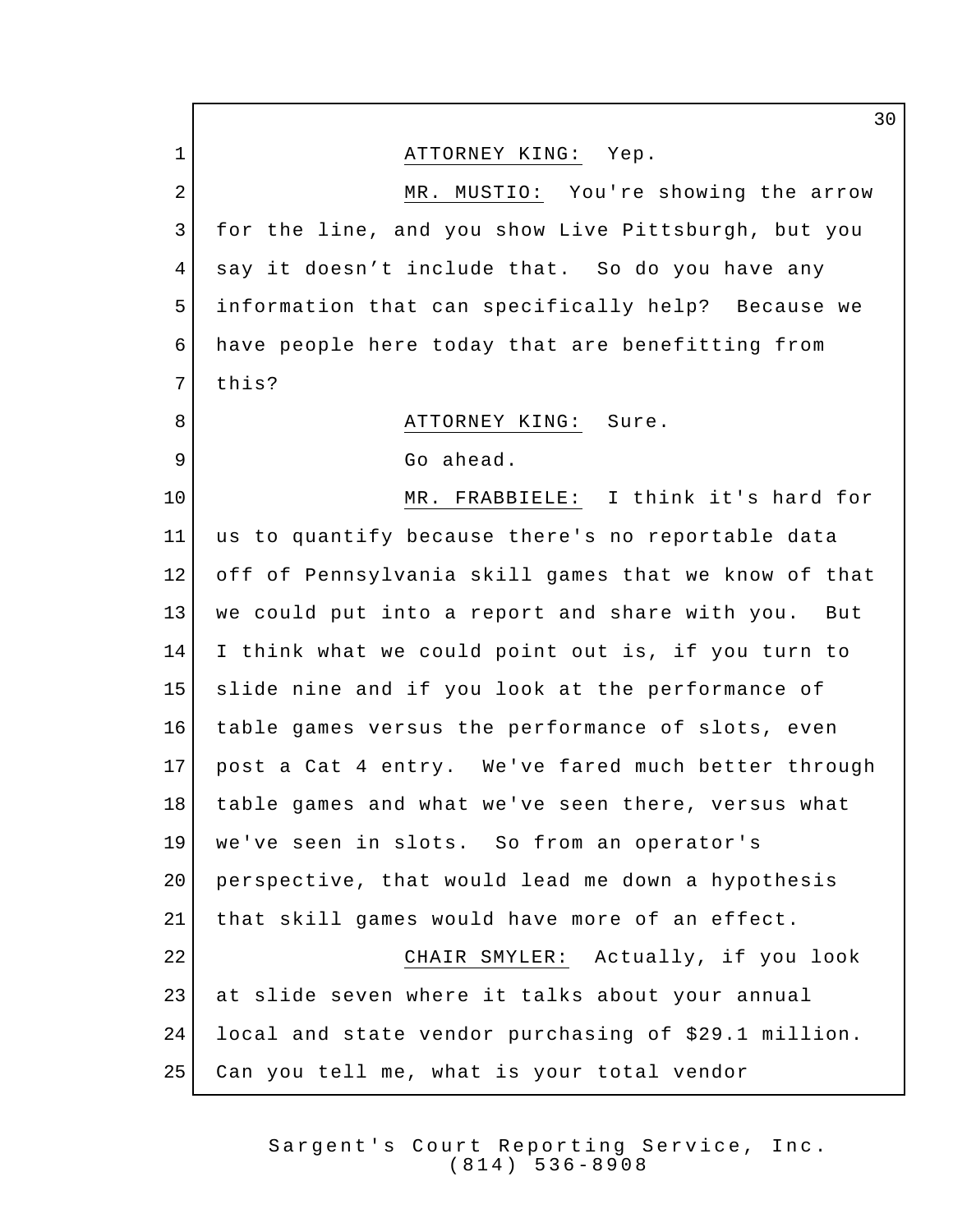ATTORNEY KING: Yep.

MR. MUSTIO: You're showing the arrow for the line, and you show Live Pittsburgh, but you say it doesn't include that. So do you have any information that can specifically help? Because we have people here today that are benefitting from this?

ATTORNEY KING: Sure.

Go ahead.

MR. FRABBIELE: I think it's hard for us to quantify because there's no reportable data off of Pennsylvania skill games that we know of that we could put into a report and share with you. But I think what we could point out is, if you turn to slide nine and if you look at the performance of table games versus the performance of slots, even post a Cat 4 entry. We've fared much better through table games and what we've seen there, versus what we've seen in slots. So from an operator's perspective, that would lead me down a hypothesis that skill games would have more of an effect.

CHAIR SMYLER: Actually, if you look at slide seven where it talks about your annual local and state vendor purchasing of $29.1 million. Can you tell me, what is your total vendor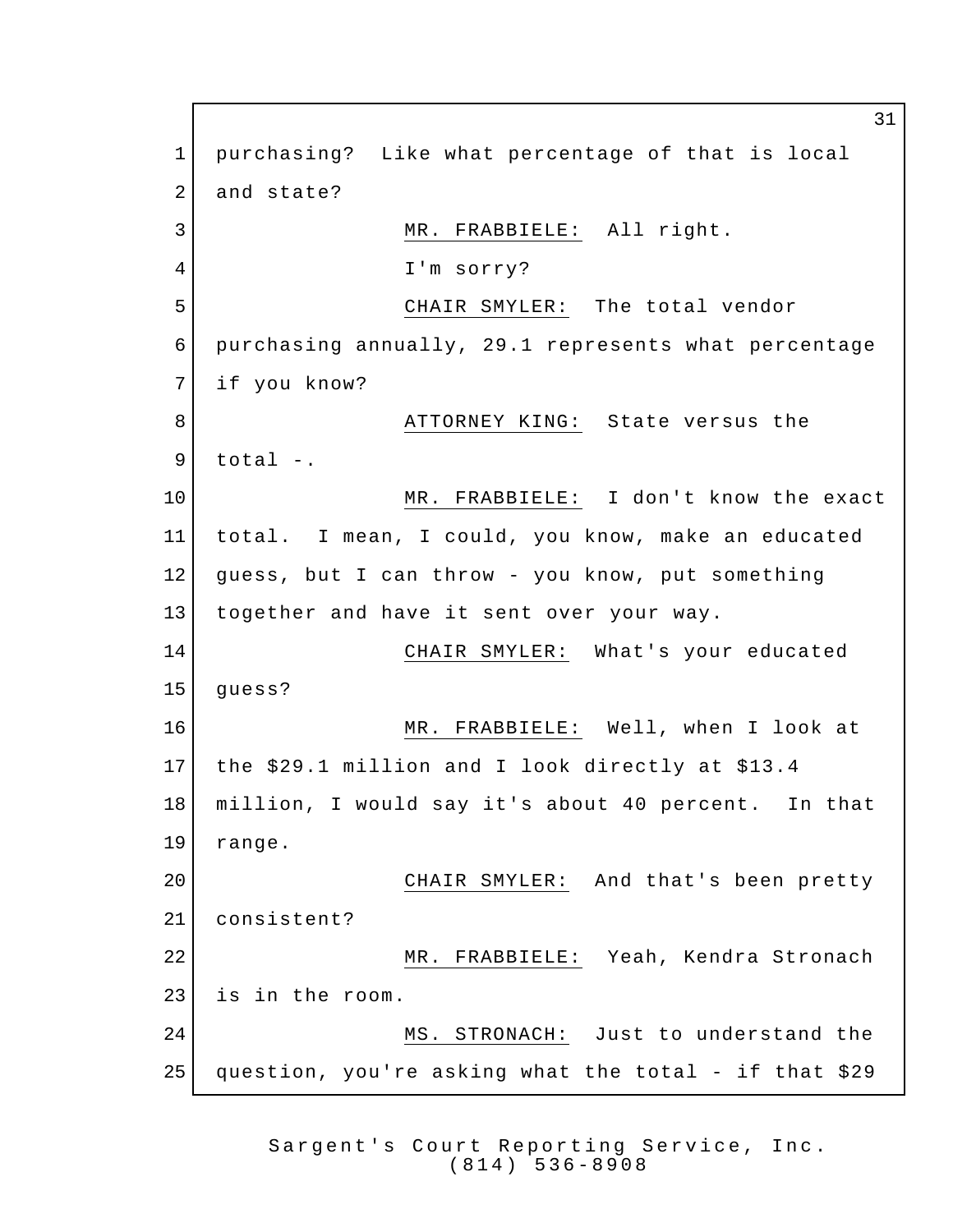purchasing? Like what percentage of that is local and state?

MR. FRABBIELE: All right.

I'm sorry?

CHAIR SMYLER: The total vendor purchasing annually, 29.1 represents what percentage if you know?

ATTORNEY KING: State versus the total -.

MR. FRABBIELE: I don't know the exact total. I mean, I could, you know, make an educated guess, but I can throw - you know, put something together and have it sent over your way.

CHAIR SMYLER: What's your educated guess?

MR. FRABBIELE: Well, when I look at the $29.1 million and I look directly at $13.4 million, I would say it's about 40 percent. In that range.

CHAIR SMYLER: And that's been pretty consistent?

MR. FRABBIELE: Yeah, Kendra Stronach is in the room.

MS. STRONACH: Just to understand the question, you're asking what the total - if that $29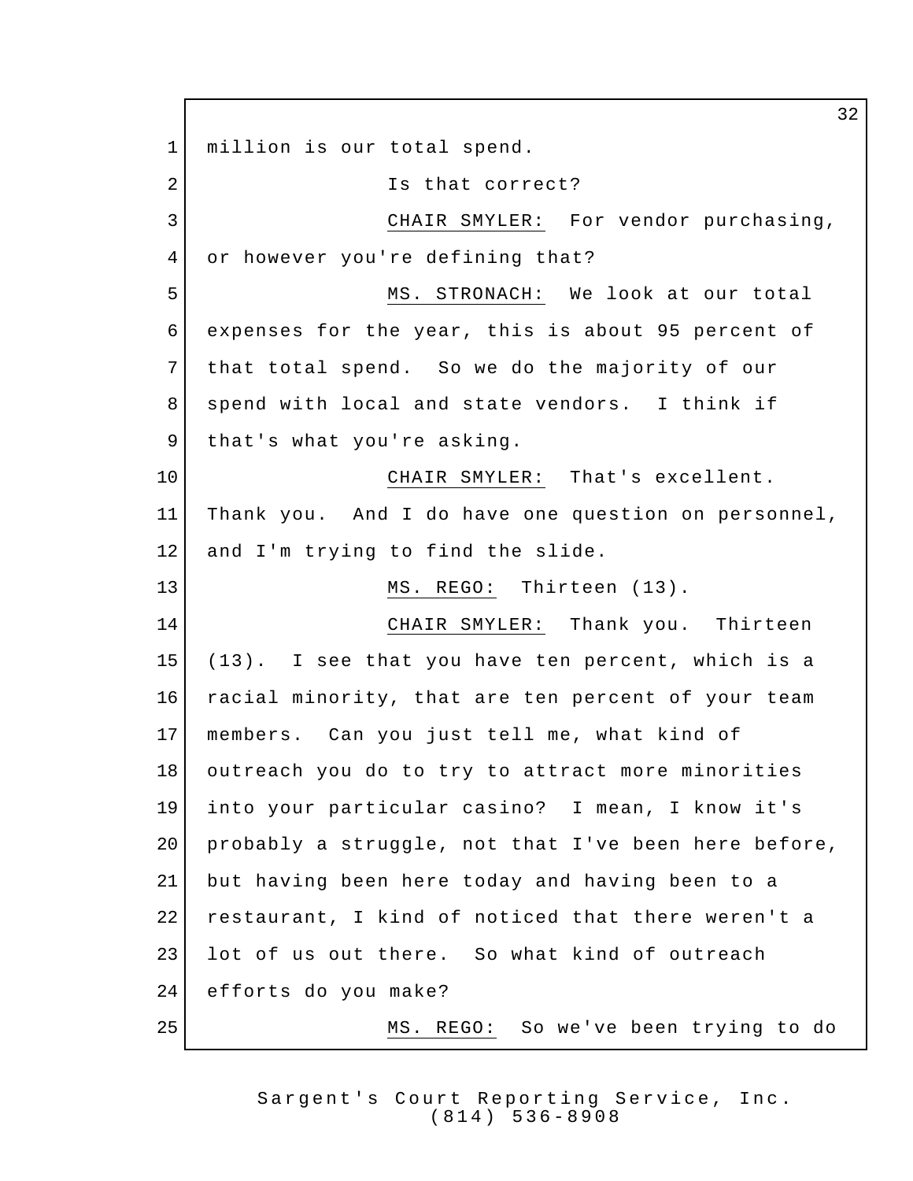million is our total spend.

Is that correct?

CHAIR SMYLER: For vendor purchasing, or however you're defining that?

MS. STRONACH: We look at our total expenses for the year, this is about 95 percent of that total spend. So we do the majority of our spend with local and state vendors. I think if that's what you're asking.

CHAIR SMYLER: That's excellent. Thank you. And I do have one question on personnel, and I'm trying to find the slide.

MS. REGO: Thirteen (13).

CHAIR SMYLER: Thank you. Thirteen (13). I see that you have ten percent, which is a racial minority, that are ten percent of your team members. Can you just tell me, what kind of outreach you do to try to attract more minorities into your particular casino? I mean, I know it's probably a struggle, not that I've been here before, but having been here today and having been to a restaurant, I kind of noticed that there weren't a lot of us out there. So what kind of outreach efforts do you make?

MS. REGO: So we've been trying to do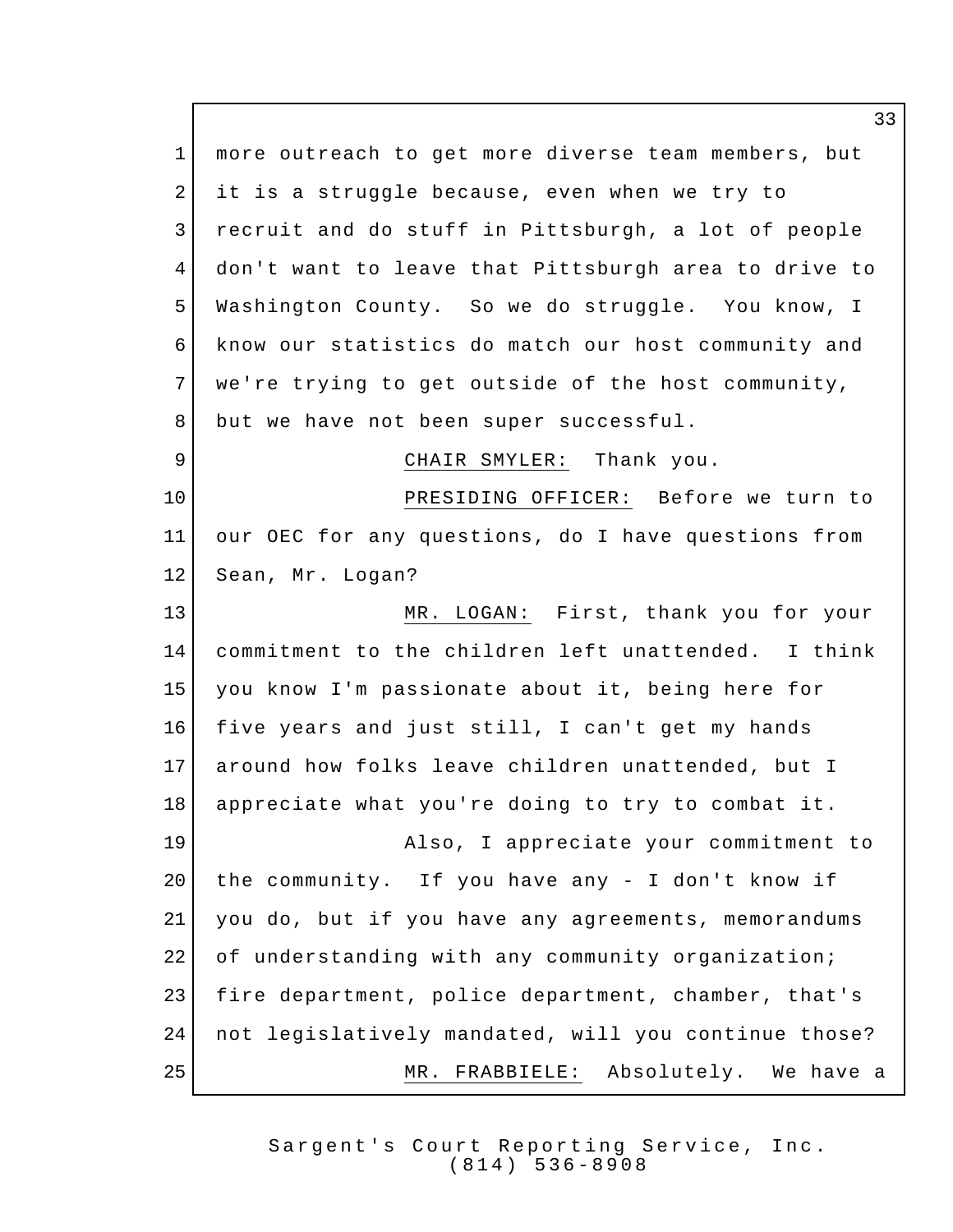more outreach to get more diverse team members, but it is a struggle because, even when we try to recruit and do stuff in Pittsburgh, a lot of people don't want to leave that Pittsburgh area to drive to Washington County. So we do struggle. You know, I know our statistics do match our host community and we're trying to get outside of the host community, but we have not been super successful.

CHAIR SMYLER: Thank you.

PRESIDING OFFICER: Before we turn to our OEC for any questions, do I have questions from Sean, Mr. Logan?

MR. LOGAN: First, thank you for your commitment to the children left unattended. I think you know I'm passionate about it, being here for five years and just still, I can't get my hands around how folks leave children unattended, but I appreciate what you're doing to try to combat it.

Also, I appreciate your commitment to the community. If you have any - I don't know if you do, but if you have any agreements, memorandums of understanding with any community organization; fire department, police department, chamber, that's not legislatively mandated, will you continue those?

MR. FRABBIELE: Absolutely. We have a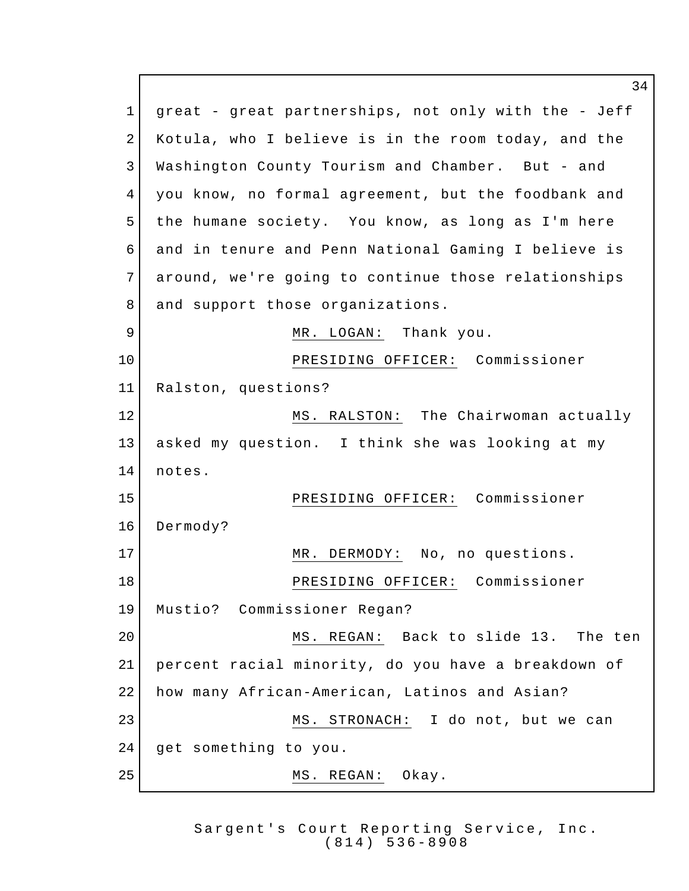great - great partnerships, not only with the - Jeff Kotula, who I believe is in the room today, and the Washington County Tourism and Chamber. But - and you know, no formal agreement, but the foodbank and the humane society. You know, as long as I'm here and in tenure and Penn National Gaming I believe is around, we're going to continue those relationships and support those organizations.

MR. LOGAN: Thank you.

PRESIDING OFFICER: Commissioner Ralston, questions?

MS. RALSTON: The Chairwoman actually asked my question. I think she was looking at my notes.

PRESIDING OFFICER: Commissioner Dermody?

MR. DERMODY: No, no questions.

PRESIDING OFFICER: Commissioner Mustio? Commissioner Regan?

MS. REGAN: Back to slide 13. The ten percent racial minority, do you have a breakdown of how many African-American, Latinos and Asian?

MS. STRONACH: I do not, but we can get something to you.

MS. REGAN: Okay.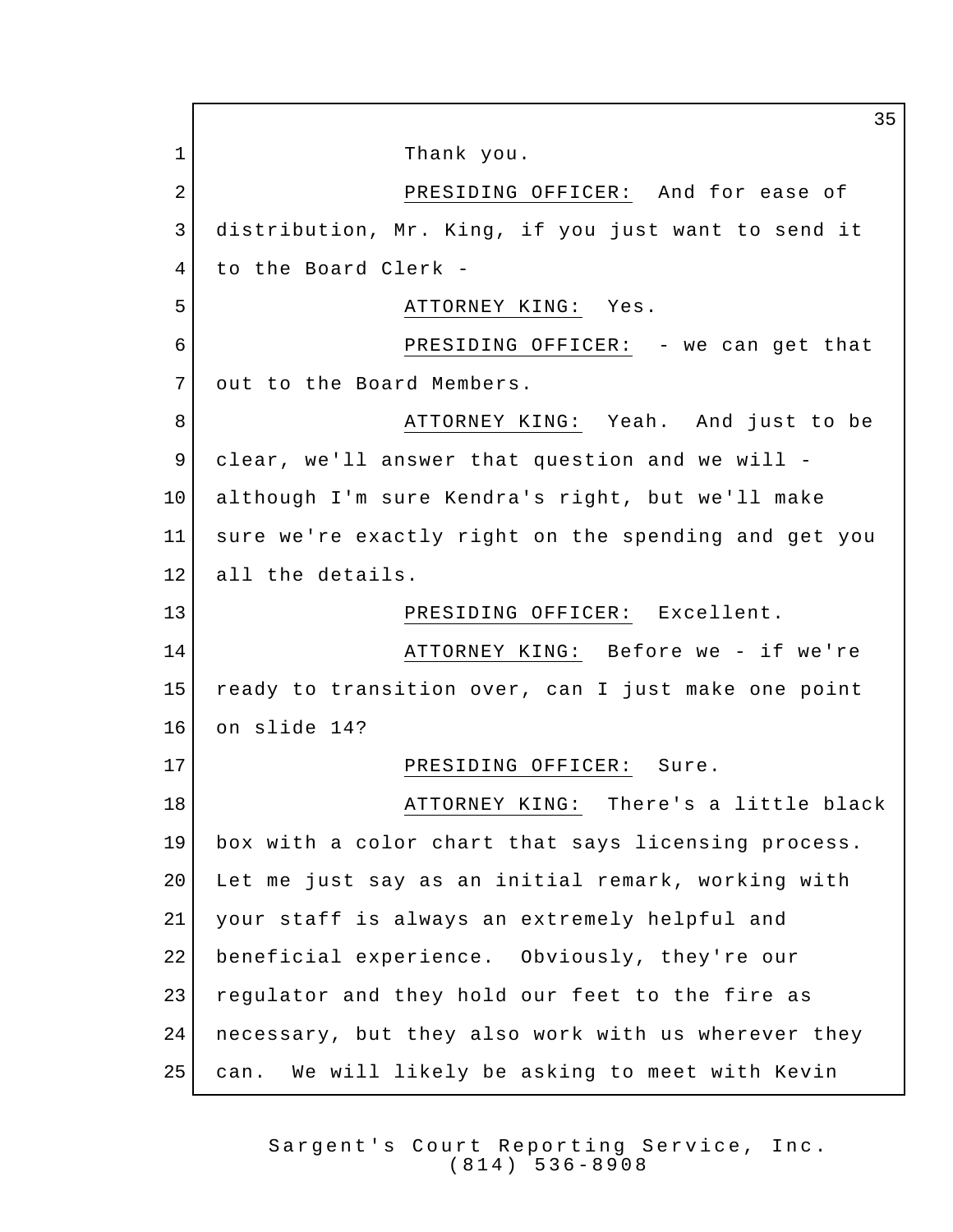Thank you.

PRESIDING OFFICER: And for ease of distribution, Mr. King, if you just want to send it to the Board Clerk -

ATTORNEY KING: Yes.

PRESIDING OFFICER: - we can get that out to the Board Members.

ATTORNEY KING: Yeah. And just to be clear, we'll answer that question and we will - although I'm sure Kendra's right, but we'll make sure we're exactly right on the spending and get you all the details.

PRESIDING OFFICER: Excellent.

ATTORNEY KING: Before we - if we're ready to transition over, can I just make one point on slide 14?

PRESIDING OFFICER: Sure.

ATTORNEY KING: There's a little black box with a color chart that says licensing process. Let me just say as an initial remark, working with your staff is always an extremely helpful and beneficial experience. Obviously, they're our regulator and they hold our feet to the fire as necessary, but they also work with us wherever they can. We will likely be asking to meet with Kevin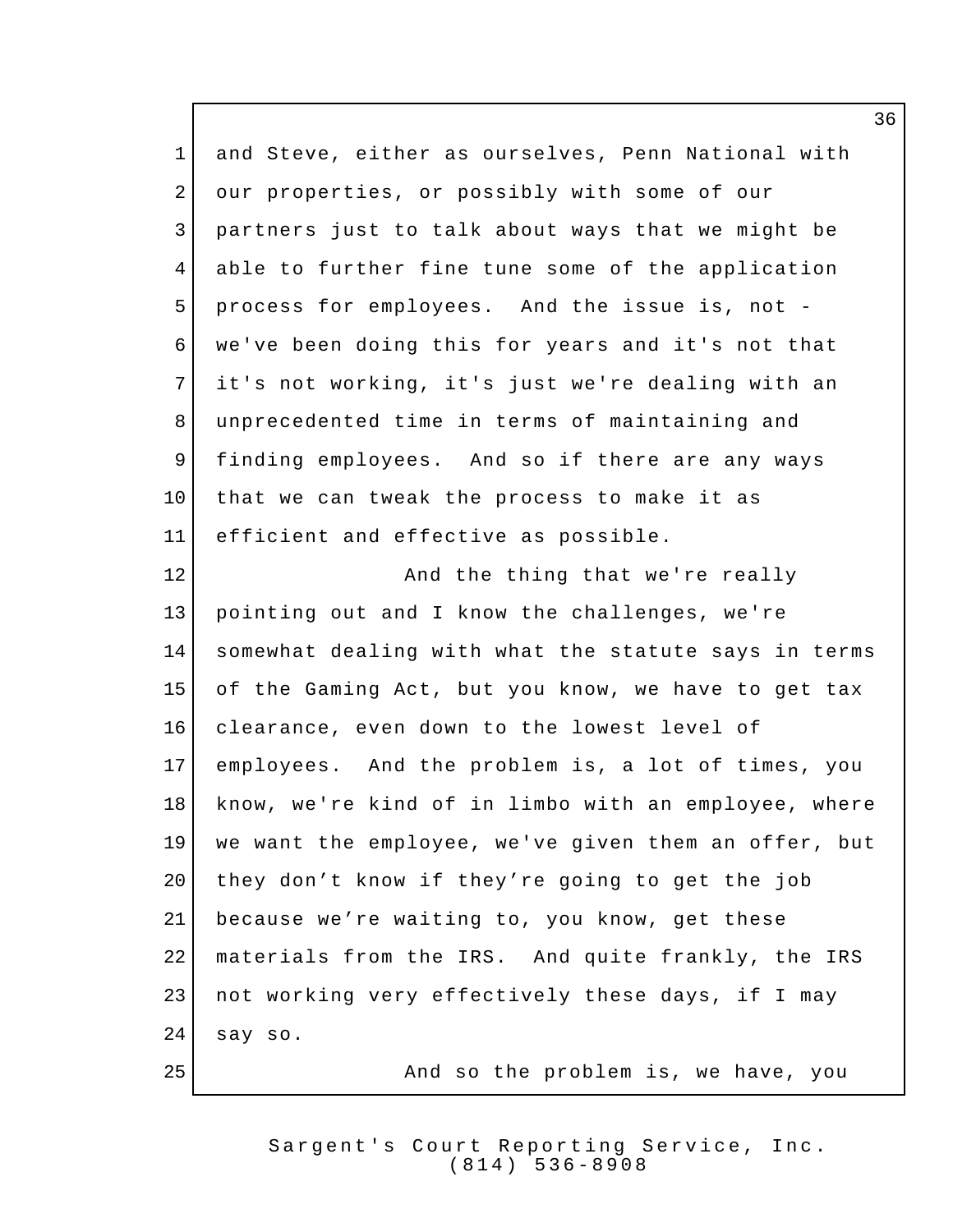and Steve, either as ourselves, Penn National with our properties, or possibly with some of our partners just to talk about ways that we might be able to further fine tune some of the application process for employees. And the issue is, not - we've been doing this for years and it's not that it's not working, it's just we're dealing with an unprecedented time in terms of maintaining and finding employees. And so if there are any ways that we can tweak the process to make it as efficient and effective as possible.

And the thing that we're really pointing out and I know the challenges, we're somewhat dealing with what the statute says in terms of the Gaming Act, but you know, we have to get tax clearance, even down to the lowest level of employees. And the problem is, a lot of times, you know, we're kind of in limbo with an employee, where we want the employee, we've given them an offer, but they don’t know if they’re going to get the job because we’re waiting to, you know, get these materials from the IRS. And quite frankly, the IRS not working very effectively these days, if I may say so.

And so the problem is, we have, you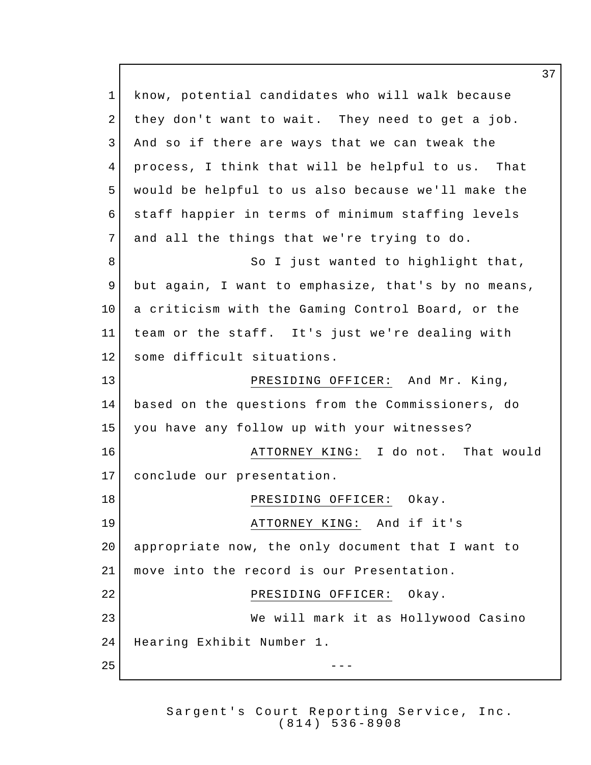know, potential candidates who will walk because they don't want to wait. They need to get a job. And so if there are ways that we can tweak the process, I think that will be helpful to us. That would be helpful to us also because we'll make the staff happier in terms of minimum staffing levels and all the things that we're trying to do.

So I just wanted to highlight that, but again, I want to emphasize, that's by no means, a criticism with the Gaming Control Board, or the team or the staff. It's just we're dealing with some difficult situations.

PRESIDING OFFICER: And Mr. King, based on the questions from the Commissioners, do you have any follow up with your witnesses?

ATTORNEY KING: I do not. That would conclude our presentation.

PRESIDING OFFICER: Okay.

ATTORNEY KING: And if it's appropriate now, the only document that I want to move into the record is our Presentation.

PRESIDING OFFICER: Okay.

We will mark it as Hollywood Casino Hearing Exhibit Number 1.

---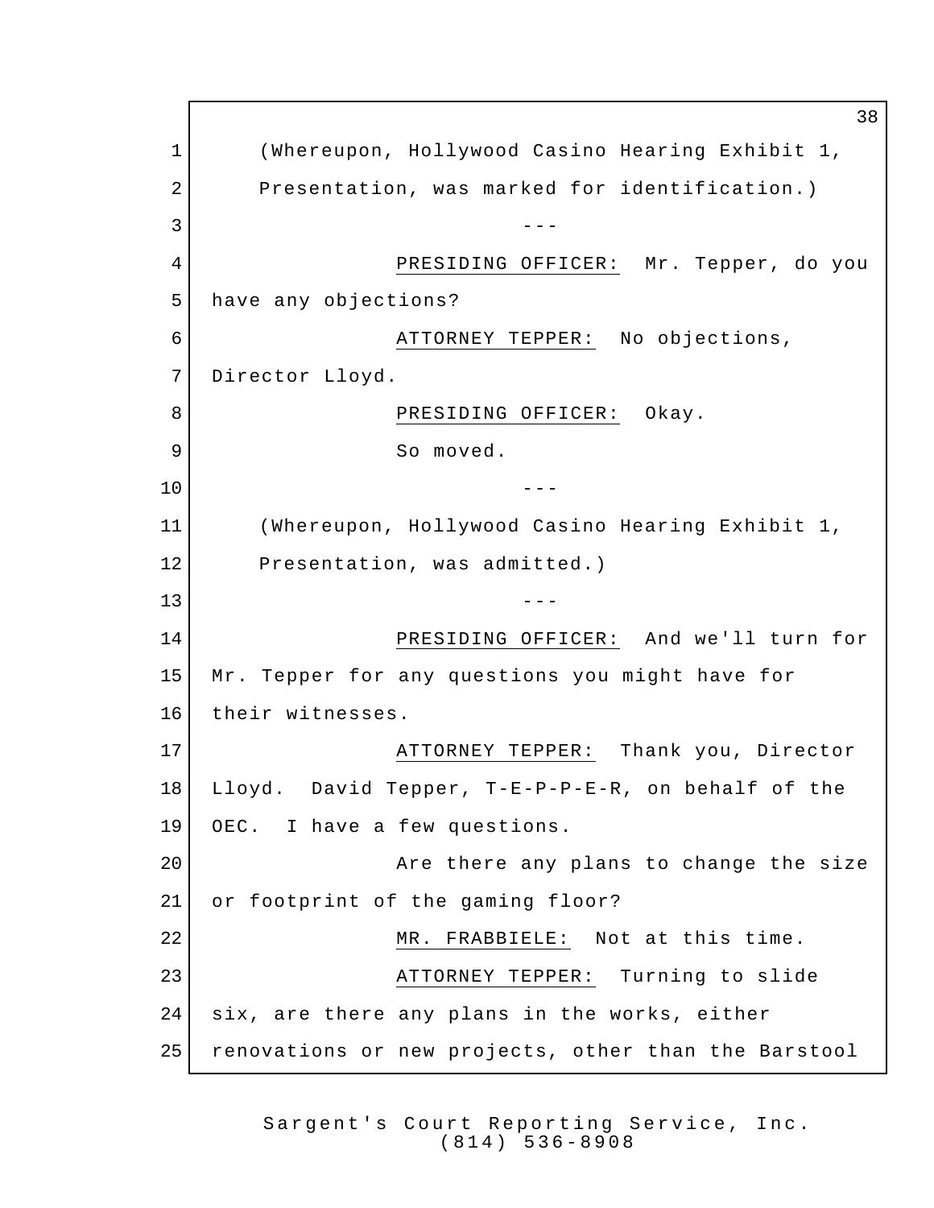(Whereupon, Hollywood Casino Hearing Exhibit 1, Presentation, was marked for identification.)

---

PRESIDING OFFICER: Mr. Tepper, do you have any objections?

ATTORNEY TEPPER: No objections, Director Lloyd.

PRESIDING OFFICER: Okay.

So moved.

---

(Whereupon, Hollywood Casino Hearing Exhibit 1, Presentation, was admitted.)

---

PRESIDING OFFICER: And we'll turn for Mr. Tepper for any questions you might have for their witnesses.

ATTORNEY TEPPER: Thank you, Director Lloyd. David Tepper, T-E-P-P-E-R, on behalf of the OEC. I have a few questions.

Are there any plans to change the size or footprint of the gaming floor?

MR. FRABBIELE: Not at this time.

ATTORNEY TEPPER: Turning to slide six, are there any plans in the works, either renovations or new projects, other than the Barstool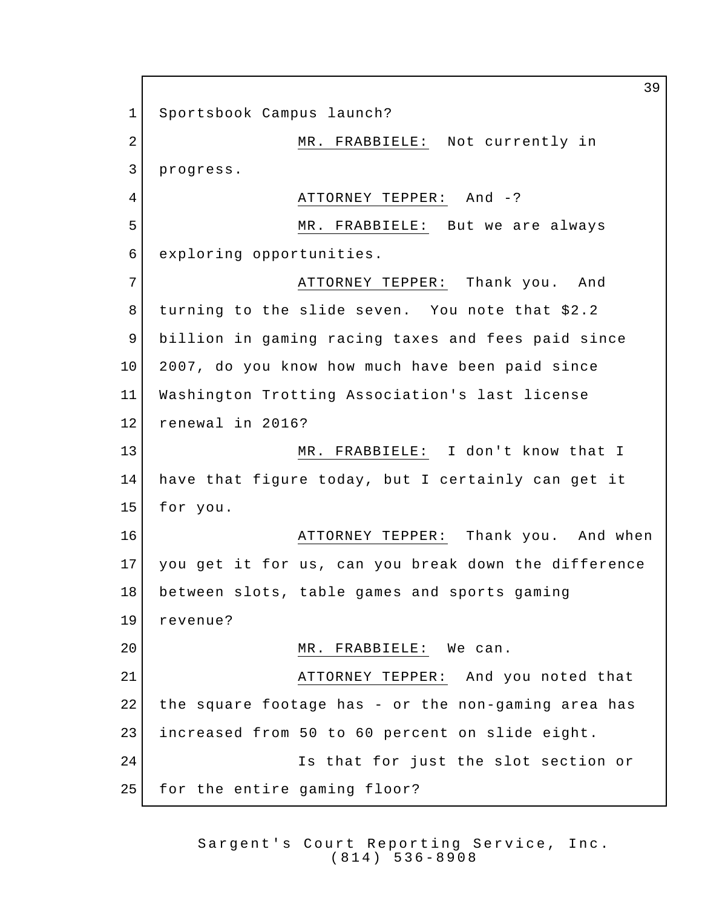Sportsbook Campus launch?

MR. FRABBIELE: Not currently in progress.

ATTORNEY TEPPER: And -?

MR. FRABBIELE: But we are always exploring opportunities.

ATTORNEY TEPPER: Thank you. And turning to the slide seven. You note that $2.2 billion in gaming racing taxes and fees paid since 2007, do you know how much have been paid since Washington Trotting Association's last license renewal in 2016?

MR. FRABBIELE: I don't know that I have that figure today, but I certainly can get it for you.

ATTORNEY TEPPER: Thank you. And when you get it for us, can you break down the difference between slots, table games and sports gaming revenue?

MR. FRABBIELE: We can.

ATTORNEY TEPPER: And you noted that the square footage has - or the non-gaming area has increased from 50 to 60 percent on slide eight.

Is that for just the slot section or for the entire gaming floor?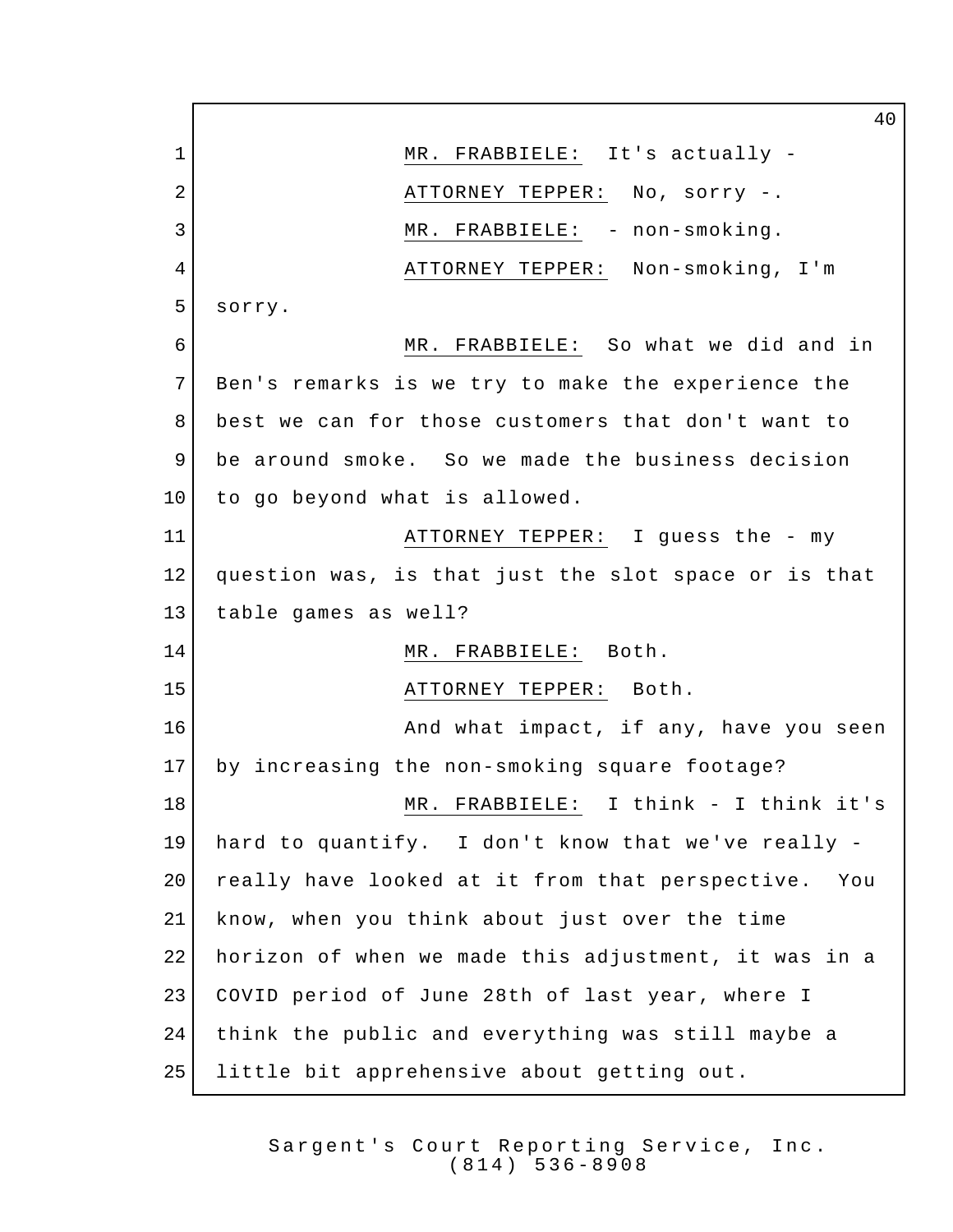MR. FRABBIELE: It's actually -

ATTORNEY TEPPER: No, sorry -.

MR. FRABBIELE: - non-smoking.

ATTORNEY TEPPER: Non-smoking, I'm sorry.

MR. FRABBIELE: So what we did and in Ben's remarks is we try to make the experience the best we can for those customers that don't want to be around smoke. So we made the business decision to go beyond what is allowed.

ATTORNEY TEPPER: I guess the - my question was, is that just the slot space or is that table games as well?

MR. FRABBIELE: Both.

ATTORNEY TEPPER: Both.

And what impact, if any, have you seen by increasing the non-smoking square footage?

MR. FRABBIELE: I think - I think it's hard to quantify. I don't know that we've really - really have looked at it from that perspective. You know, when you think about just over the time horizon of when we made this adjustment, it was in a COVID period of June 28th of last year, where I think the public and everything was still maybe a little bit apprehensive about getting out.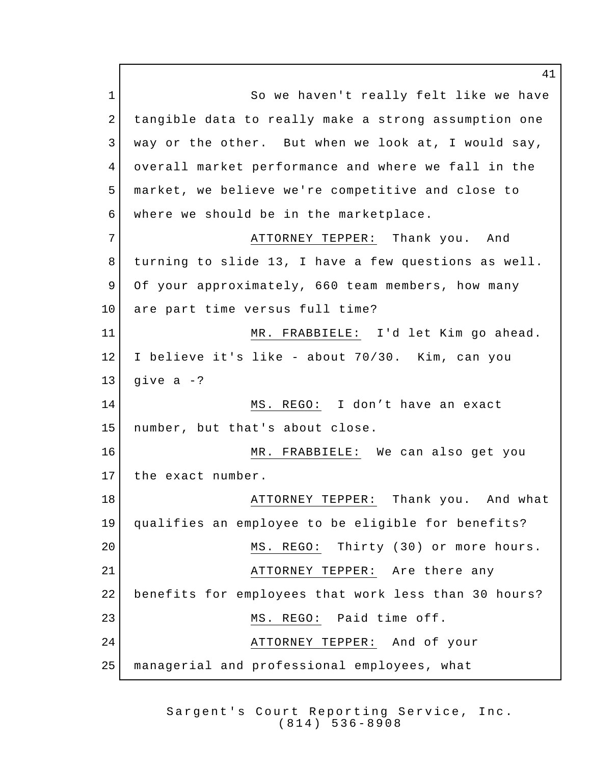So we haven't really felt like we have tangible data to really make a strong assumption one way or the other. But when we look at, I would say, overall market performance and where we fall in the market, we believe we're competitive and close to where we should be in the marketplace.

ATTORNEY TEPPER: Thank you. And turning to slide 13, I have a few questions as well. Of your approximately, 660 team members, how many are part time versus full time?

MR. FRABBIELE: I'd let Kim go ahead. I believe it's like - about 70/30. Kim, can you give a -?

MS. REGO: I don't have an exact number, but that's about close.

MR. FRABBIELE: We can also get you the exact number.

ATTORNEY TEPPER: Thank you. And what qualifies an employee to be eligible for benefits?

MS. REGO: Thirty (30) or more hours.

ATTORNEY TEPPER: Are there any benefits for employees that work less than 30 hours?

MS. REGO: Paid time off.

ATTORNEY TEPPER: And of your managerial and professional employees, what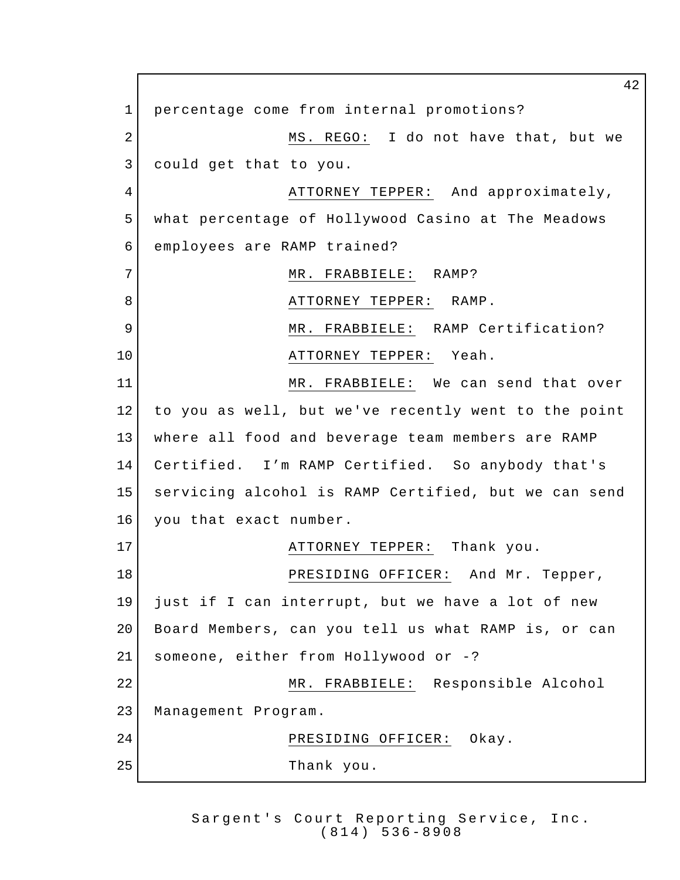percentage come from internal promotions?

MS. REGO: I do not have that, but we could get that to you.

ATTORNEY TEPPER: And approximately, what percentage of Hollywood Casino at The Meadows employees are RAMP trained?

MR. FRABBIELE: RAMP?

ATTORNEY TEPPER: RAMP.

MR. FRABBIELE: RAMP Certification?

ATTORNEY TEPPER: Yeah.

MR. FRABBIELE: We can send that over to you as well, but we've recently went to the point where all food and beverage team members are RAMP Certified. I'm RAMP Certified. So anybody that's servicing alcohol is RAMP Certified, but we can send you that exact number.

ATTORNEY TEPPER: Thank you.

PRESIDING OFFICER: And Mr. Tepper, just if I can interrupt, but we have a lot of new Board Members, can you tell us what RAMP is, or can someone, either from Hollywood or -?

MR. FRABBIELE: Responsible Alcohol Management Program.

PRESIDING OFFICER: Okay.

Thank you.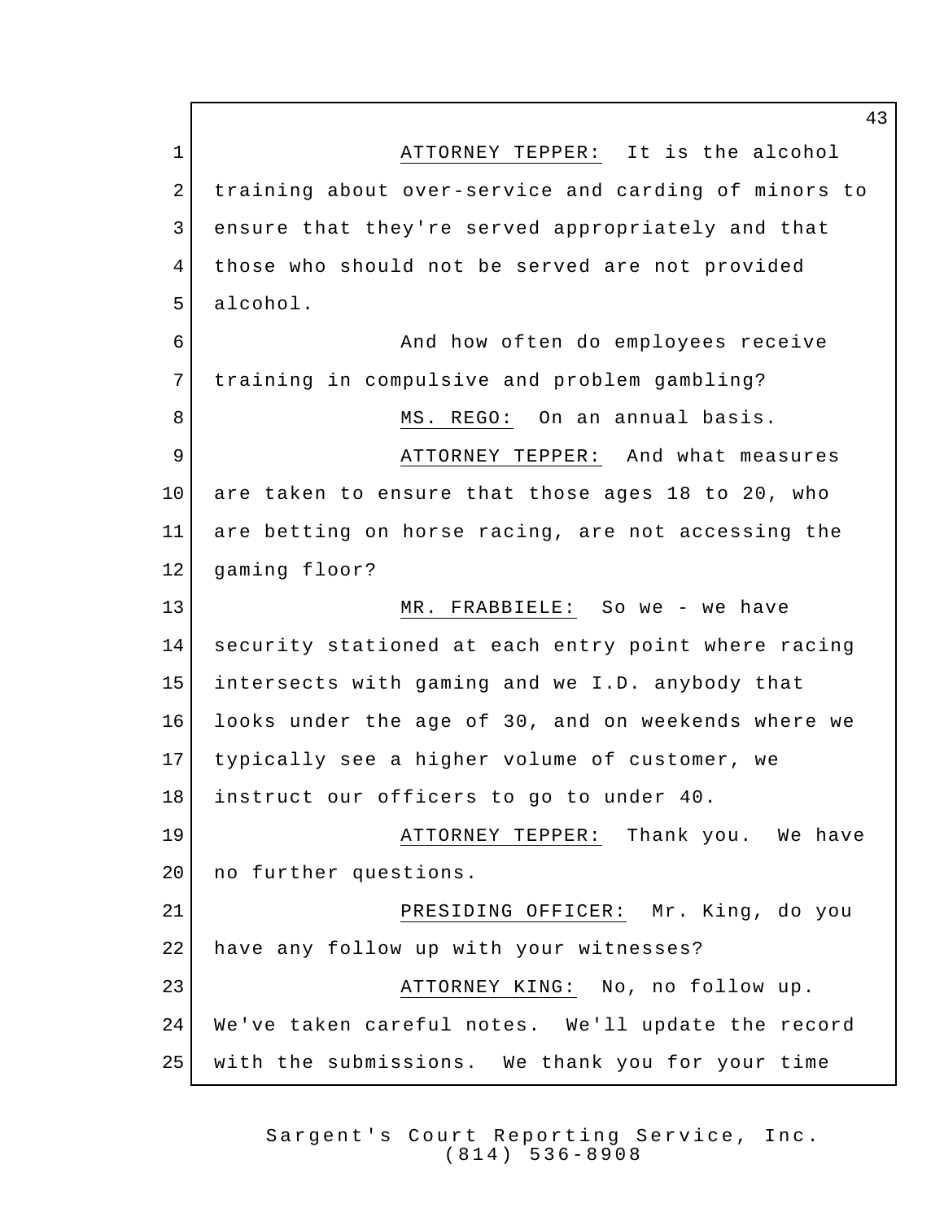ATTORNEY TEPPER: It is the alcohol training about over-service and carding of minors to ensure that they're served appropriately and that those who should not be served are not provided alcohol.

And how often do employees receive training in compulsive and problem gambling?

MS. REGO: On an annual basis.

ATTORNEY TEPPER: And what measures are taken to ensure that those ages 18 to 20, who are betting on horse racing, are not accessing the gaming floor?

MR. FRABBIELE: So we - we have security stationed at each entry point where racing intersects with gaming and we I.D. anybody that looks under the age of 30, and on weekends where we typically see a higher volume of customer, we instruct our officers to go to under 40.

ATTORNEY TEPPER: Thank you. We have no further questions.

PRESIDING OFFICER: Mr. King, do you have any follow up with your witnesses?

ATTORNEY KING: No, no follow up. We've taken careful notes. We'll update the record with the submissions. We thank you for your time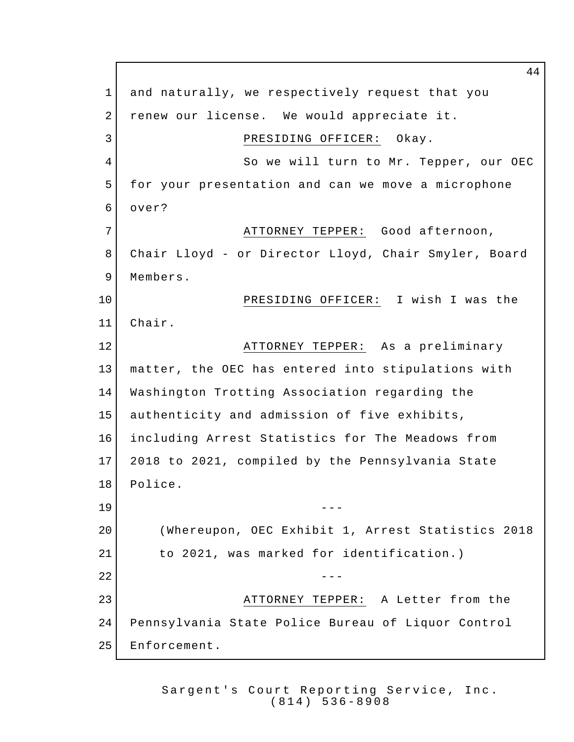and naturally, we respectively request that you renew our license. We would appreciate it.

PRESIDING OFFICER: Okay.

So we will turn to Mr. Tepper, our OEC for your presentation and can we move a microphone over?

ATTORNEY TEPPER: Good afternoon, Chair Lloyd - or Director Lloyd, Chair Smyler, Board Members.

PRESIDING OFFICER: I wish I was the Chair.

ATTORNEY TEPPER: As a preliminary matter, the OEC has entered into stipulations with Washington Trotting Association regarding the authenticity and admission of five exhibits, including Arrest Statistics for The Meadows from 2018 to 2021, compiled by the Pennsylvania State Police.

---

(Whereupon, OEC Exhibit 1, Arrest Statistics 2018 to 2021, was marked for identification.)

---

ATTORNEY TEPPER: A Letter from the Pennsylvania State Police Bureau of Liquor Control Enforcement.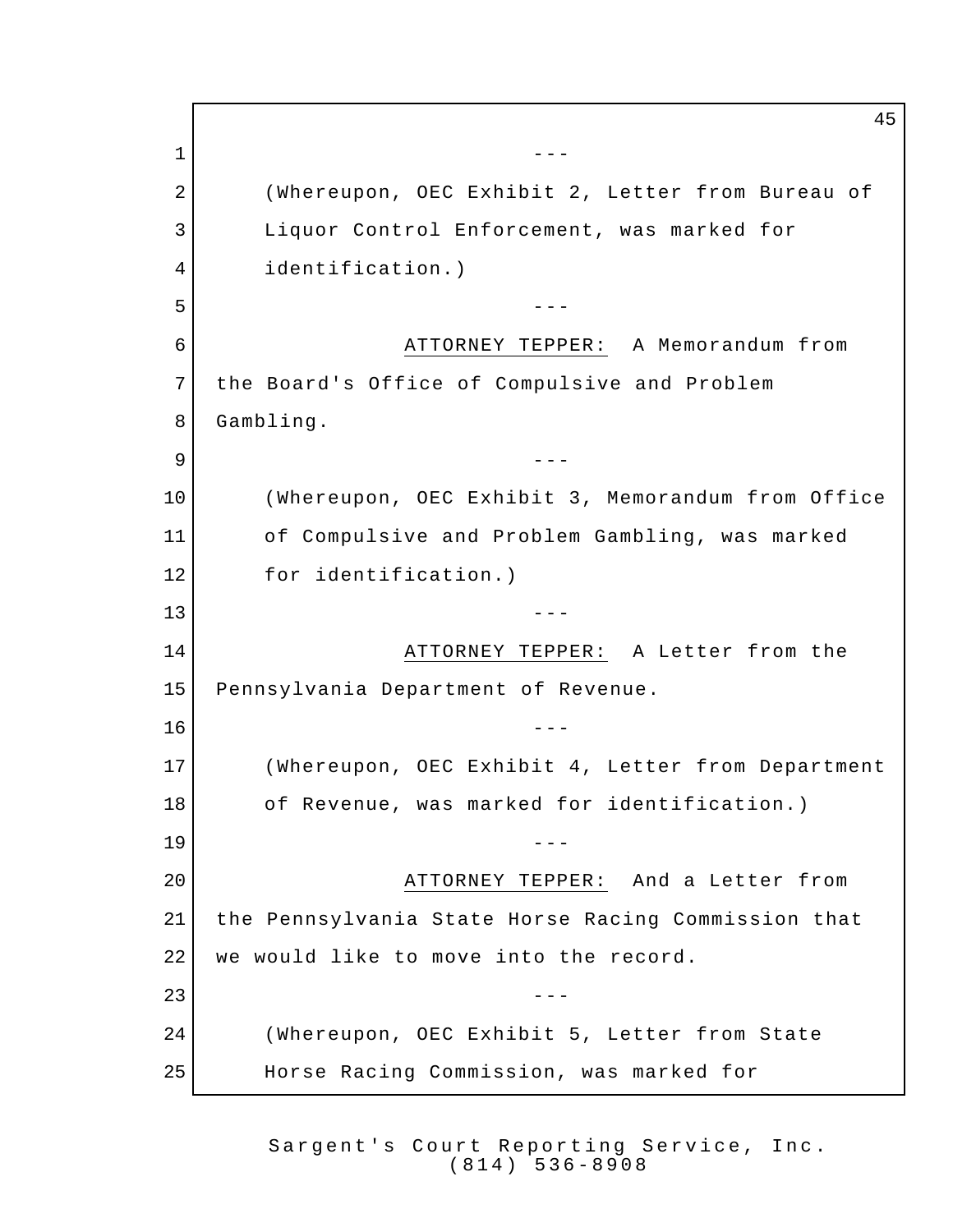---

(Whereupon, OEC Exhibit 2, Letter from Bureau of Liquor Control Enforcement, was marked for identification.)

---

ATTORNEY TEPPER: A Memorandum from the Board's Office of Compulsive and Problem Gambling.

---

(Whereupon, OEC Exhibit 3, Memorandum from Office of Compulsive and Problem Gambling, was marked for identification.)

---

ATTORNEY TEPPER: A Letter from the Pennsylvania Department of Revenue.

---

(Whereupon, OEC Exhibit 4, Letter from Department of Revenue, was marked for identification.)

---

ATTORNEY TEPPER: And a Letter from the Pennsylvania State Horse Racing Commission that we would like to move into the record.

---

(Whereupon, OEC Exhibit 5, Letter from State Horse Racing Commission, was marked for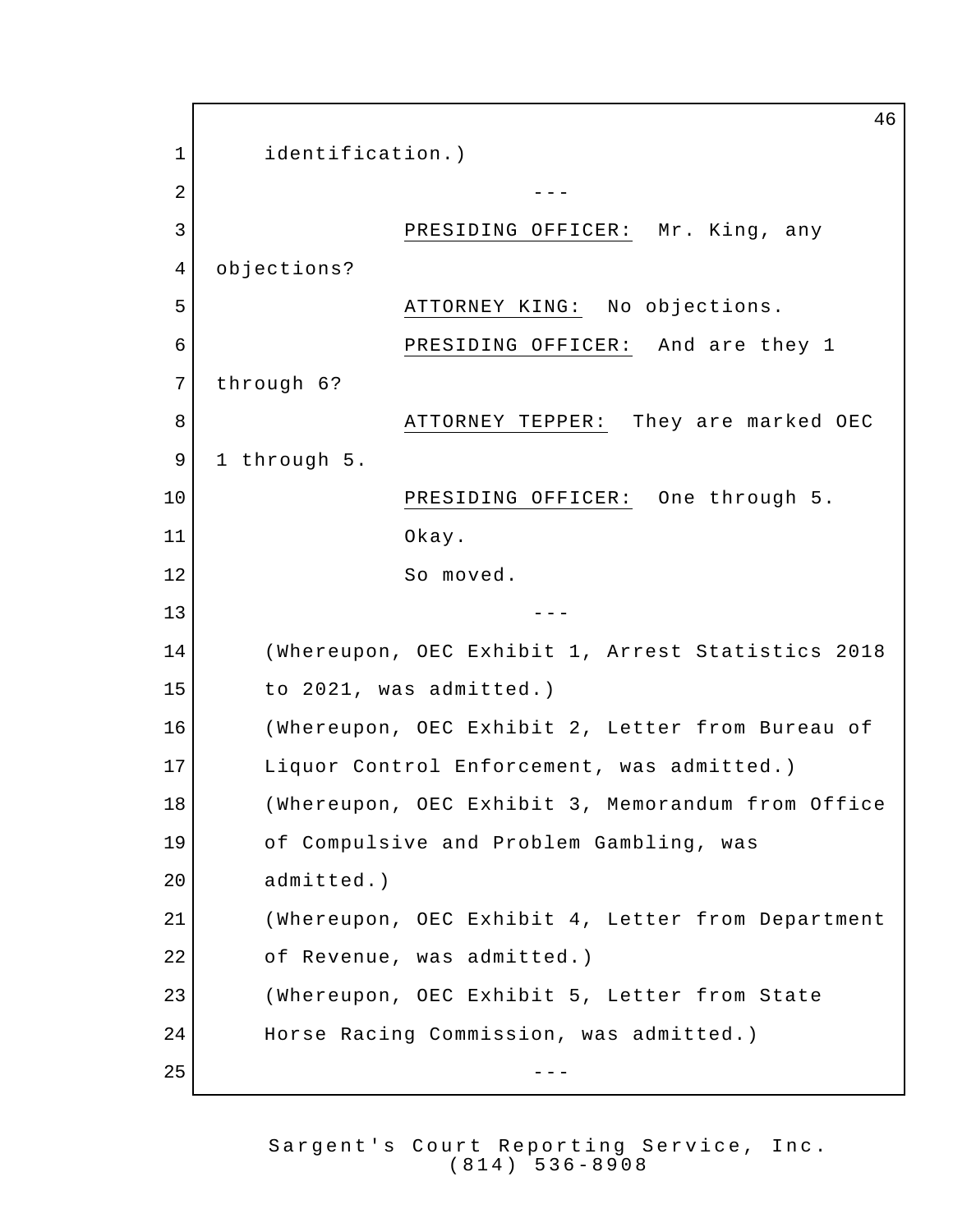identification.)

---

PRESIDING OFFICER: Mr. King, any objections?

ATTORNEY KING: No objections.

PRESIDING OFFICER: And are they 1 through 6?

ATTORNEY TEPPER: They are marked OEC 1 through 5.

PRESIDING OFFICER: One through 5.

Okay.

So moved.

---

(Whereupon, OEC Exhibit 1, Arrest Statistics 2018 to 2021, was admitted.)

(Whereupon, OEC Exhibit 2, Letter from Bureau of Liquor Control Enforcement, was admitted.)

(Whereupon, OEC Exhibit 3, Memorandum from Office of Compulsive and Problem Gambling, was admitted.)

(Whereupon, OEC Exhibit 4, Letter from Department of Revenue, was admitted.)

(Whereupon, OEC Exhibit 5, Letter from State Horse Racing Commission, was admitted.)

---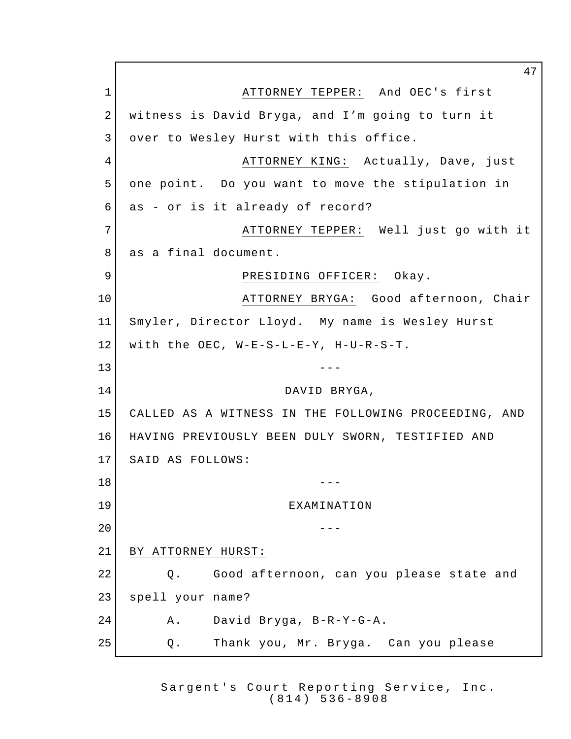ATTORNEY TEPPER: And OEC's first witness is David Bryga, and I'm going to turn it over to Wesley Hurst with this office.

ATTORNEY KING: Actually, Dave, just one point. Do you want to move the stipulation in as - or is it already of record?

ATTORNEY TEPPER: Well just go with it as a final document.

PRESIDING OFFICER: Okay.

ATTORNEY BRYGA: Good afternoon, Chair Smyler, Director Lloyd. My name is Wesley Hurst with the OEC, W-E-S-L-E-Y, H-U-R-S-T.

---

DAVID BRYGA,

CALLED AS A WITNESS IN THE FOLLOWING PROCEEDING, AND HAVING PREVIOUSLY BEEN DULY SWORN, TESTIFIED AND SAID AS FOLLOWS:

---

EXAMINATION

---

BY ATTORNEY HURST:

Q. Good afternoon, can you please state and spell your name?

A. David Bryga, B-R-Y-G-A.

Q. Thank you, Mr. Bryga. Can you please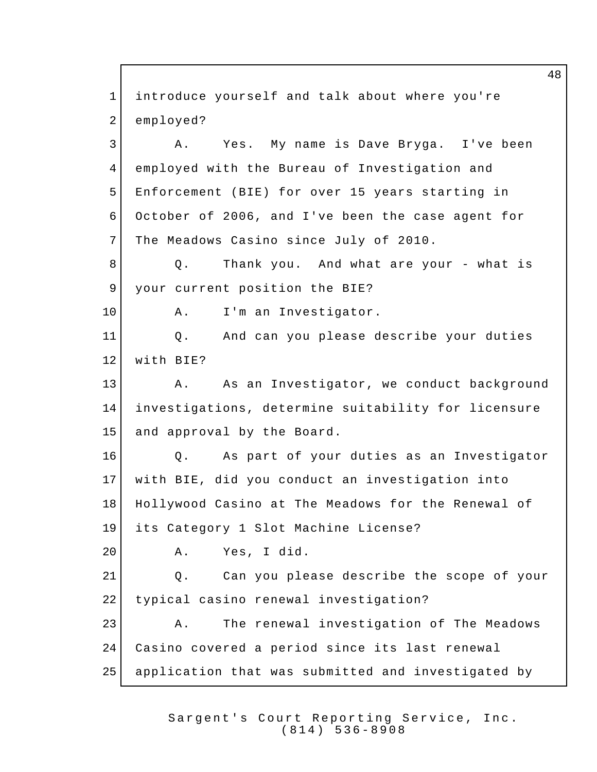introduce yourself and talk about where you're employed?

A. Yes. My name is Dave Bryga. I've been employed with the Bureau of Investigation and Enforcement (BIE) for over 15 years starting in October of 2006, and I've been the case agent for The Meadows Casino since July of 2010.

Q. Thank you. And what are your - what is your current position the BIE?

A. I'm an Investigator.

Q. And can you please describe your duties with BIE?

A. As an Investigator, we conduct background investigations, determine suitability for licensure and approval by the Board.

Q. As part of your duties as an Investigator with BIE, did you conduct an investigation into Hollywood Casino at The Meadows for the Renewal of its Category 1 Slot Machine License?

A. Yes, I did.

Q. Can you please describe the scope of your typical casino renewal investigation?

A. The renewal investigation of The Meadows Casino covered a period since its last renewal application that was submitted and investigated by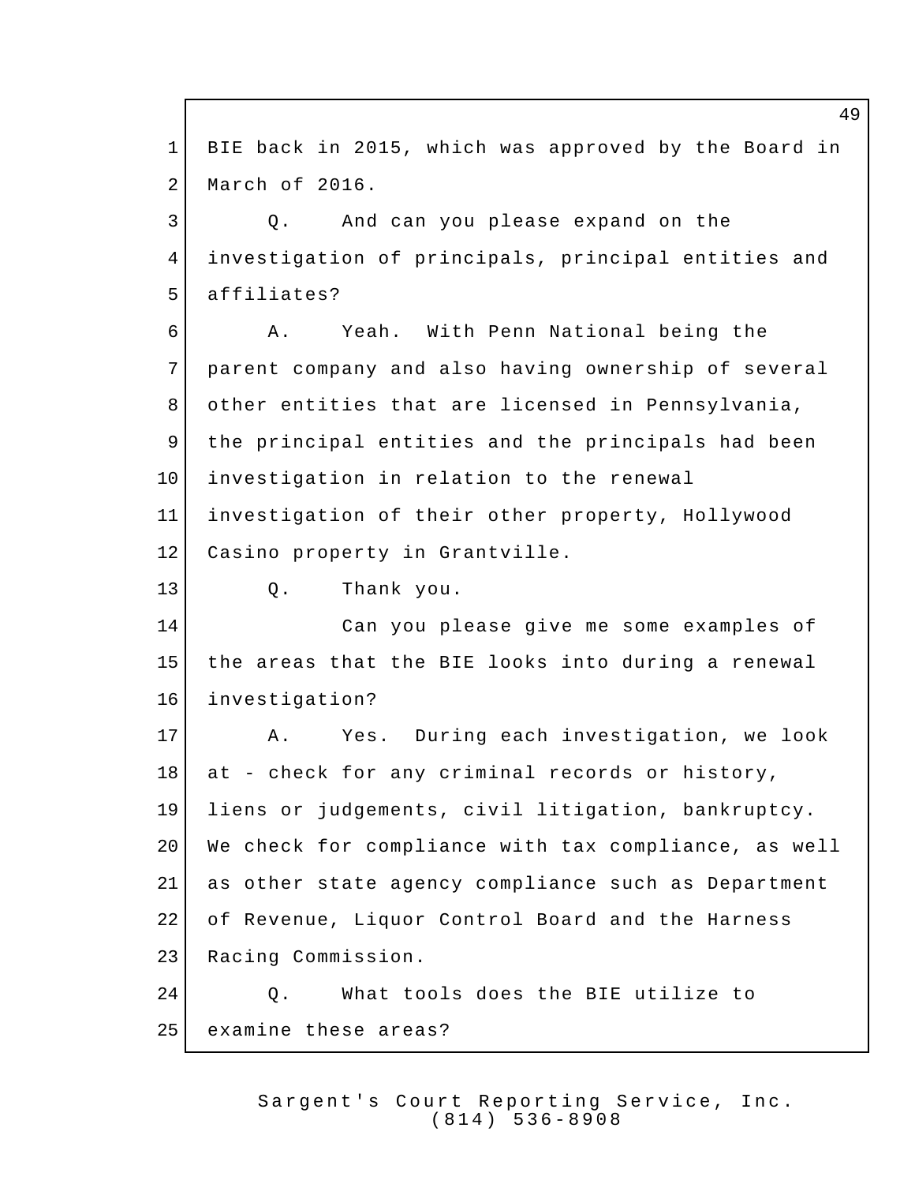BIE back in 2015, which was approved by the Board in March of 2016.

Q. And can you please expand on the investigation of principals, principal entities and affiliates?

A. Yeah. With Penn National being the parent company and also having ownership of several other entities that are licensed in Pennsylvania, the principal entities and the principals had been investigation in relation to the renewal investigation of their other property, Hollywood Casino property in Grantville.

Q. Thank you.

Can you please give me some examples of the areas that the BIE looks into during a renewal investigation?

A. Yes. During each investigation, we look at - check for any criminal records or history, liens or judgements, civil litigation, bankruptcy. We check for compliance with tax compliance, as well as other state agency compliance such as Department of Revenue, Liquor Control Board and the Harness Racing Commission.

Q. What tools does the BIE utilize to examine these areas?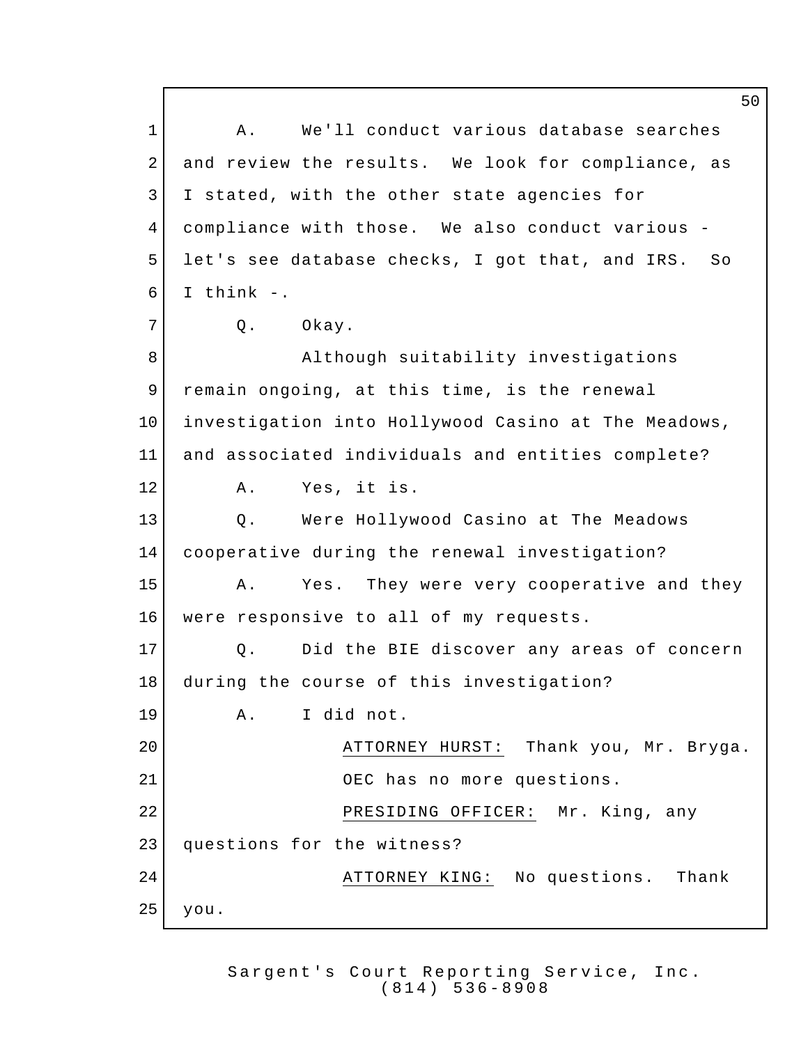A. We'll conduct various database searches and review the results. We look for compliance, as I stated, with the other state agencies for compliance with those. We also conduct various - let's see database checks, I got that, and IRS. So I think -.

Q. Okay.

Although suitability investigations remain ongoing, at this time, is the renewal investigation into Hollywood Casino at The Meadows, and associated individuals and entities complete?

A. Yes, it is.

Q. Were Hollywood Casino at The Meadows cooperative during the renewal investigation?

A. Yes. They were very cooperative and they were responsive to all of my requests.

Q. Did the BIE discover any areas of concern during the course of this investigation?

A. I did not.

ATTORNEY HURST: Thank you, Mr. Bryga. OEC has no more questions.

PRESIDING OFFICER: Mr. King, any questions for the witness?

ATTORNEY KING: No questions. Thank you.

Sargent's Court Reporting Service, Inc.
(814) 536-8908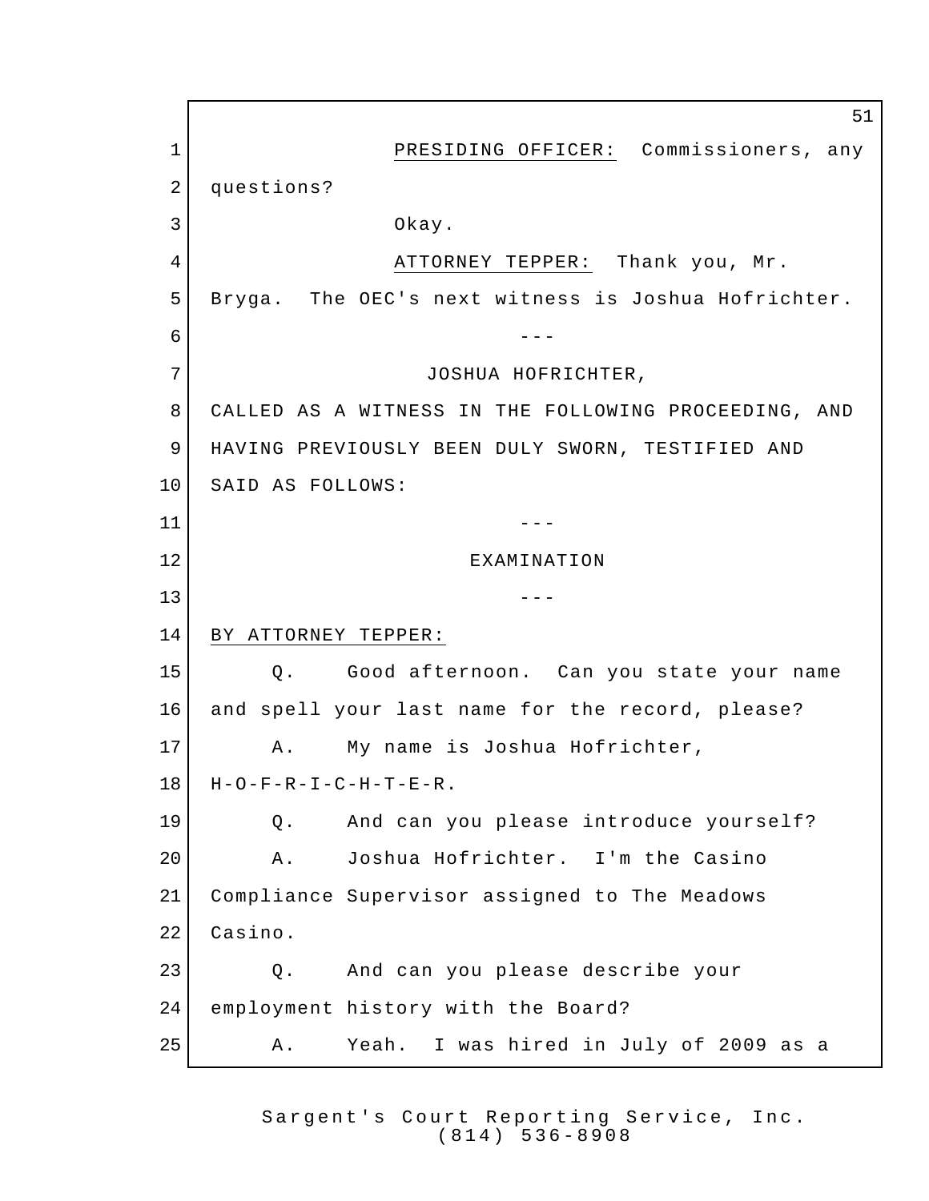PRESIDING OFFICER: Commissioners, any questions?

Okay.

ATTORNEY TEPPER: Thank you, Mr. Bryga. The OEC's next witness is Joshua Hofrichter.

---

JOSHUA HOFRICHTER,

CALLED AS A WITNESS IN THE FOLLOWING PROCEEDING, AND HAVING PREVIOUSLY BEEN DULY SWORN, TESTIFIED AND SAID AS FOLLOWS:

---

EXAMINATION

---

BY ATTORNEY TEPPER:

Q. Good afternoon. Can you state your name and spell your last name for the record, please?

A. My name is Joshua Hofrichter, H-O-F-R-I-C-H-T-E-R.

Q. And can you please introduce yourself?

A. Joshua Hofrichter. I'm the Casino Compliance Supervisor assigned to The Meadows Casino.

Q. And can you please describe your employment history with the Board?

A. Yeah. I was hired in July of 2009 as a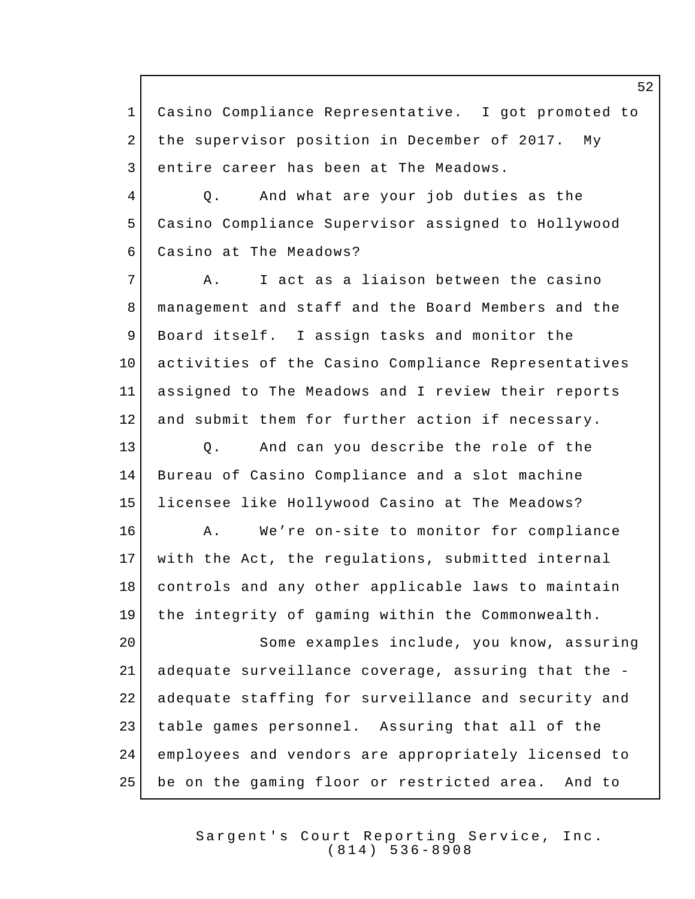Casino Compliance Representative. I got promoted to the supervisor position in December of 2017. My entire career has been at The Meadows.

Q. And what are your job duties as the Casino Compliance Supervisor assigned to Hollywood Casino at The Meadows?

A. I act as a liaison between the casino management and staff and the Board Members and the Board itself. I assign tasks and monitor the activities of the Casino Compliance Representatives assigned to The Meadows and I review their reports and submit them for further action if necessary.

Q. And can you describe the role of the Bureau of Casino Compliance and a slot machine licensee like Hollywood Casino at The Meadows?

A. We're on-site to monitor for compliance with the Act, the regulations, submitted internal controls and any other applicable laws to maintain the integrity of gaming within the Commonwealth.

Some examples include, you know, assuring adequate surveillance coverage, assuring that the - adequate staffing for surveillance and security and table games personnel. Assuring that all of the employees and vendors are appropriately licensed to be on the gaming floor or restricted area. And to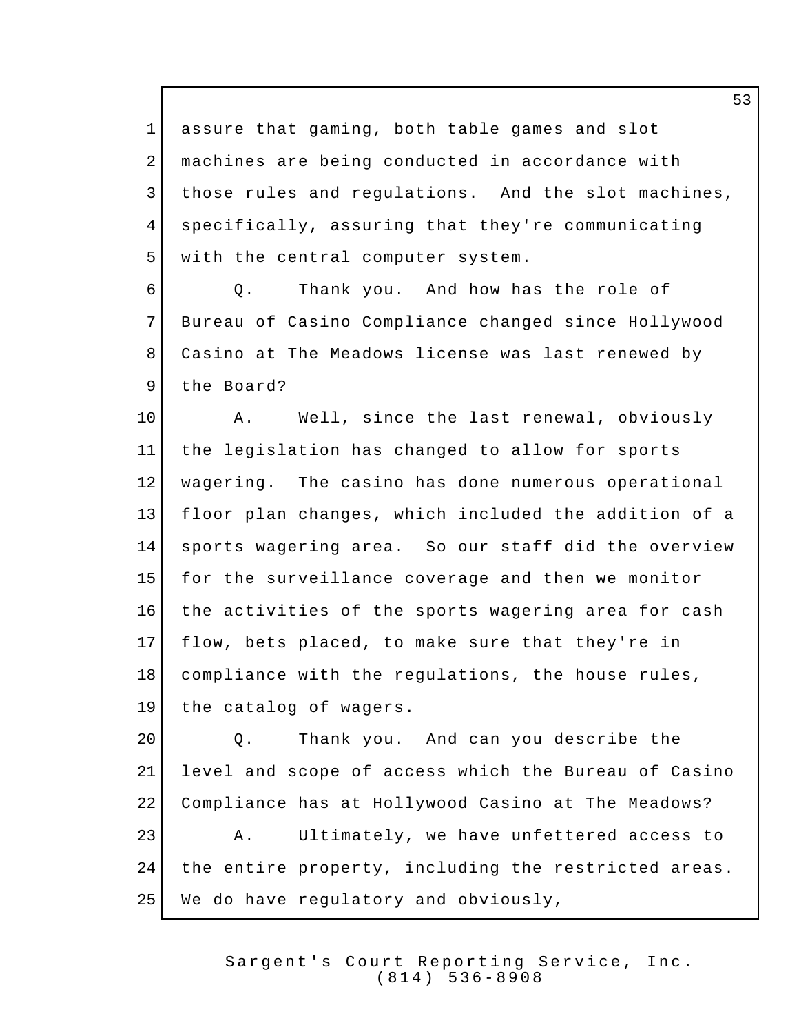assure that gaming, both table games and slot machines are being conducted in accordance with those rules and regulations. And the slot machines, specifically, assuring that they're communicating with the central computer system.

Q. Thank you. And how has the role of Bureau of Casino Compliance changed since Hollywood Casino at The Meadows license was last renewed by the Board?

A. Well, since the last renewal, obviously the legislation has changed to allow for sports wagering. The casino has done numerous operational floor plan changes, which included the addition of a sports wagering area. So our staff did the overview for the surveillance coverage and then we monitor the activities of the sports wagering area for cash flow, bets placed, to make sure that they're in compliance with the regulations, the house rules, the catalog of wagers.

Q. Thank you. And can you describe the level and scope of access which the Bureau of Casino Compliance has at Hollywood Casino at The Meadows?

A. Ultimately, we have unfettered access to the entire property, including the restricted areas. We do have regulatory and obviously,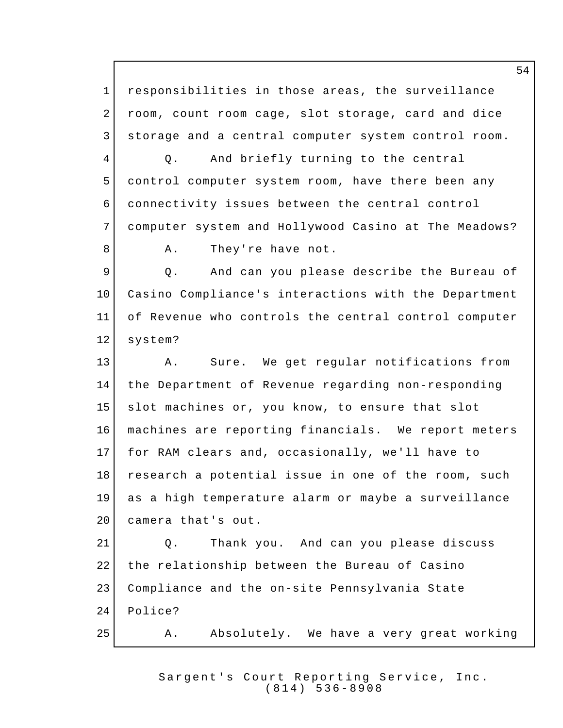responsibilities in those areas, the surveillance room, count room cage, slot storage, card and dice storage and a central computer system control room.

Q. And briefly turning to the central control computer system room, have there been any connectivity issues between the central control computer system and Hollywood Casino at The Meadows?

A. They're have not.

Q. And can you please describe the Bureau of Casino Compliance's interactions with the Department of Revenue who controls the central control computer system?

A. Sure. We get regular notifications from the Department of Revenue regarding non-responding slot machines or, you know, to ensure that slot machines are reporting financials. We report meters for RAM clears and, occasionally, we'll have to research a potential issue in one of the room, such as a high temperature alarm or maybe a surveillance camera that's out.

Q. Thank you. And can you please discuss the relationship between the Bureau of Casino Compliance and the on-site Pennsylvania State Police?

A. Absolutely. We have a very great working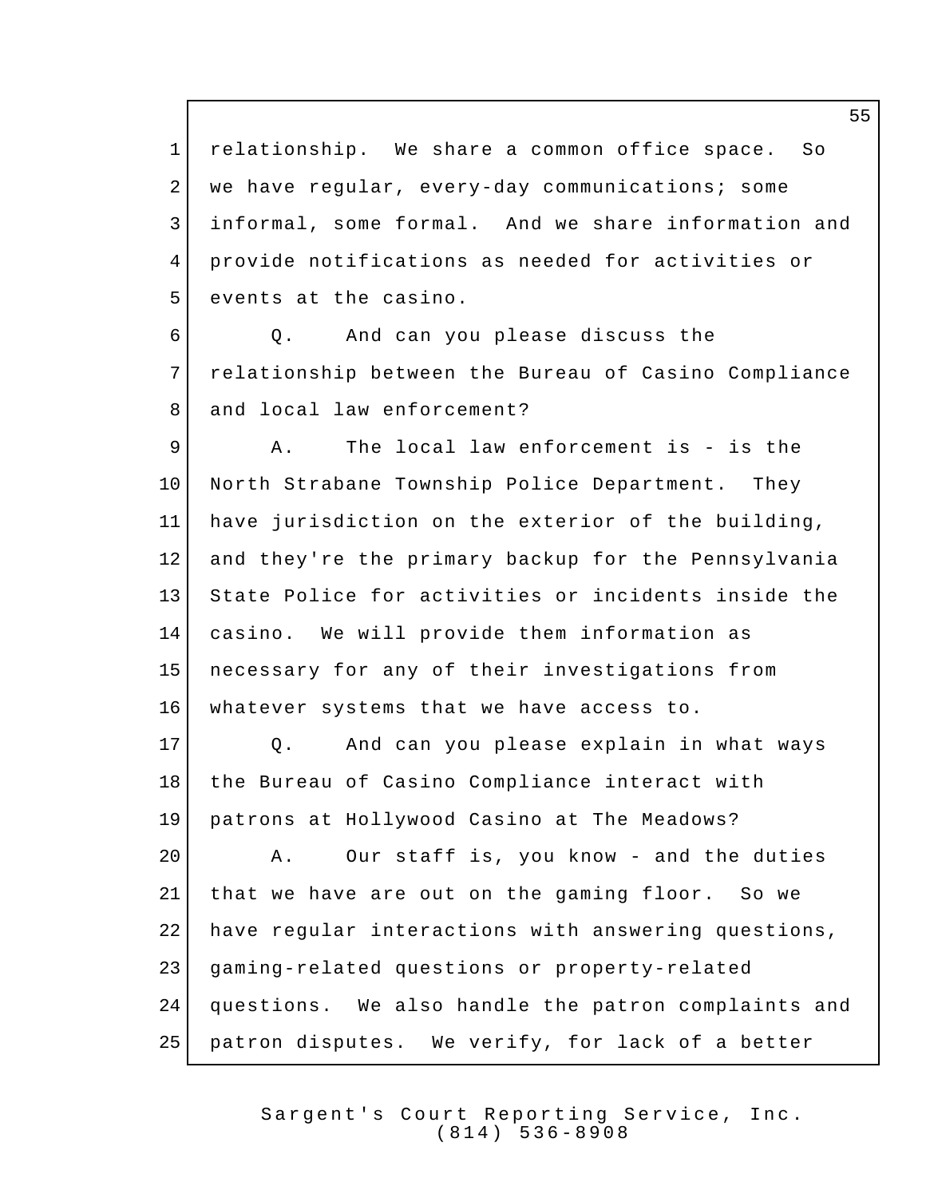relationship. We share a common office space. So we have regular, every-day communications; some informal, some formal. And we share information and provide notifications as needed for activities or events at the casino.

Q. And can you please discuss the relationship between the Bureau of Casino Compliance and local law enforcement?

A. The local law enforcement is - is the North Strabane Township Police Department. They have jurisdiction on the exterior of the building, and they're the primary backup for the Pennsylvania State Police for activities or incidents inside the casino. We will provide them information as necessary for any of their investigations from whatever systems that we have access to.

Q. And can you please explain in what ways the Bureau of Casino Compliance interact with patrons at Hollywood Casino at The Meadows?

A. Our staff is, you know - and the duties that we have are out on the gaming floor. So we have regular interactions with answering questions, gaming-related questions or property-related questions. We also handle the patron complaints and patron disputes. We verify, for lack of a better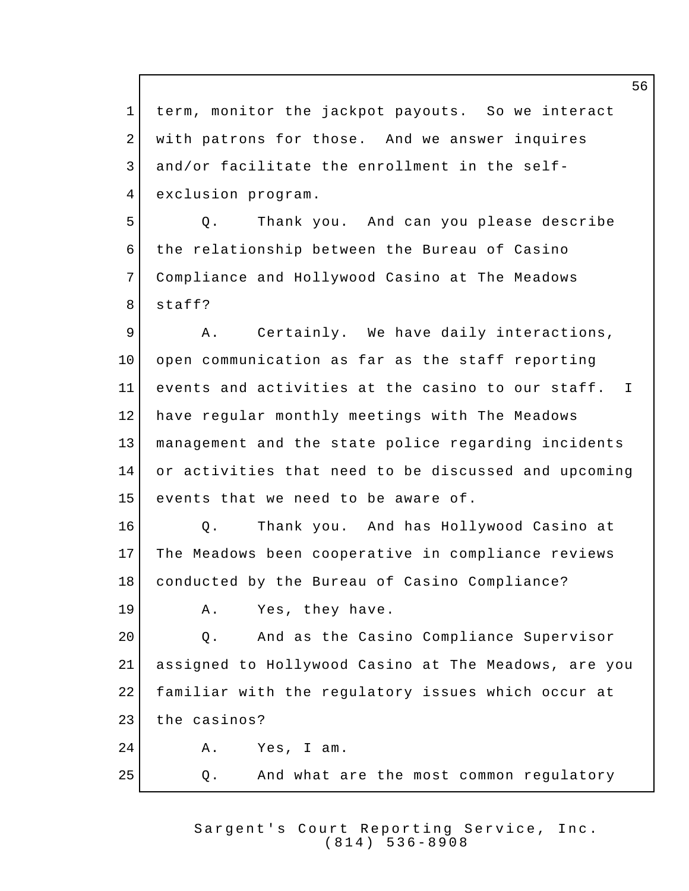term, monitor the jackpot payouts. So we interact with patrons for those. And we answer inquires and/or facilitate the enrollment in the self-exclusion program.

Q. Thank you. And can you please describe the relationship between the Bureau of Casino Compliance and Hollywood Casino at The Meadows staff?

A. Certainly. We have daily interactions, open communication as far as the staff reporting events and activities at the casino to our staff. I have regular monthly meetings with The Meadows management and the state police regarding incidents or activities that need to be discussed and upcoming events that we need to be aware of.

Q. Thank you. And has Hollywood Casino at The Meadows been cooperative in compliance reviews conducted by the Bureau of Casino Compliance?

A. Yes, they have.

Q. And as the Casino Compliance Supervisor assigned to Hollywood Casino at The Meadows, are you familiar with the regulatory issues which occur at the casinos?

A. Yes, I am.

Q. And what are the most common regulatory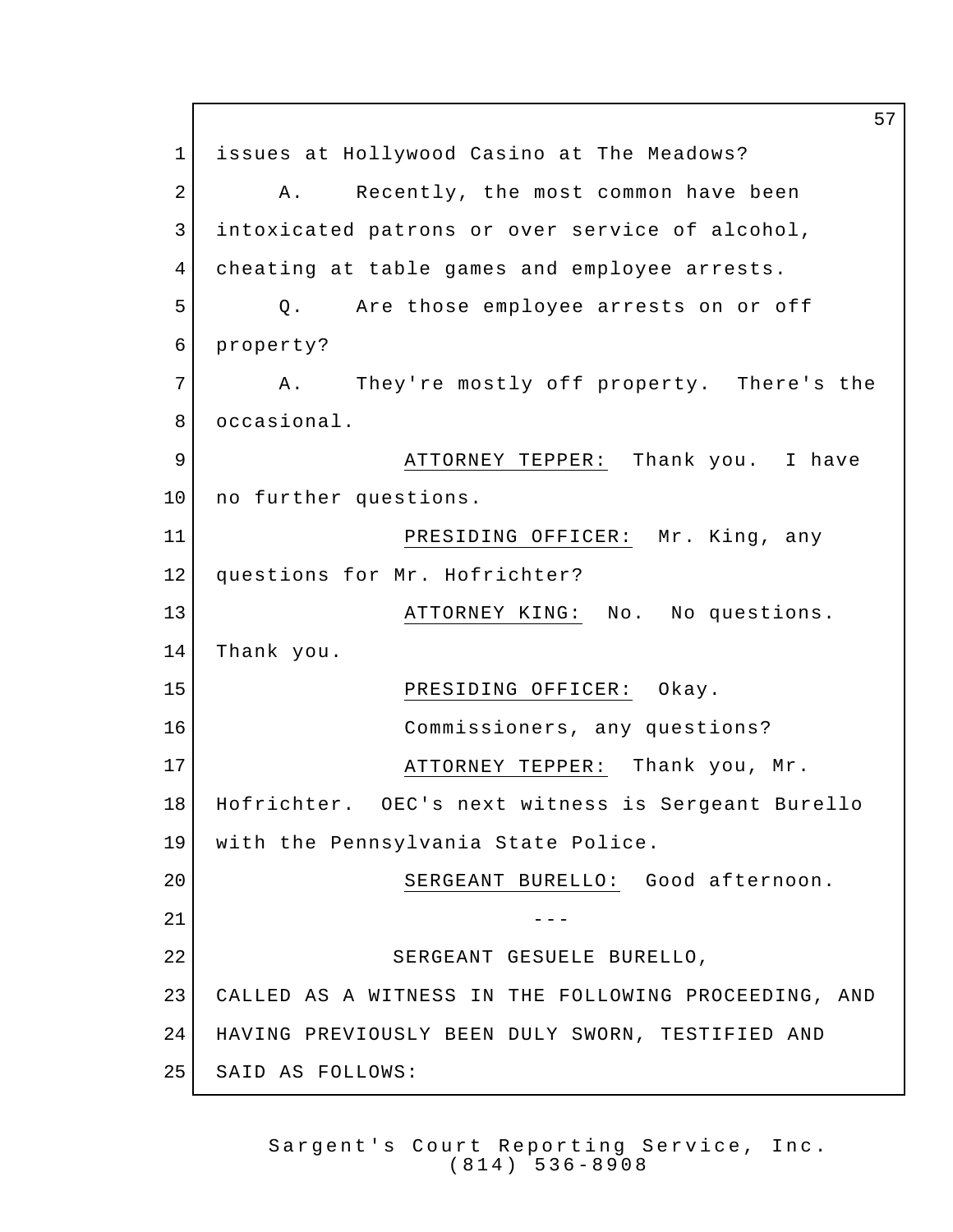issues at Hollywood Casino at The Meadows?

A. Recently, the most common have been intoxicated patrons or over service of alcohol, cheating at table games and employee arrests.

Q. Are those employee arrests on or off property?

A. They're mostly off property. There's the occasional.

ATTORNEY TEPPER: Thank you. I have no further questions.

PRESIDING OFFICER: Mr. King, any questions for Mr. Hofrichter?

ATTORNEY KING: No. No questions. Thank you.

PRESIDING OFFICER: Okay.

Commissioners, any questions?

ATTORNEY TEPPER: Thank you, Mr. Hofrichter. OEC's next witness is Sergeant Burello with the Pennsylvania State Police.

SERGEANT BURELLO: Good afternoon.

---

SERGEANT GESUELE BURELLO,

CALLED AS A WITNESS IN THE FOLLOWING PROCEEDING, AND HAVING PREVIOUSLY BEEN DULY SWORN, TESTIFIED AND SAID AS FOLLOWS: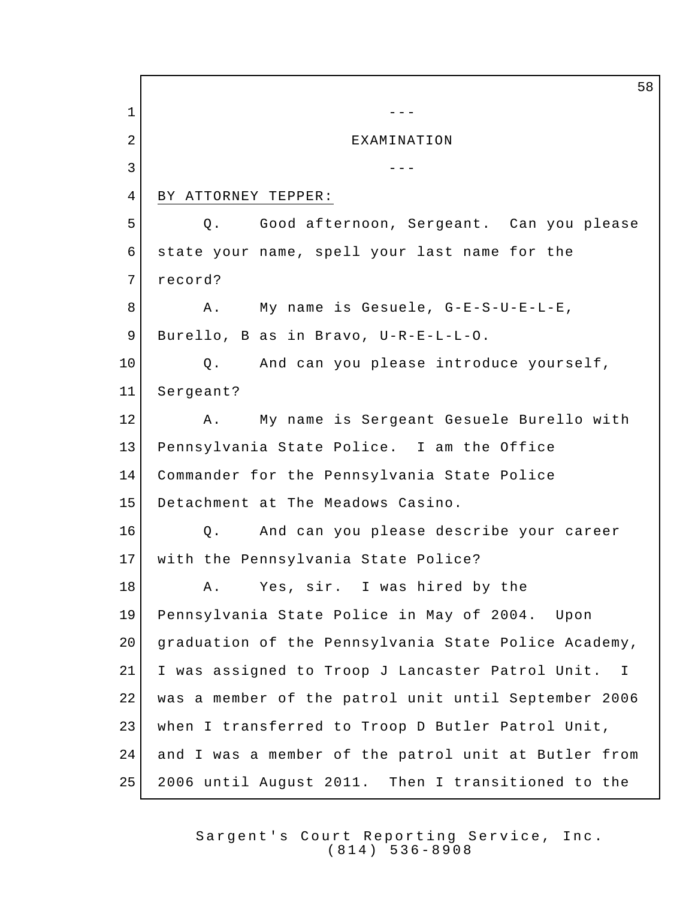---

EXAMINATION

---

BY ATTORNEY TEPPER:

Q. Good afternoon, Sergeant. Can you please state your name, spell your last name for the record?

A. My name is Gesuele, G-E-S-U-E-L-E, Burello, B as in Bravo, U-R-E-L-L-O.

Q. And can you please introduce yourself, Sergeant?

A. My name is Sergeant Gesuele Burello with Pennsylvania State Police. I am the Office Commander for the Pennsylvania State Police Detachment at The Meadows Casino.

Q. And can you please describe your career with the Pennsylvania State Police?

A. Yes, sir. I was hired by the Pennsylvania State Police in May of 2004. Upon graduation of the Pennsylvania State Police Academy, I was assigned to Troop J Lancaster Patrol Unit. I was a member of the patrol unit until September 2006 when I transferred to Troop D Butler Patrol Unit, and I was a member of the patrol unit at Butler from 2006 until August 2011. Then I transitioned to the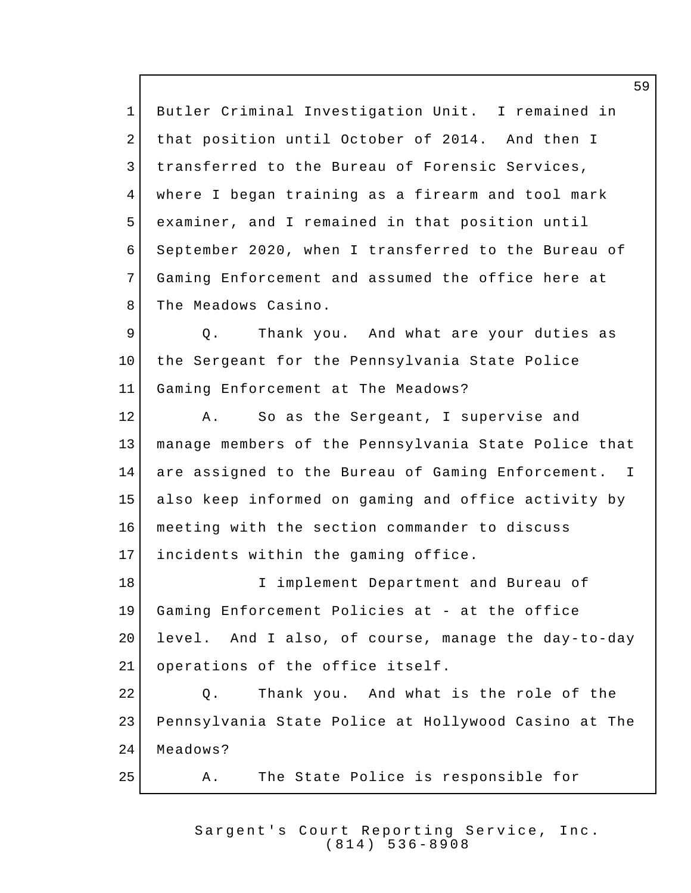Butler Criminal Investigation Unit. I remained in that position until October of 2014. And then I transferred to the Bureau of Forensic Services, where I began training as a firearm and tool mark examiner, and I remained in that position until September 2020, when I transferred to the Bureau of Gaming Enforcement and assumed the office here at The Meadows Casino.

Q. Thank you. And what are your duties as the Sergeant for the Pennsylvania State Police Gaming Enforcement at The Meadows?

A. So as the Sergeant, I supervise and manage members of the Pennsylvania State Police that are assigned to the Bureau of Gaming Enforcement. I also keep informed on gaming and office activity by meeting with the section commander to discuss incidents within the gaming office.

I implement Department and Bureau of Gaming Enforcement Policies at - at the office level. And I also, of course, manage the day-to-day operations of the office itself.

Q. Thank you. And what is the role of the Pennsylvania State Police at Hollywood Casino at The Meadows?

A. The State Police is responsible for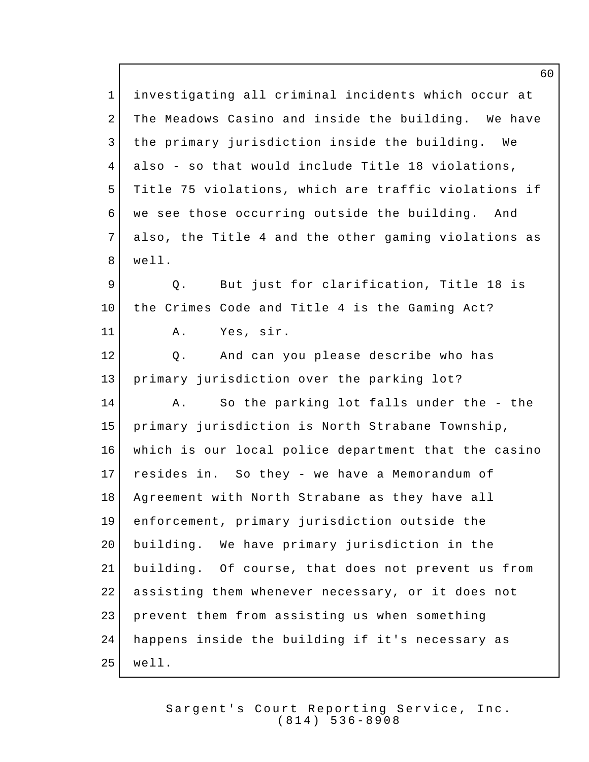investigating all criminal incidents which occur at The Meadows Casino and inside the building. We have the primary jurisdiction inside the building. We also - so that would include Title 18 violations, Title 75 violations, which are traffic violations if we see those occurring outside the building. And also, the Title 4 and the other gaming violations as well.

Q. But just for clarification, Title 18 is the Crimes Code and Title 4 is the Gaming Act?

A. Yes, sir.

Q. And can you please describe who has primary jurisdiction over the parking lot?

A. So the parking lot falls under the - the primary jurisdiction is North Strabane Township, which is our local police department that the casino resides in. So they - we have a Memorandum of Agreement with North Strabane as they have all enforcement, primary jurisdiction outside the building. We have primary jurisdiction in the building. Of course, that does not prevent us from assisting them whenever necessary, or it does not prevent them from assisting us when something happens inside the building if it's necessary as well.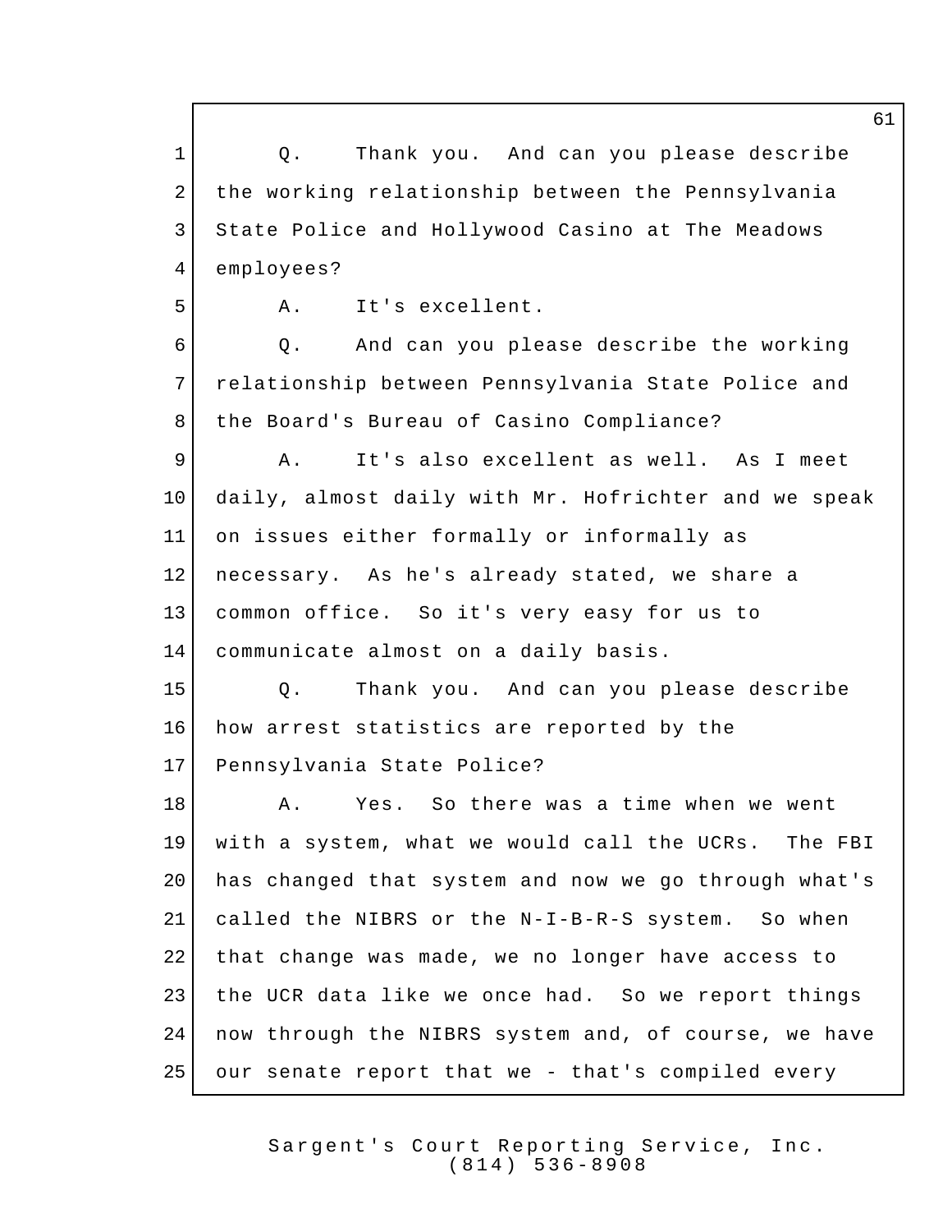Q. Thank you. And can you please describe the working relationship between the Pennsylvania State Police and Hollywood Casino at The Meadows employees?

A. It's excellent.

Q. And can you please describe the working relationship between Pennsylvania State Police and the Board's Bureau of Casino Compliance?

A. It's also excellent as well. As I meet daily, almost daily with Mr. Hofrichter and we speak on issues either formally or informally as necessary. As he's already stated, we share a common office. So it's very easy for us to communicate almost on a daily basis.

Q. Thank you. And can you please describe how arrest statistics are reported by the Pennsylvania State Police?

A. Yes. So there was a time when we went with a system, what we would call the UCRs. The FBI has changed that system and now we go through what's called the NIBRS or the N-I-B-R-S system. So when that change was made, we no longer have access to the UCR data like we once had. So we report things now through the NIBRS system and, of course, we have our senate report that we - that's compiled every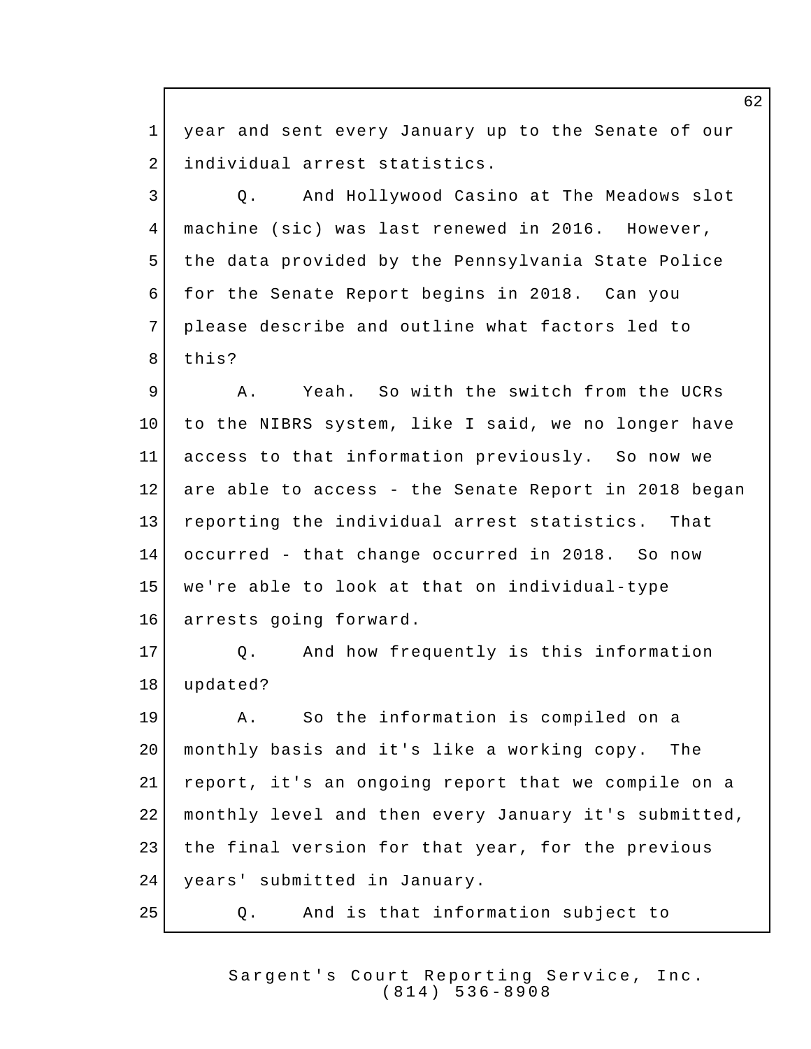year and sent every January up to the Senate of our individual arrest statistics.

Q. And Hollywood Casino at The Meadows slot machine (sic) was last renewed in 2016. However, the data provided by the Pennsylvania State Police for the Senate Report begins in 2018. Can you please describe and outline what factors led to this?

A. Yeah. So with the switch from the UCRs to the NIBRS system, like I said, we no longer have access to that information previously. So now we are able to access - the Senate Report in 2018 began reporting the individual arrest statistics. That occurred - that change occurred in 2018. So now we're able to look at that on individual-type arrests going forward.

Q. And how frequently is this information updated?

A. So the information is compiled on a monthly basis and it's like a working copy. The report, it's an ongoing report that we compile on a monthly level and then every January it's submitted, the final version for that year, for the previous years' submitted in January.

Q. And is that information subject to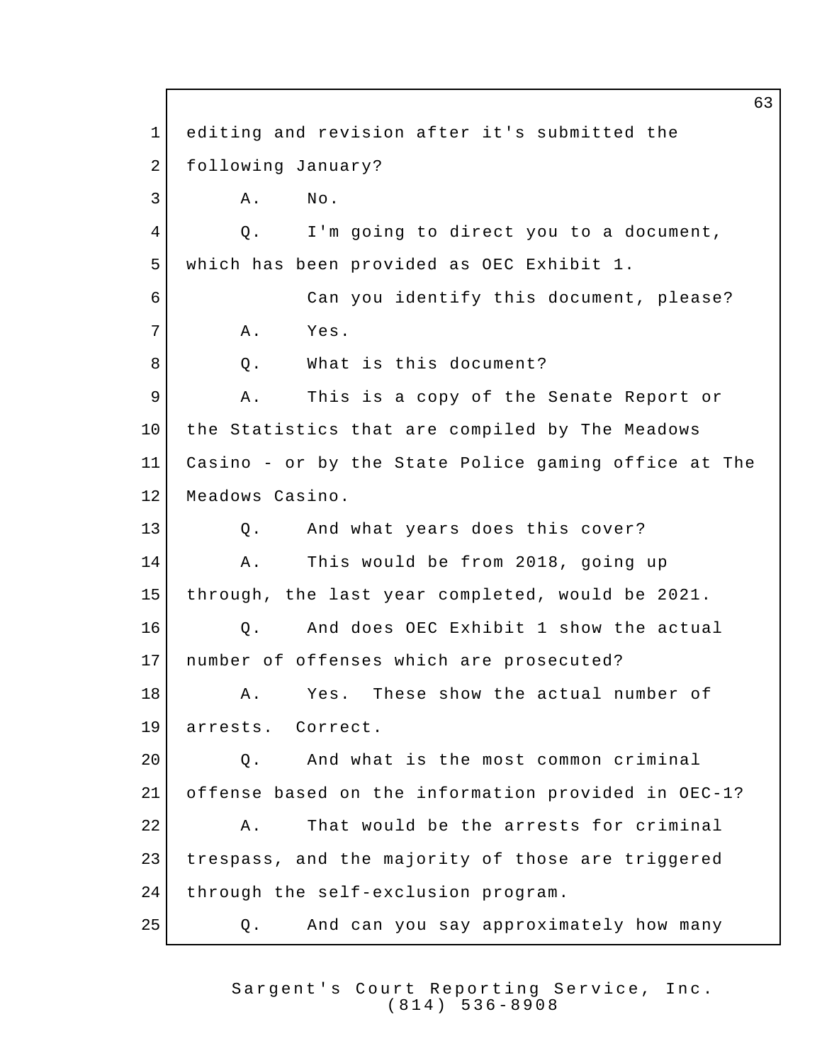editing and revision after it's submitted the following January?

A. No.

Q. I'm going to direct you to a document, which has been provided as OEC Exhibit 1.

Can you identify this document, please?

A. Yes.

Q. What is this document?

A. This is a copy of the Senate Report or the Statistics that are compiled by The Meadows Casino - or by the State Police gaming office at The Meadows Casino.

Q. And what years does this cover?

A. This would be from 2018, going up through, the last year completed, would be 2021.

Q. And does OEC Exhibit 1 show the actual number of offenses which are prosecuted?

A. Yes. These show the actual number of arrests. Correct.

Q. And what is the most common criminal offense based on the information provided in OEC-1?

A. That would be the arrests for criminal trespass, and the majority of those are triggered through the self-exclusion program.

Q. And can you say approximately how many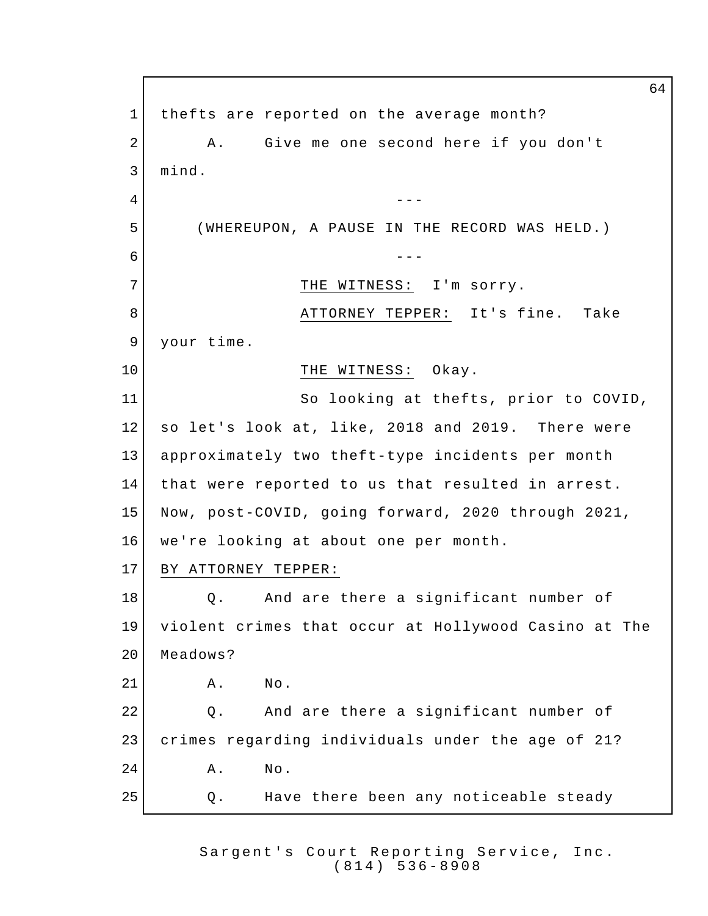thefts are reported on the average month?

A. Give me one second here if you don't mind.

---

(WHEREUPON, A PAUSE IN THE RECORD WAS HELD.)

---

THE WITNESS: I'm sorry.

ATTORNEY TEPPER: It's fine. Take your time.

THE WITNESS: Okay.

So looking at thefts, prior to COVID, so let's look at, like, 2018 and 2019. There were approximately two theft-type incidents per month that were reported to us that resulted in arrest. Now, post-COVID, going forward, 2020 through 2021, we're looking at about one per month.

BY ATTORNEY TEPPER:

Q. And are there a significant number of violent crimes that occur at Hollywood Casino at The Meadows?

A. No.

Q. And are there a significant number of crimes regarding individuals under the age of 21?

A. No.

Q. Have there been any noticeable steady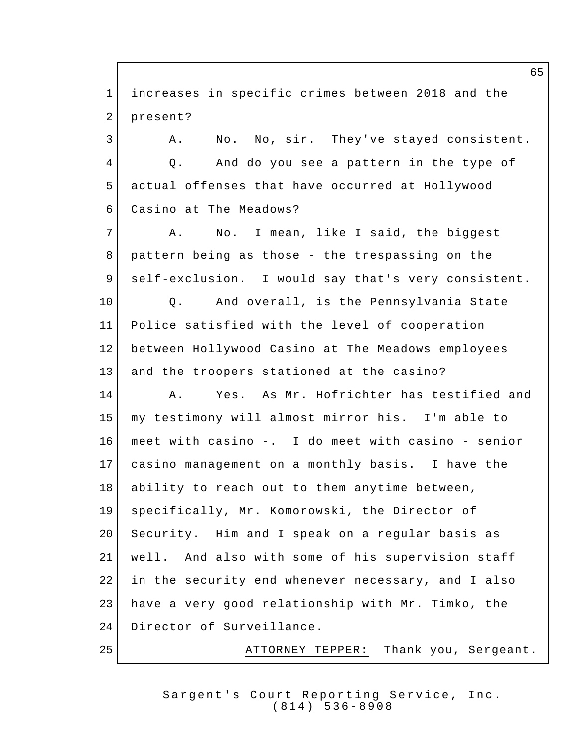increases in specific crimes between 2018 and the present?

A. No. No, sir. They've stayed consistent.

Q. And do you see a pattern in the type of actual offenses that have occurred at Hollywood Casino at The Meadows?

A. No. I mean, like I said, the biggest pattern being as those - the trespassing on the self-exclusion. I would say that's very consistent.

Q. And overall, is the Pennsylvania State Police satisfied with the level of cooperation between Hollywood Casino at The Meadows employees and the troopers stationed at the casino?

A. Yes. As Mr. Hofrichter has testified and my testimony will almost mirror his. I'm able to meet with casino -. I do meet with casino - senior casino management on a monthly basis. I have the ability to reach out to them anytime between, specifically, Mr. Komorowski, the Director of Security. Him and I speak on a regular basis as well. And also with some of his supervision staff in the security end whenever necessary, and I also have a very good relationship with Mr. Timko, the Director of Surveillance.

ATTORNEY TEPPER: Thank you, Sergeant.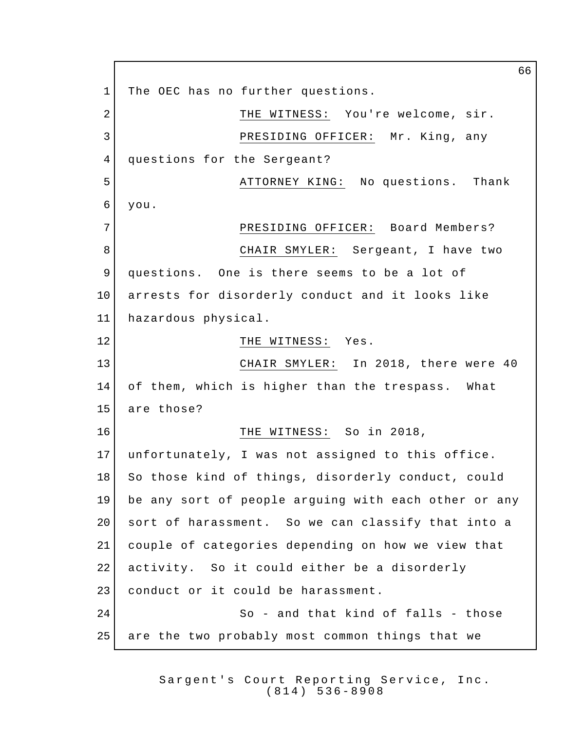The OEC has no further questions.

THE WITNESS: You're welcome, sir.

PRESIDING OFFICER: Mr. King, any questions for the Sergeant?

ATTORNEY KING: No questions. Thank you.

PRESIDING OFFICER: Board Members?

CHAIR SMYLER: Sergeant, I have two questions. One is there seems to be a lot of arrests for disorderly conduct and it looks like hazardous physical.

THE WITNESS: Yes.

CHAIR SMYLER: In 2018, there were 40 of them, which is higher than the trespass. What are those?

THE WITNESS: So in 2018, unfortunately, I was not assigned to this office. So those kind of things, disorderly conduct, could be any sort of people arguing with each other or any sort of harassment. So we can classify that into a couple of categories depending on how we view that activity. So it could either be a disorderly conduct or it could be harassment.

So - and that kind of falls - those are the two probably most common things that we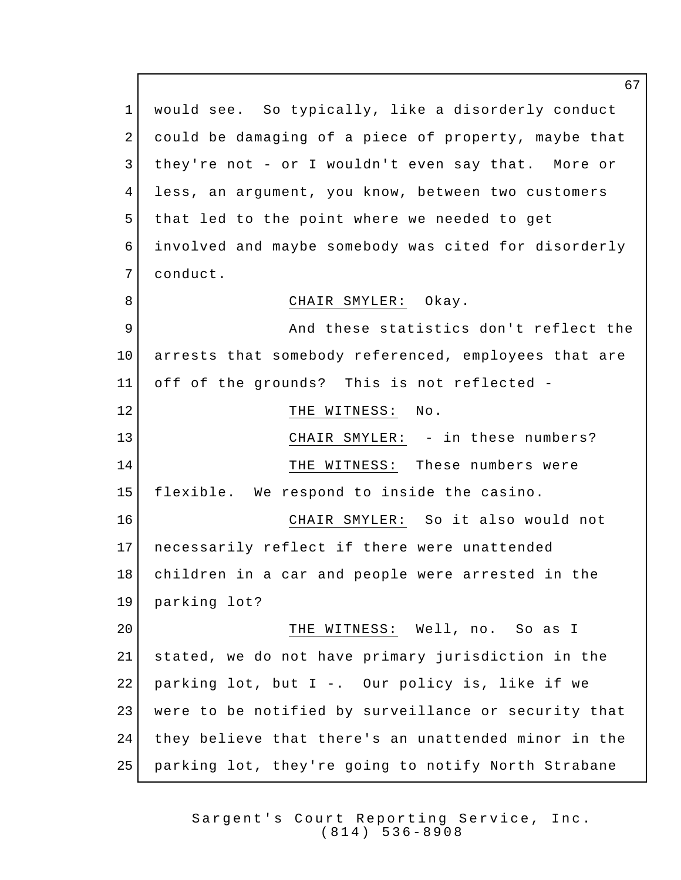would see. So typically, like a disorderly conduct could be damaging of a piece of property, maybe that they're not - or I wouldn't even say that. More or less, an argument, you know, between two customers that led to the point where we needed to get involved and maybe somebody was cited for disorderly conduct.

CHAIR SMYLER: Okay.

And these statistics don't reflect the arrests that somebody referenced, employees that are off of the grounds? This is not reflected -

THE WITNESS: No.

CHAIR SMYLER: - in these numbers?

THE WITNESS: These numbers were flexible. We respond to inside the casino.

CHAIR SMYLER: So it also would not necessarily reflect if there were unattended children in a car and people were arrested in the parking lot?

THE WITNESS: Well, no. So as I stated, we do not have primary jurisdiction in the parking lot, but I -. Our policy is, like if we were to be notified by surveillance or security that they believe that there's an unattended minor in the parking lot, they're going to notify North Strabane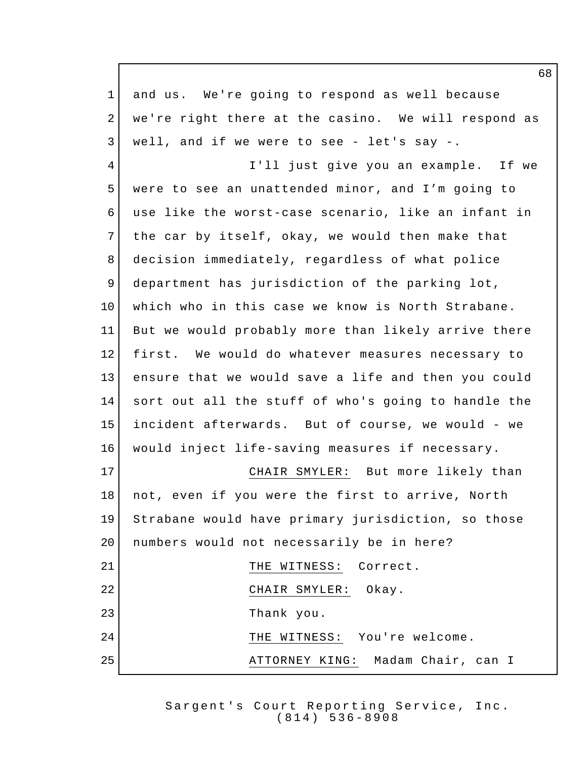and us. We're going to respond as well because we're right there at the casino. We will respond as well, and if we were to see - let's say -.

I'll just give you an example. If we were to see an unattended minor, and I'm going to use like the worst-case scenario, like an infant in the car by itself, okay, we would then make that decision immediately, regardless of what police department has jurisdiction of the parking lot, which who in this case we know is North Strabane. But we would probably more than likely arrive there first. We would do whatever measures necessary to ensure that we would save a life and then you could sort out all the stuff of who's going to handle the incident afterwards. But of course, we would - we would inject life-saving measures if necessary.

CHAIR SMYLER: But more likely than not, even if you were the first to arrive, North Strabane would have primary jurisdiction, so those numbers would not necessarily be in here?

THE WITNESS: Correct.

CHAIR SMYLER: Okay.

Thank you.

THE WITNESS: You're welcome.

ATTORNEY KING: Madam Chair, can I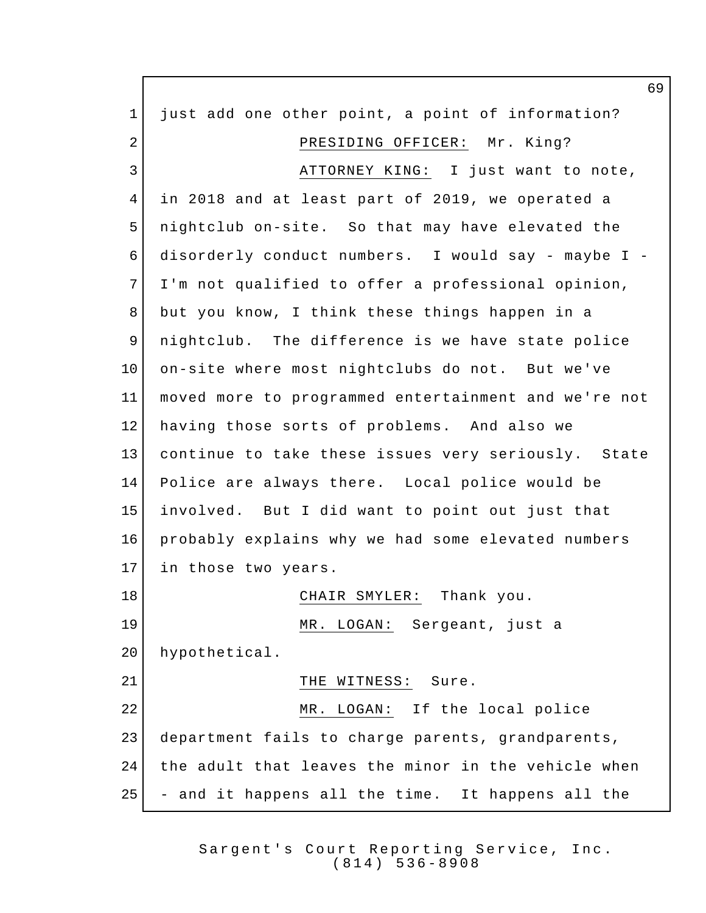just add one other point, a point of information?

PRESIDING OFFICER: Mr. King?

ATTORNEY KING: I just want to note, in 2018 and at least part of 2019, we operated a nightclub on-site. So that may have elevated the disorderly conduct numbers. I would say - maybe I - I'm not qualified to offer a professional opinion, but you know, I think these things happen in a nightclub. The difference is we have state police on-site where most nightclubs do not. But we've moved more to programmed entertainment and we're not having those sorts of problems. And also we continue to take these issues very seriously. State Police are always there. Local police would be involved. But I did want to point out just that probably explains why we had some elevated numbers in those two years.

CHAIR SMYLER: Thank you.

MR. LOGAN: Sergeant, just a hypothetical.

THE WITNESS: Sure.

MR. LOGAN: If the local police department fails to charge parents, grandparents, the adult that leaves the minor in the vehicle when - and it happens all the time. It happens all the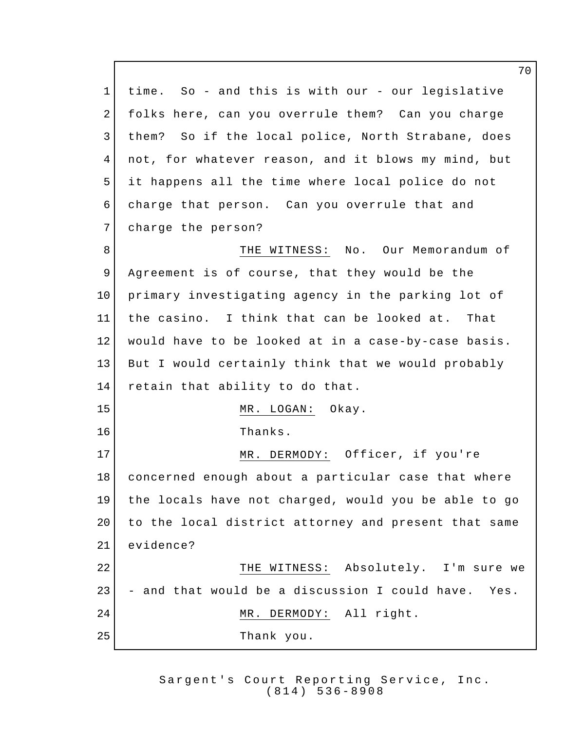time. So - and this is with our - our legislative folks here, can you overrule them? Can you charge them? So if the local police, North Strabane, does not, for whatever reason, and it blows my mind, but it happens all the time where local police do not charge that person. Can you overrule that and charge the person?

THE WITNESS: No. Our Memorandum of Agreement is of course, that they would be the primary investigating agency in the parking lot of the casino. I think that can be looked at. That would have to be looked at in a case-by-case basis. But I would certainly think that we would probably retain that ability to do that.

MR. LOGAN: Okay.

Thanks.

MR. DERMODY: Officer, if you're concerned enough about a particular case that where the locals have not charged, would you be able to go to the local district attorney and present that same evidence?

THE WITNESS: Absolutely. I'm sure we - and that would be a discussion I could have. Yes.

MR. DERMODY: All right.

Thank you.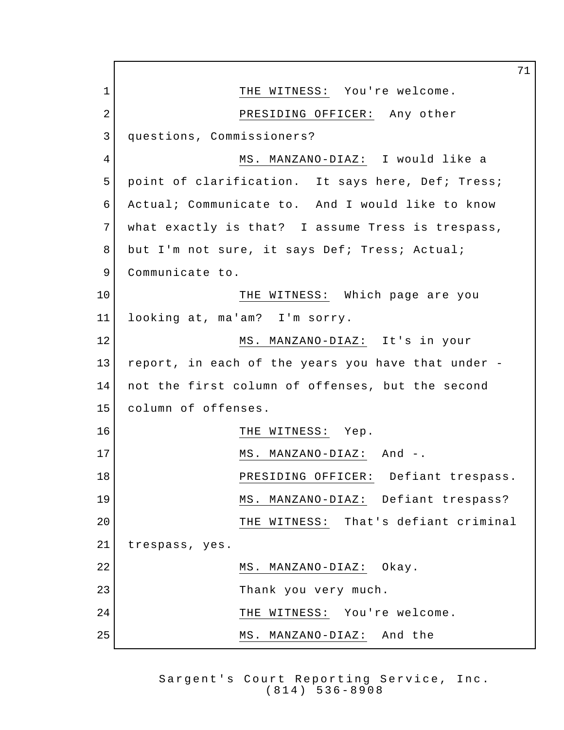THE WITNESS: You're welcome.

PRESIDING OFFICER: Any other questions, Commissioners?

MS. MANZANO-DIAZ: I would like a point of clarification. It says here, Def; Tress; Actual; Communicate to. And I would like to know what exactly is that? I assume Tress is trespass, but I'm not sure, it says Def; Tress; Actual; Communicate to.

THE WITNESS: Which page are you looking at, ma'am? I'm sorry.

MS. MANZANO-DIAZ: It's in your report, in each of the years you have that under - not the first column of offenses, but the second column of offenses.

THE WITNESS: Yep.

MS. MANZANO-DIAZ: And -.

PRESIDING OFFICER: Defiant trespass.

MS. MANZANO-DIAZ: Defiant trespass?

THE WITNESS: That's defiant criminal trespass, yes.

MS. MANZANO-DIAZ: Okay.

Thank you very much.

THE WITNESS: You're welcome.

MS. MANZANO-DIAZ: And the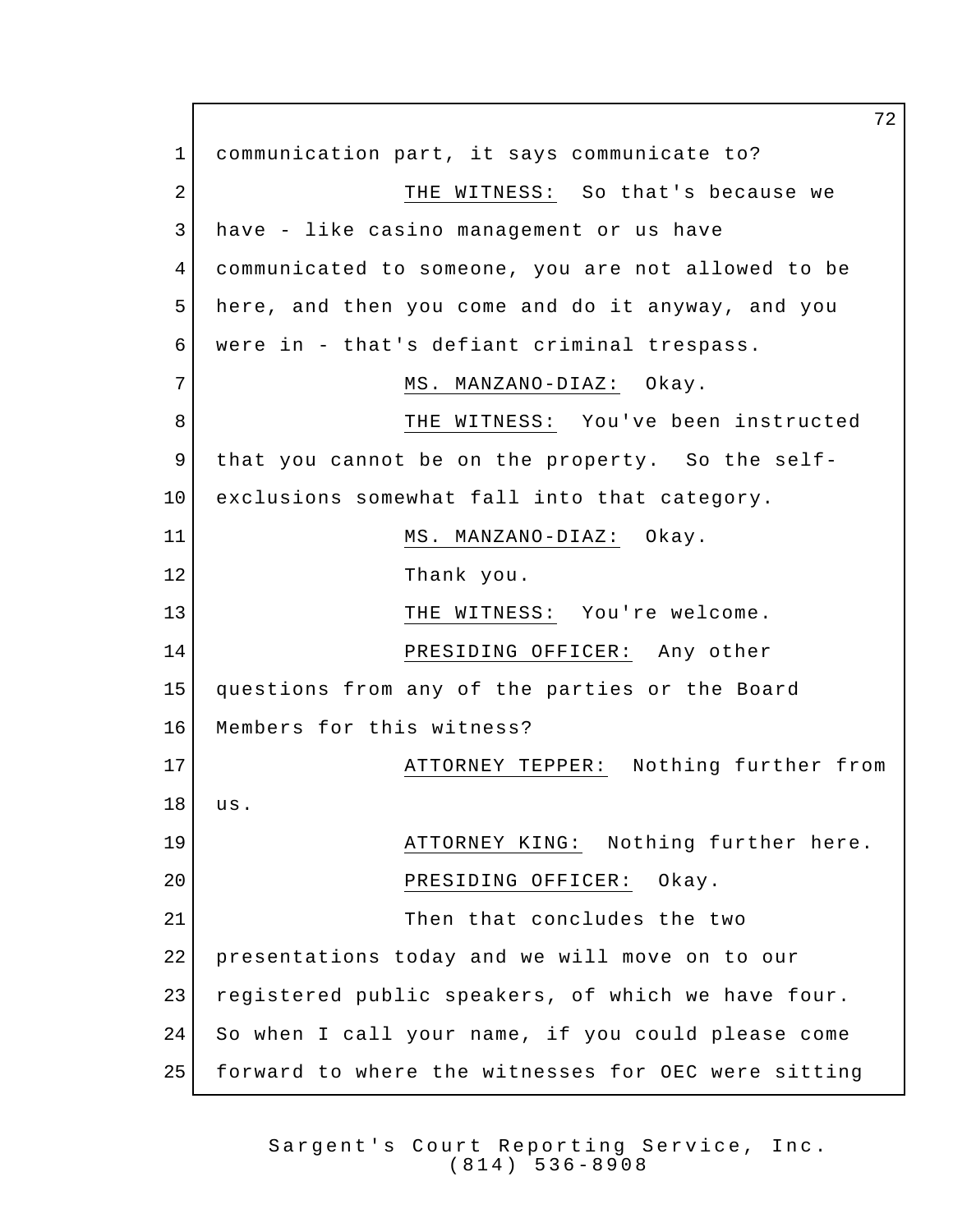1 communication part, it says communicate to?

2 THE WITNESS: So that's because we

3 have - like casino management or us have

4 communicated to someone, you are not allowed to be

5 here, and then you come and do it anyway, and you

6 were in - that's defiant criminal trespass.

7 MS. MANZANO-DIAZ: Okay.

8 THE WITNESS: You've been instructed

9 that you cannot be on the property. So the self-

10 exclusions somewhat fall into that category.

11 MS. MANZANO-DIAZ: Okay.

12 Thank you.

13 THE WITNESS: You're welcome.

14 PRESIDING OFFICER: Any other

15 questions from any of the parties or the Board

16 Members for this witness?

17 ATTORNEY TEPPER: Nothing further from

18 us.

19 ATTORNEY KING: Nothing further here.

20 PRESIDING OFFICER: Okay.

21 Then that concludes the two

22 presentations today and we will move on to our

23 registered public speakers, of which we have four.

24 So when I call your name, if you could please come

25 forward to where the witnesses for OEC were sitting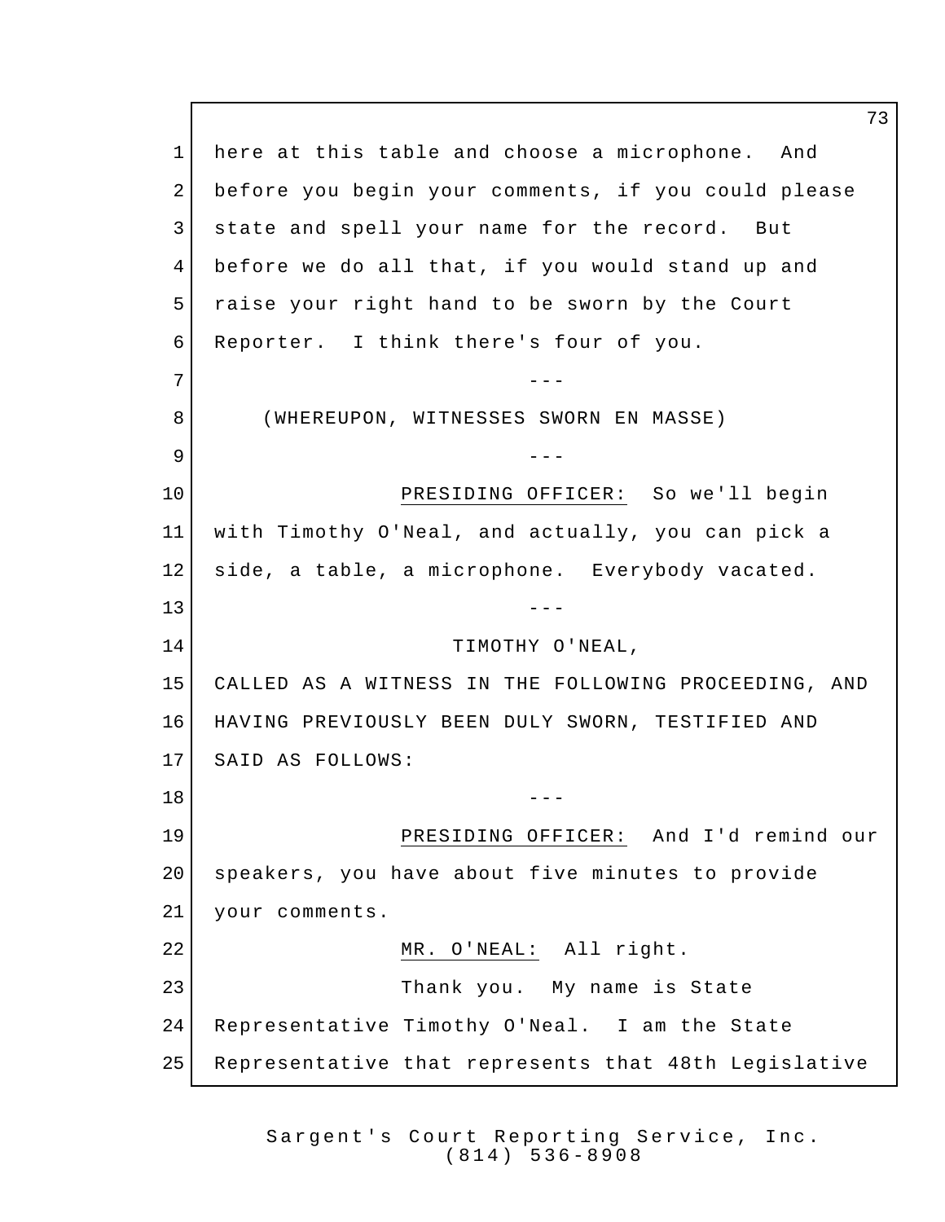here at this table and choose a microphone. And before you begin your comments, if you could please state and spell your name for the record. But before we do all that, if you would stand up and raise your right hand to be sworn by the Court Reporter. I think there's four of you.

---

(WHEREUPON, WITNESSES SWORN EN MASSE)

---

PRESIDING OFFICER: So we'll begin with Timothy O'Neal, and actually, you can pick a side, a table, a microphone. Everybody vacated.

---

TIMOTHY O'NEAL,

CALLED AS A WITNESS IN THE FOLLOWING PROCEEDING, AND HAVING PREVIOUSLY BEEN DULY SWORN, TESTIFIED AND SAID AS FOLLOWS:

---

PRESIDING OFFICER: And I'd remind our speakers, you have about five minutes to provide your comments.

MR. O'NEAL: All right.

Thank you. My name is State Representative Timothy O'Neal. I am the State Representative that represents that 48th Legislative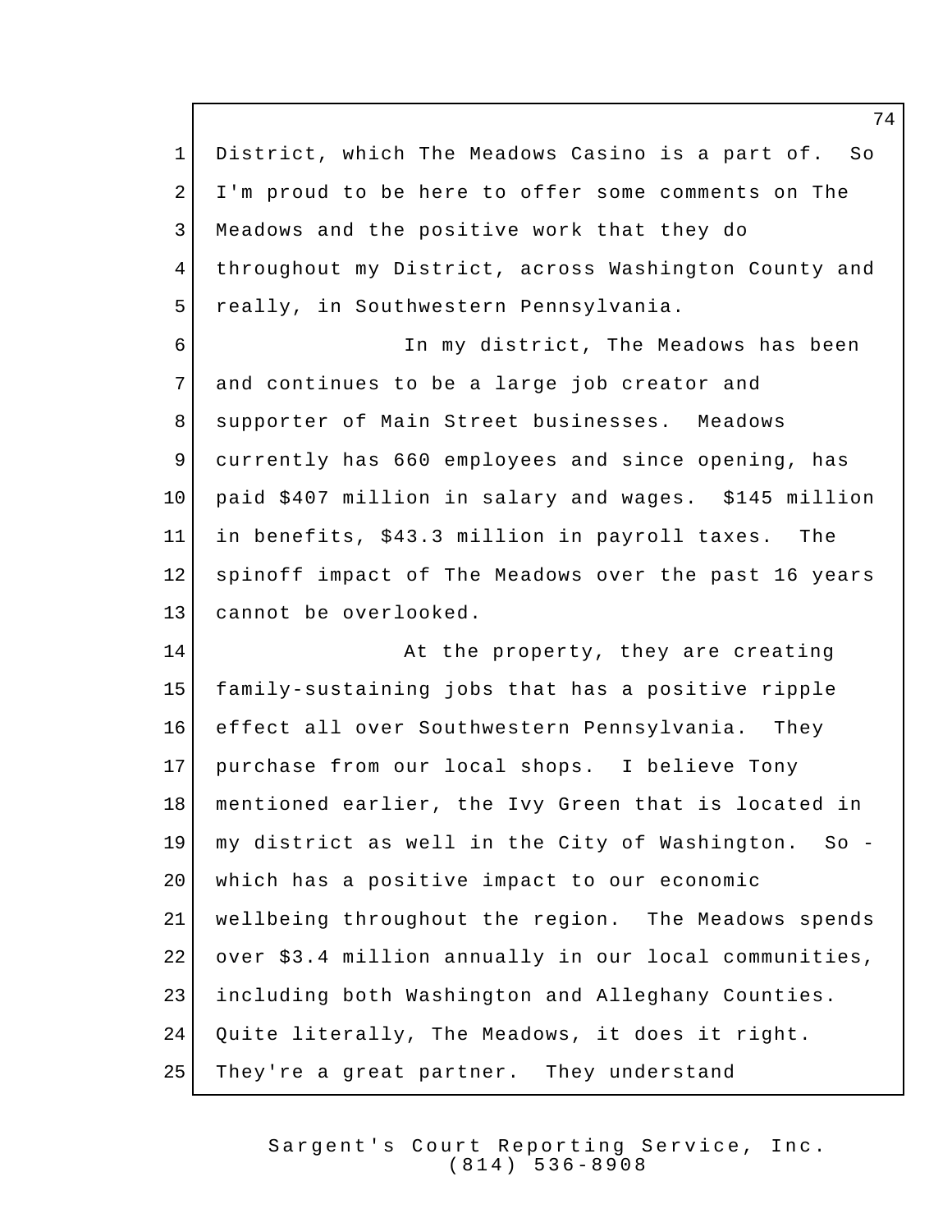District, which The Meadows Casino is a part of. So I'm proud to be here to offer some comments on The Meadows and the positive work that they do throughout my District, across Washington County and really, in Southwestern Pennsylvania.

In my district, The Meadows has been and continues to be a large job creator and supporter of Main Street businesses. Meadows currently has 660 employees and since opening, has paid $407 million in salary and wages. $145 million in benefits, $43.3 million in payroll taxes. The spinoff impact of The Meadows over the past 16 years cannot be overlooked.

At the property, they are creating family-sustaining jobs that has a positive ripple effect all over Southwestern Pennsylvania. They purchase from our local shops. I believe Tony mentioned earlier, the Ivy Green that is located in my district as well in the City of Washington. So - which has a positive impact to our economic wellbeing throughout the region. The Meadows spends over $3.4 million annually in our local communities, including both Washington and Alleghany Counties. Quite literally, The Meadows, it does it right. They're a great partner. They understand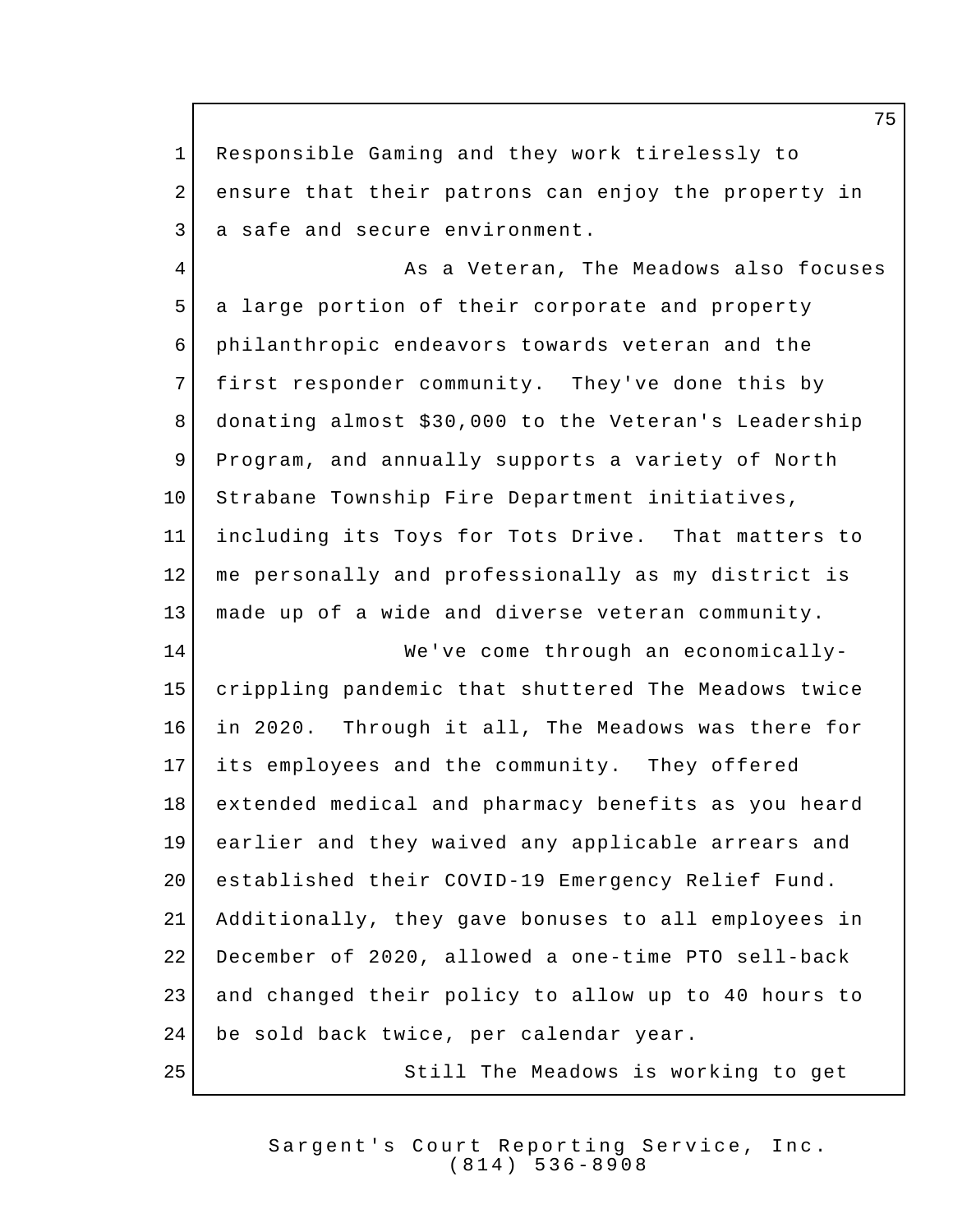Responsible Gaming and they work tirelessly to ensure that their patrons can enjoy the property in a safe and secure environment.

As a Veteran, The Meadows also focuses a large portion of their corporate and property philanthropic endeavors towards veteran and the first responder community. They've done this by donating almost $30,000 to the Veteran's Leadership Program, and annually supports a variety of North Strabane Township Fire Department initiatives, including its Toys for Tots Drive. That matters to me personally and professionally as my district is made up of a wide and diverse veteran community.

We've come through an economically-crippling pandemic that shuttered The Meadows twice in 2020. Through it all, The Meadows was there for its employees and the community. They offered extended medical and pharmacy benefits as you heard earlier and they waived any applicable arrears and established their COVID-19 Emergency Relief Fund. Additionally, they gave bonuses to all employees in December of 2020, allowed a one-time PTO sell-back and changed their policy to allow up to 40 hours to be sold back twice, per calendar year.

Still The Meadows is working to get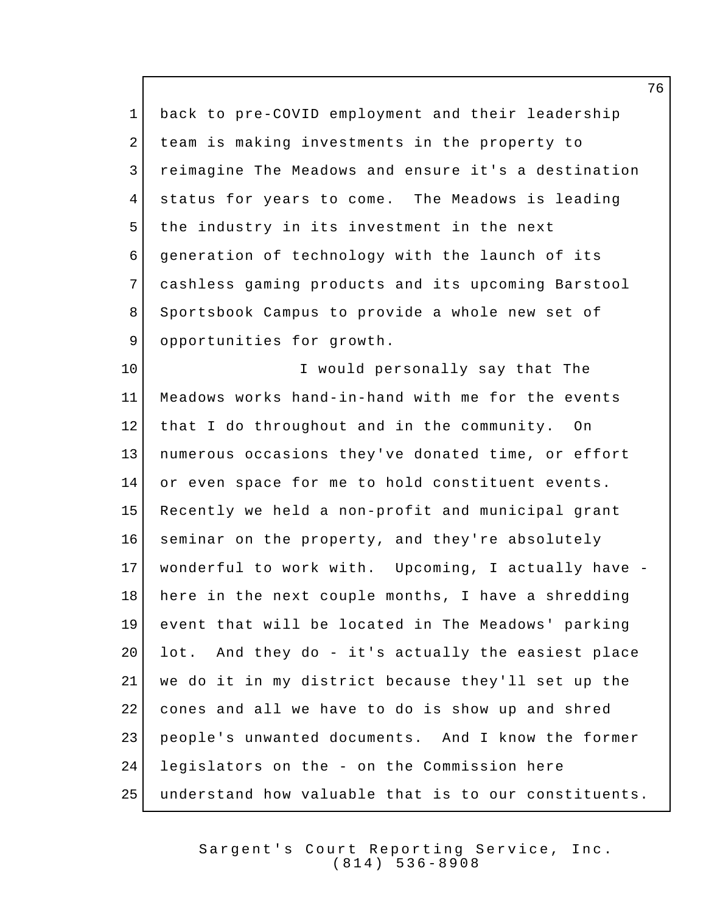back to pre-COVID employment and their leadership team is making investments in the property to reimagine The Meadows and ensure it's a destination status for years to come. The Meadows is leading the industry in its investment in the next generation of technology with the launch of its cashless gaming products and its upcoming Barstool Sportsbook Campus to provide a whole new set of opportunities for growth.

I would personally say that The Meadows works hand-in-hand with me for the events that I do throughout and in the community. On numerous occasions they've donated time, or effort or even space for me to hold constituent events. Recently we held a non-profit and municipal grant seminar on the property, and they're absolutely wonderful to work with. Upcoming, I actually have - here in the next couple months, I have a shredding event that will be located in The Meadows' parking lot. And they do - it's actually the easiest place we do it in my district because they'll set up the cones and all we have to do is show up and shred people's unwanted documents. And I know the former legislators on the - on the Commission here understand how valuable that is to our constituents.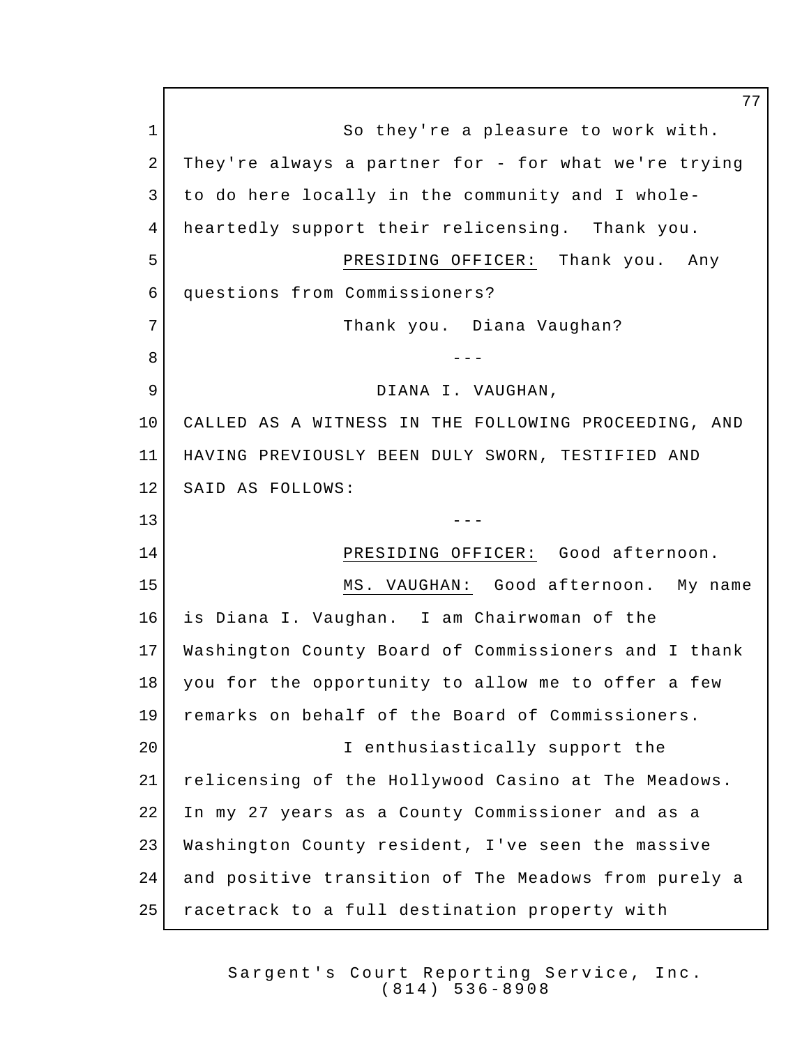So they're a pleasure to work with. They're always a partner for - for what we're trying to do here locally in the community and I whole-heartedly support their relicensing. Thank you.

PRESIDING OFFICER: Thank you. Any questions from Commissioners?

Thank you. Diana Vaughan?

---

DIANA I. VAUGHAN,

CALLED AS A WITNESS IN THE FOLLOWING PROCEEDING, AND HAVING PREVIOUSLY BEEN DULY SWORN, TESTIFIED AND SAID AS FOLLOWS:

---

PRESIDING OFFICER: Good afternoon.

MS. VAUGHAN: Good afternoon. My name is Diana I. Vaughan. I am Chairwoman of the Washington County Board of Commissioners and I thank you for the opportunity to allow me to offer a few remarks on behalf of the Board of Commissioners.

I enthusiastically support the relicensing of the Hollywood Casino at The Meadows. In my 27 years as a County Commissioner and as a Washington County resident, I've seen the massive and positive transition of The Meadows from purely a racetrack to a full destination property with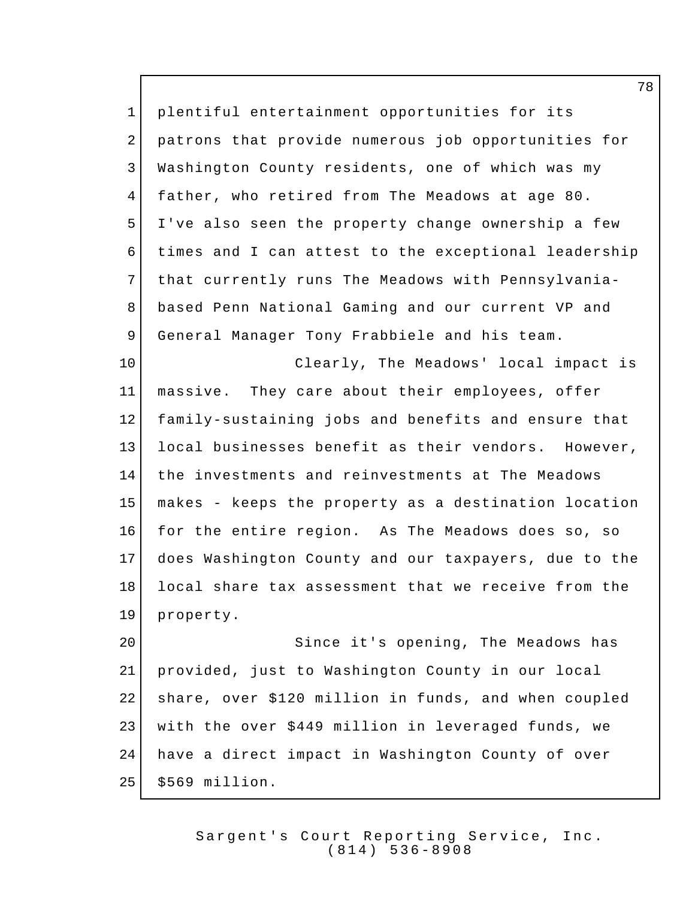plentiful entertainment opportunities for its patrons that provide numerous job opportunities for Washington County residents, one of which was my father, who retired from The Meadows at age 80. I've also seen the property change ownership a few times and I can attest to the exceptional leadership that currently runs The Meadows with Pennsylvania-based Penn National Gaming and our current VP and General Manager Tony Frabbiele and his team.

Clearly, The Meadows' local impact is massive. They care about their employees, offer family-sustaining jobs and benefits and ensure that local businesses benefit as their vendors. However, the investments and reinvestments at The Meadows makes - keeps the property as a destination location for the entire region. As The Meadows does so, so does Washington County and our taxpayers, due to the local share tax assessment that we receive from the property.

Since it's opening, The Meadows has provided, just to Washington County in our local share, over $120 million in funds, and when coupled with the over $449 million in leveraged funds, we have a direct impact in Washington County of over $569 million.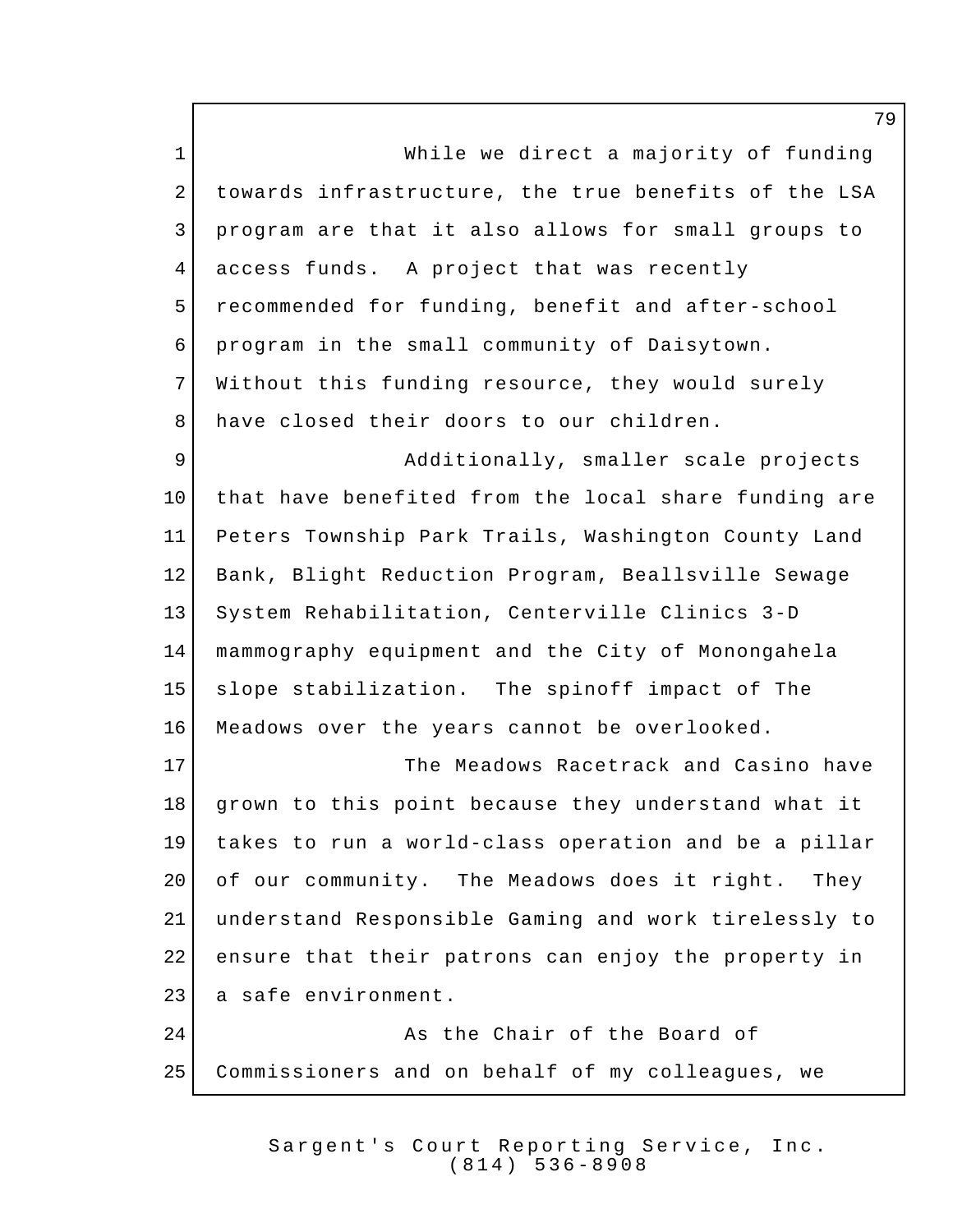While we direct a majority of funding towards infrastructure, the true benefits of the LSA program are that it also allows for small groups to access funds. A project that was recently recommended for funding, benefit and after-school program in the small community of Daisytown. Without this funding resource, they would surely have closed their doors to our children.

Additionally, smaller scale projects that have benefited from the local share funding are Peters Township Park Trails, Washington County Land Bank, Blight Reduction Program, Beallsville Sewage System Rehabilitation, Centerville Clinics 3-D mammography equipment and the City of Monongahela slope stabilization. The spinoff impact of The Meadows over the years cannot be overlooked.

The Meadows Racetrack and Casino have grown to this point because they understand what it takes to run a world-class operation and be a pillar of our community. The Meadows does it right. They understand Responsible Gaming and work tirelessly to ensure that their patrons can enjoy the property in a safe environment.

As the Chair of the Board of Commissioners and on behalf of my colleagues, we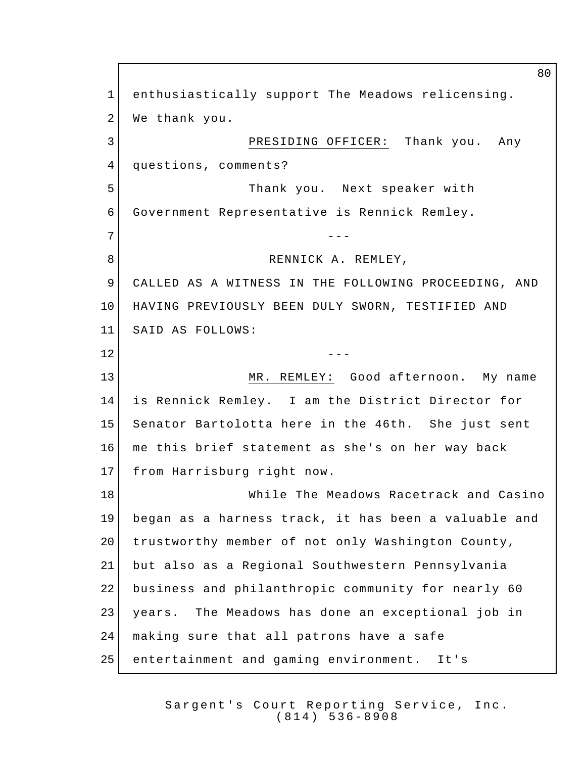enthusiastically support The Meadows relicensing. We thank you.

PRESIDING OFFICER: Thank you. Any questions, comments?

Thank you. Next speaker with Government Representative is Rennick Remley.

---

RENNICK A. REMLEY,

CALLED AS A WITNESS IN THE FOLLOWING PROCEEDING, AND HAVING PREVIOUSLY BEEN DULY SWORN, TESTIFIED AND SAID AS FOLLOWS:

---

MR. REMLEY: Good afternoon. My name is Rennick Remley. I am the District Director for Senator Bartolotta here in the 46th. She just sent me this brief statement as she's on her way back from Harrisburg right now.

While The Meadows Racetrack and Casino began as a harness track, it has been a valuable and trustworthy member of not only Washington County, but also as a Regional Southwestern Pennsylvania business and philanthropic community for nearly 60 years. The Meadows has done an exceptional job in making sure that all patrons have a safe entertainment and gaming environment. It's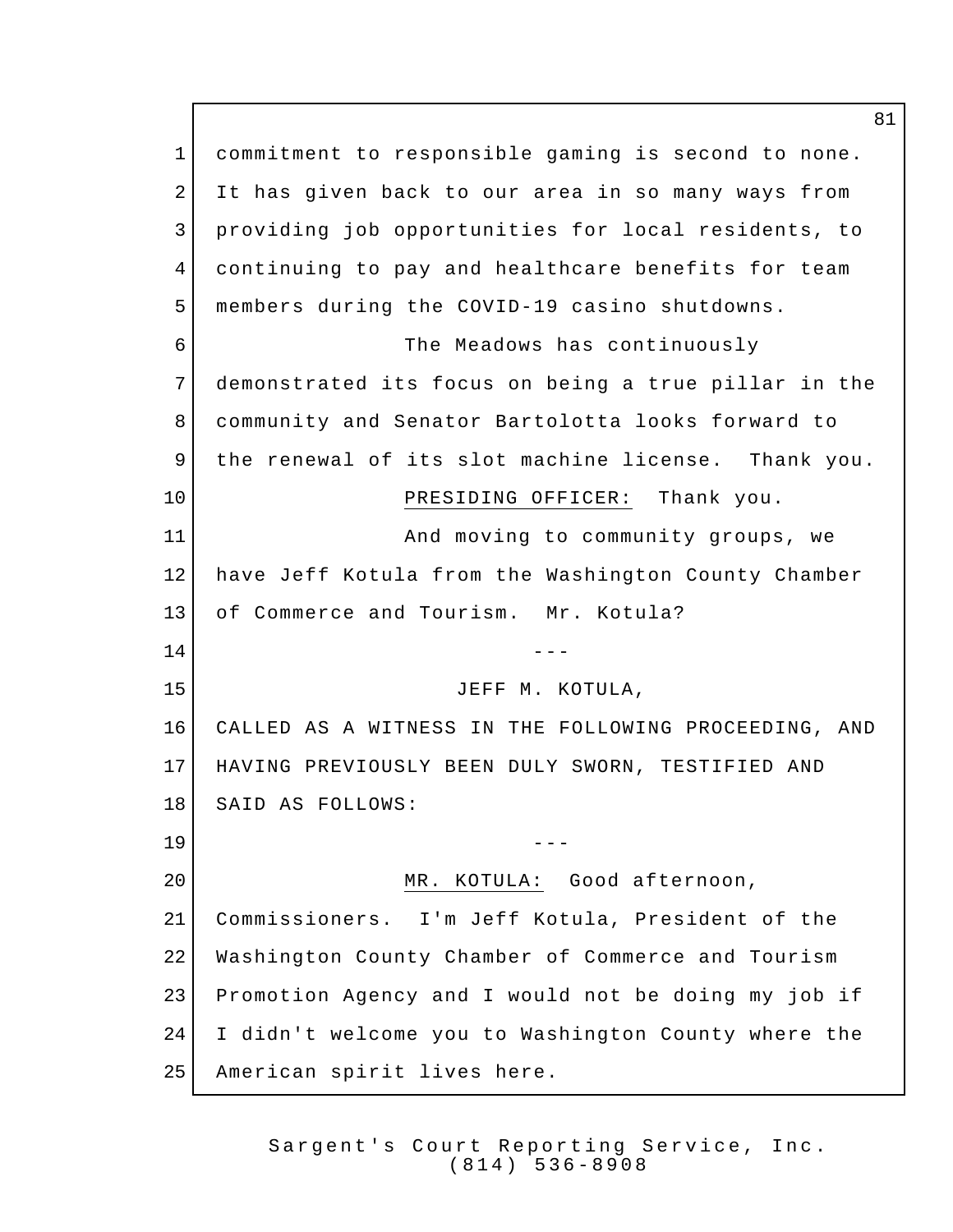commitment to responsible gaming is second to none. It has given back to our area in so many ways from providing job opportunities for local residents, to continuing to pay and healthcare benefits for team members during the COVID-19 casino shutdowns.

The Meadows has continuously demonstrated its focus on being a true pillar in the community and Senator Bartolotta looks forward to the renewal of its slot machine license. Thank you.

PRESIDING OFFICER: Thank you.

And moving to community groups, we have Jeff Kotula from the Washington County Chamber of Commerce and Tourism. Mr. Kotula?

---

JEFF M. KOTULA,

CALLED AS A WITNESS IN THE FOLLOWING PROCEEDING, AND HAVING PREVIOUSLY BEEN DULY SWORN, TESTIFIED AND SAID AS FOLLOWS:

---

MR. KOTULA: Good afternoon, Commissioners. I'm Jeff Kotula, President of the Washington County Chamber of Commerce and Tourism Promotion Agency and I would not be doing my job if I didn't welcome you to Washington County where the American spirit lives here.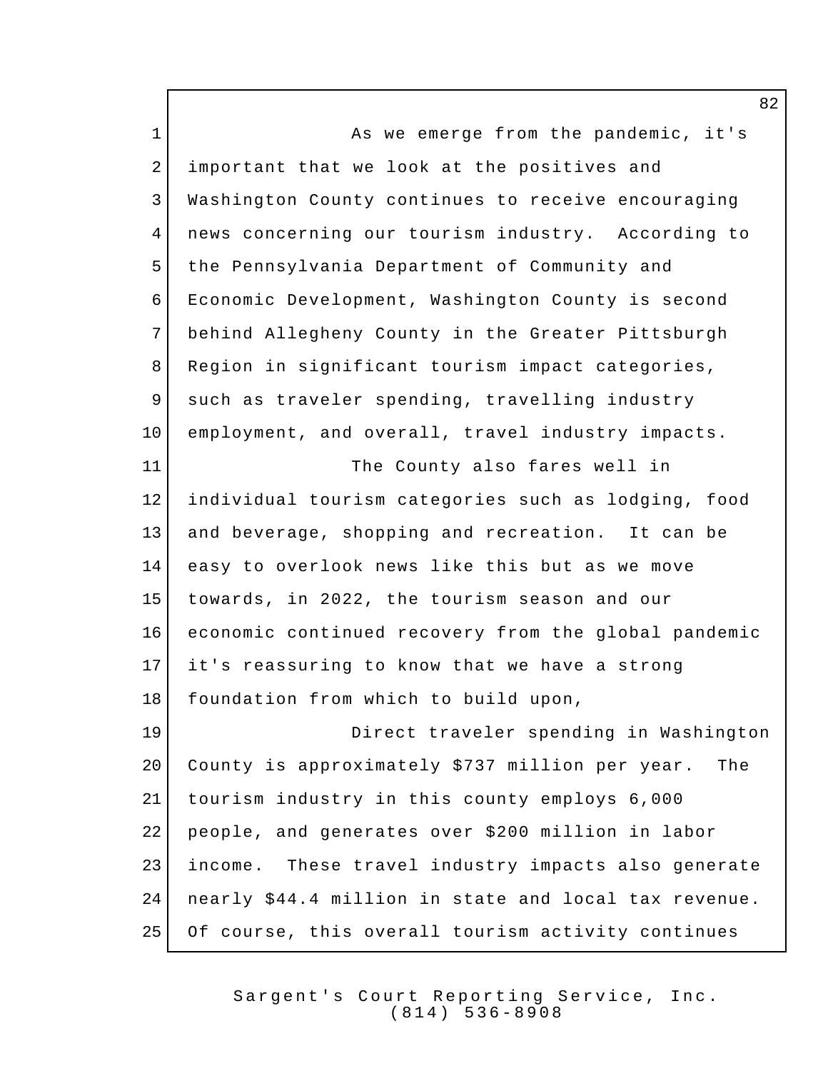As we emerge from the pandemic, it's important that we look at the positives and Washington County continues to receive encouraging news concerning our tourism industry. According to the Pennsylvania Department of Community and Economic Development, Washington County is second behind Allegheny County in the Greater Pittsburgh Region in significant tourism impact categories, such as traveler spending, travelling industry employment, and overall, travel industry impacts.

The County also fares well in individual tourism categories such as lodging, food and beverage, shopping and recreation. It can be easy to overlook news like this but as we move towards, in 2022, the tourism season and our economic continued recovery from the global pandemic it's reassuring to know that we have a strong foundation from which to build upon,

Direct traveler spending in Washington County is approximately $737 million per year. The tourism industry in this county employs 6,000 people, and generates over $200 million in labor income. These travel industry impacts also generate nearly $44.4 million in state and local tax revenue. Of course, this overall tourism activity continues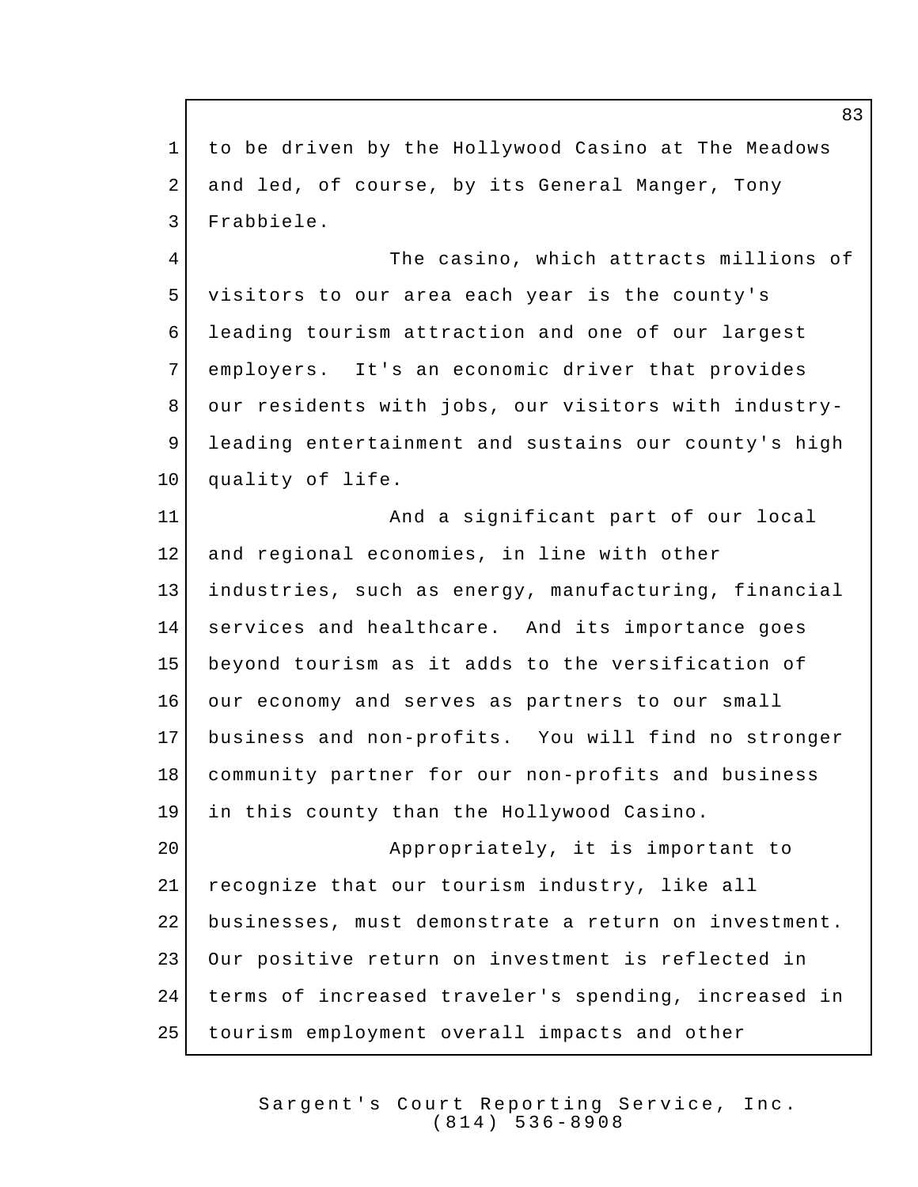to be driven by the Hollywood Casino at The Meadows and led, of course, by its General Manger, Tony Frabbiele.

The casino, which attracts millions of visitors to our area each year is the county's leading tourism attraction and one of our largest employers. It's an economic driver that provides our residents with jobs, our visitors with industry-leading entertainment and sustains our county's high quality of life.

And a significant part of our local and regional economies, in line with other industries, such as energy, manufacturing, financial services and healthcare. And its importance goes beyond tourism as it adds to the versification of our economy and serves as partners to our small business and non-profits. You will find no stronger community partner for our non-profits and business in this county than the Hollywood Casino.

Appropriately, it is important to recognize that our tourism industry, like all businesses, must demonstrate a return on investment. Our positive return on investment is reflected in terms of increased traveler's spending, increased in tourism employment overall impacts and other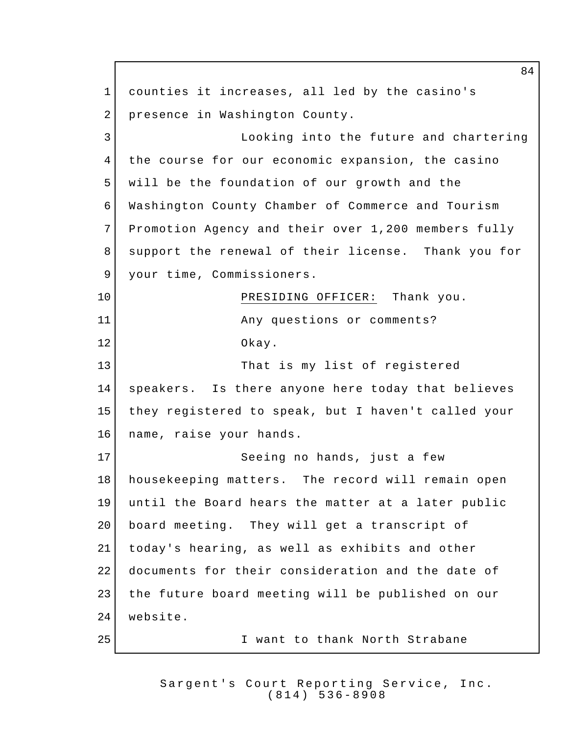counties it increases, all led by the casino's presence in Washington County.

Looking into the future and chartering the course for our economic expansion, the casino will be the foundation of our growth and the Washington County Chamber of Commerce and Tourism Promotion Agency and their over 1,200 members fully support the renewal of their license. Thank you for your time, Commissioners.

PRESIDING OFFICER: Thank you.

Any questions or comments?

Okay.

That is my list of registered speakers. Is there anyone here today that believes they registered to speak, but I haven't called your name, raise your hands.

Seeing no hands, just a few housekeeping matters. The record will remain open until the Board hears the matter at a later public board meeting. They will get a transcript of today's hearing, as well as exhibits and other documents for their consideration and the date of the future board meeting will be published on our website.

I want to thank North Strabane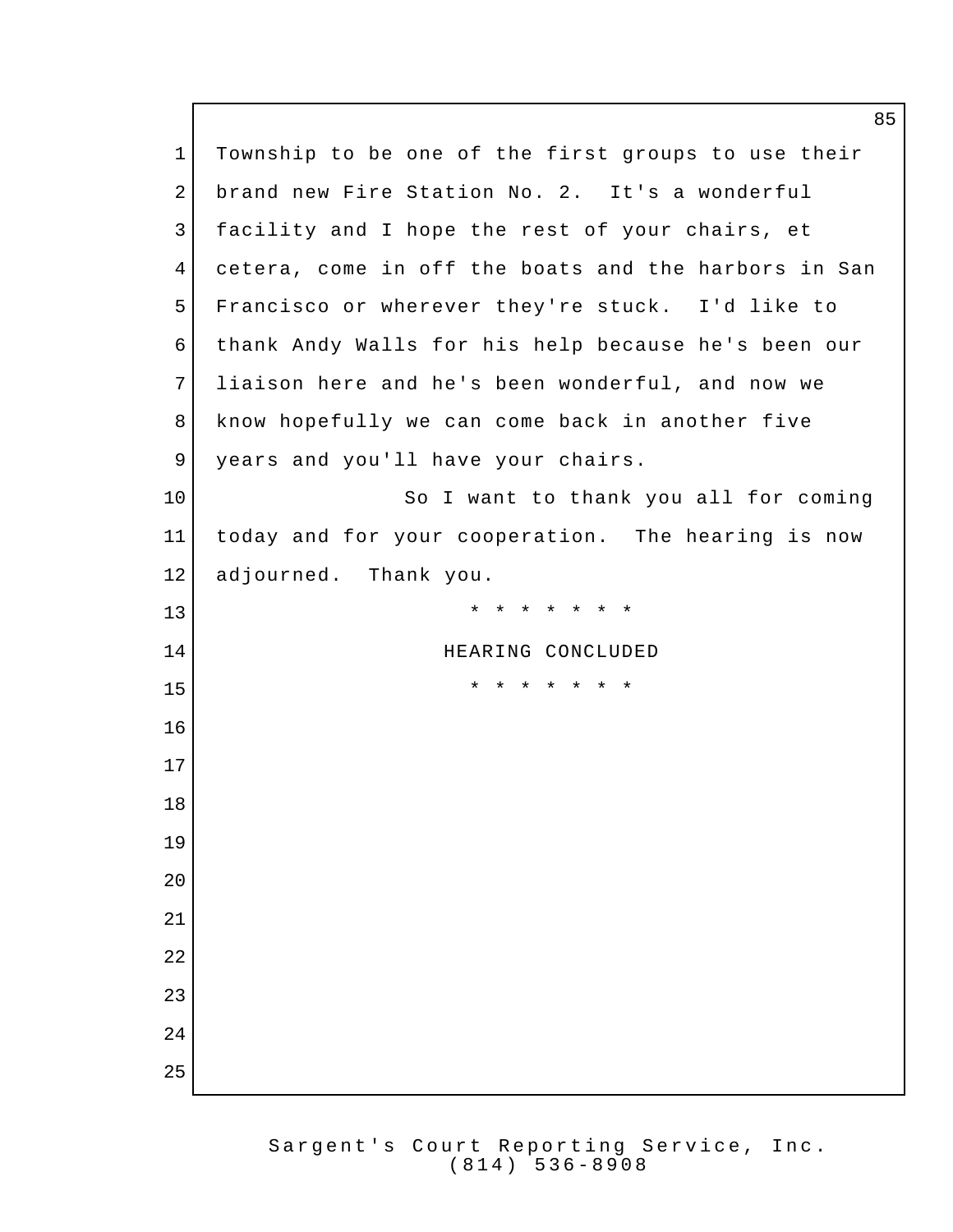Township to be one of the first groups to use their brand new Fire Station No. 2. It's a wonderful facility and I hope the rest of your chairs, et cetera, come in off the boats and the harbors in San Francisco or wherever they're stuck. I'd like to thank Andy Walls for his help because he's been our liaison here and he's been wonderful, and now we know hopefully we can come back in another five years and you'll have your chairs.

So I want to thank you all for coming today and for your cooperation. The hearing is now adjourned. Thank you.

\* \* \* \* \* \* \*

HEARING CONCLUDED

\* \* \* \* \* \* \*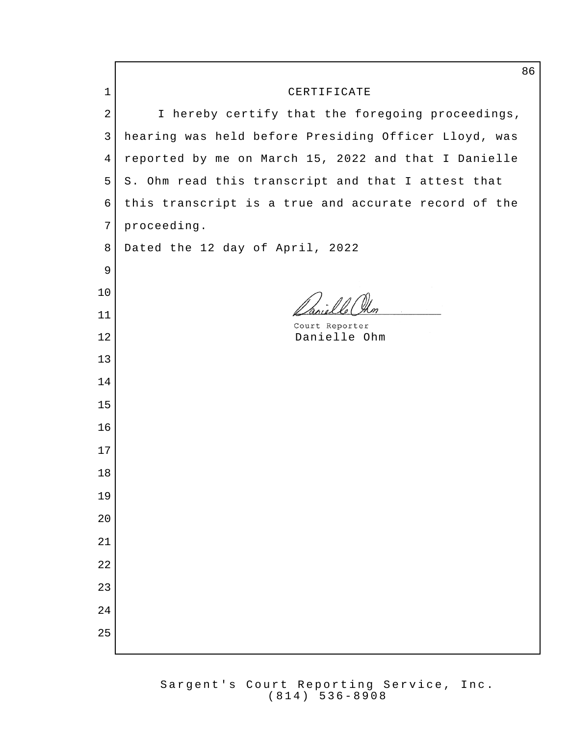# CERTIFICATE

I hereby certify that the foregoing proceedings, hearing was held before Presiding Officer Lloyd, was reported by me on March 15, 2022 and that I Danielle S. Ohm read this transcript and that I attest that this transcript is a true and accurate record of the proceeding.

Dated the 12 day of April, 2022

Court Reporter
Danielle Ohm

Sargent's Court Reporting Service, Inc.
(814) 536-8908